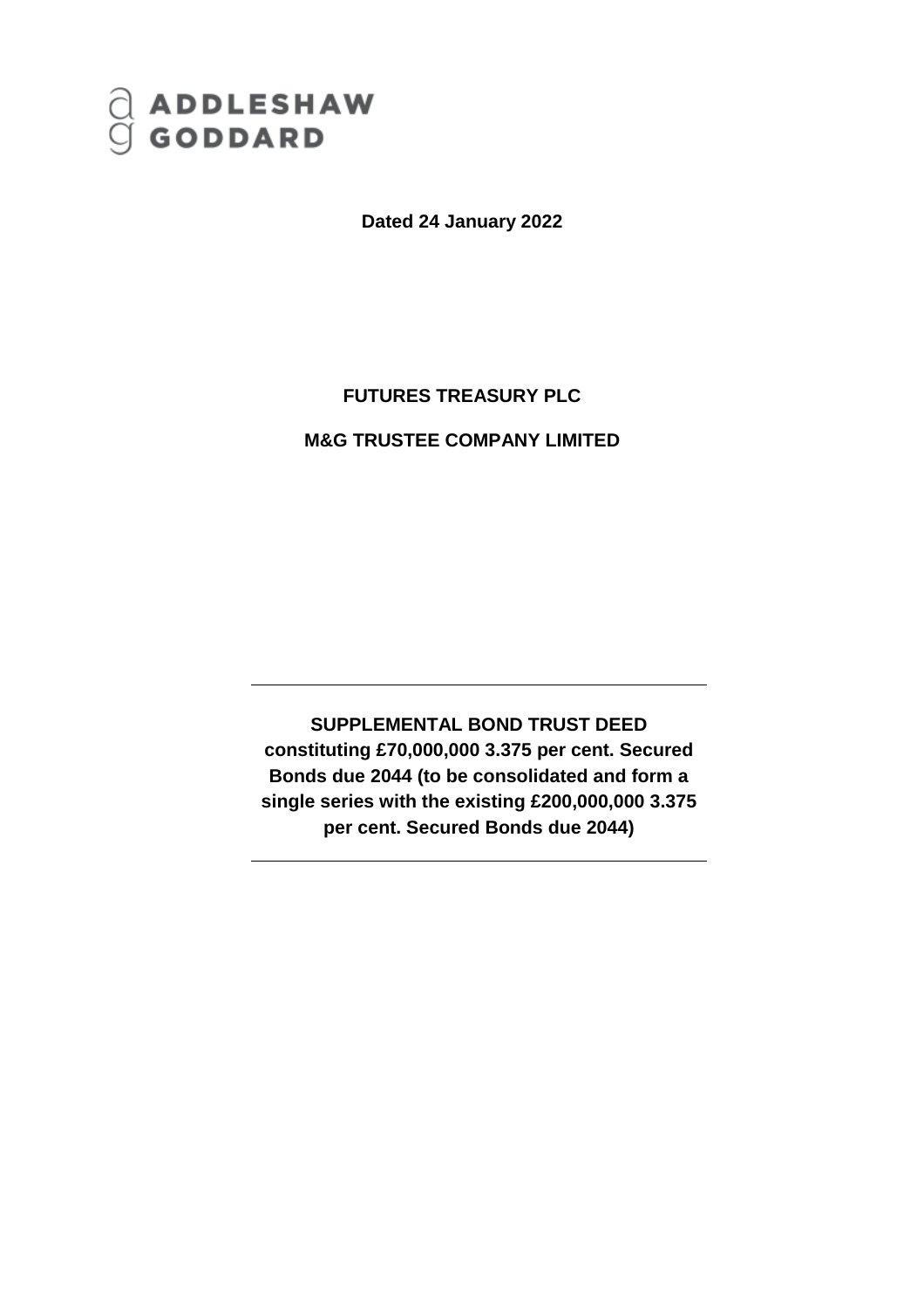ADDLESHAW GODDARD

**Dated 24 January 2022**

**FUTURES TREASURY PLC**

**M&G TRUSTEE COMPANY LIMITED**

---

**SUPPLEMENTAL BOND TRUST DEED**
**constituting £70,000,000 3.375 per cent. Secured Bonds due 2044 (to be consolidated and form a single series with the existing £200,000,000 3.375 per cent. Secured Bonds due 2044)**

---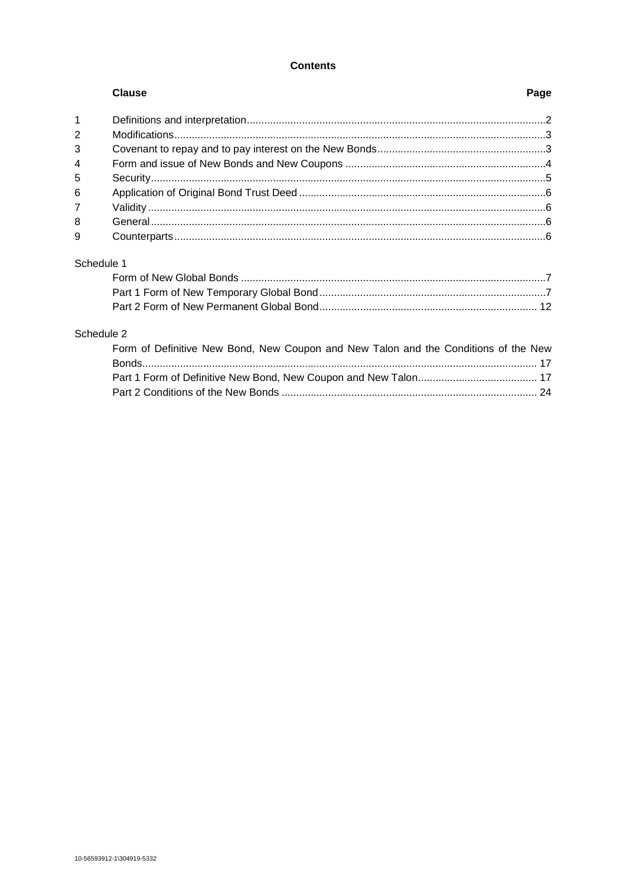**Contents**

| Clause | | Page |
|---|---|---|
| 1 | Definitions and interpretation | 2 |
| 2 | Modifications | 3 |
| 3 | Covenant to repay and to pay interest on the New Bonds | 3 |
| 4 | Form and issue of New Bonds and New Coupons | 4 |
| 5 | Security | 5 |
| 6 | Application of Original Bond Trust Deed | 6 |
| 7 | Validity | 6 |
| 8 | General | 6 |
| 9 | Counterparts | 6 |

Schedule 1

| | Page |
|---|---|
| Form of New Global Bonds | 7 |
| Part 1 Form of New Temporary Global Bond | 7 |
| Part 2 Form of New Permanent Global Bond | 12 |

Schedule 2

| | Page |
|---|---|
| Form of Definitive New Bond, New Coupon and New Talon and the Conditions of the New Bonds | 17 |
| Part 1 Form of Definitive New Bond, New Coupon and New Talon | 17 |
| Part 2 Conditions of the New Bonds | 24 |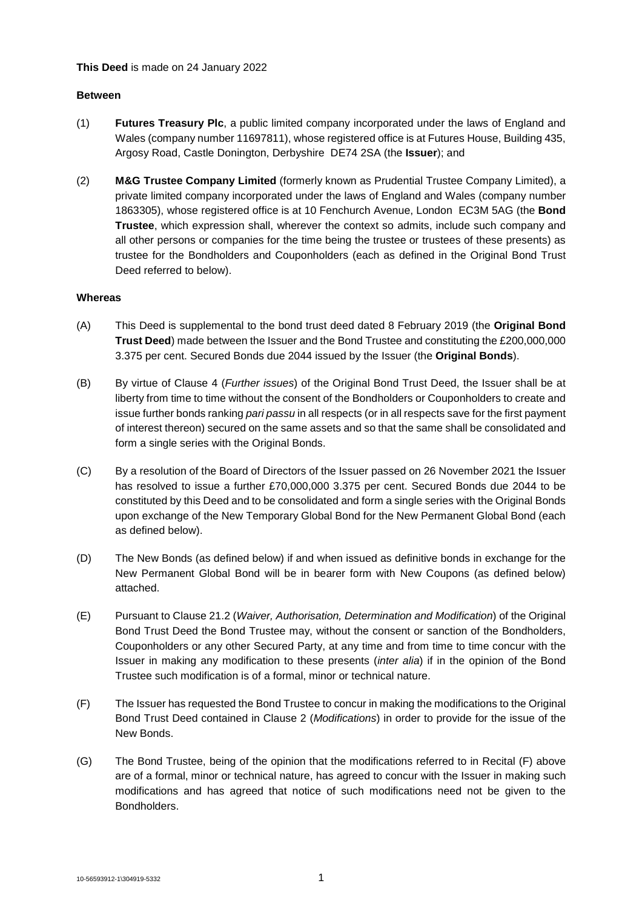**This Deed** is made on 24 January 2022

**Between**

(1) **Futures Treasury Plc**, a public limited company incorporated under the laws of England and Wales (company number 11697811), whose registered office is at Futures House, Building 435, Argosy Road, Castle Donington, Derbyshire DE74 2SA (the **Issuer**); and

(2) **M&G Trustee Company Limited** (formerly known as Prudential Trustee Company Limited), a private limited company incorporated under the laws of England and Wales (company number 1863305), whose registered office is at 10 Fenchurch Avenue, London EC3M 5AG (the **Bond Trustee**, which expression shall, wherever the context so admits, include such company and all other persons or companies for the time being the trustee or trustees of these presents) as trustee for the Bondholders and Couponholders (each as defined in the Original Bond Trust Deed referred to below).

**Whereas**

(A) This Deed is supplemental to the bond trust deed dated 8 February 2019 (the **Original Bond Trust Deed**) made between the Issuer and the Bond Trustee and constituting the £200,000,000 3.375 per cent. Secured Bonds due 2044 issued by the Issuer (the **Original Bonds**).

(B) By virtue of Clause 4 (*Further issues*) of the Original Bond Trust Deed, the Issuer shall be at liberty from time to time without the consent of the Bondholders or Couponholders to create and issue further bonds ranking *pari passu* in all respects (or in all respects save for the first payment of interest thereon) secured on the same assets and so that the same shall be consolidated and form a single series with the Original Bonds.

(C) By a resolution of the Board of Directors of the Issuer passed on 26 November 2021 the Issuer has resolved to issue a further £70,000,000 3.375 per cent. Secured Bonds due 2044 to be constituted by this Deed and to be consolidated and form a single series with the Original Bonds upon exchange of the New Temporary Global Bond for the New Permanent Global Bond (each as defined below).

(D) The New Bonds (as defined below) if and when issued as definitive bonds in exchange for the New Permanent Global Bond will be in bearer form with New Coupons (as defined below) attached.

(E) Pursuant to Clause 21.2 (*Waiver, Authorisation, Determination and Modification*) of the Original Bond Trust Deed the Bond Trustee may, without the consent or sanction of the Bondholders, Couponholders or any other Secured Party, at any time and from time to time concur with the Issuer in making any modification to these presents (*inter alia*) if in the opinion of the Bond Trustee such modification is of a formal, minor or technical nature.

(F) The Issuer has requested the Bond Trustee to concur in making the modifications to the Original Bond Trust Deed contained in Clause 2 (*Modifications*) in order to provide for the issue of the New Bonds.

(G) The Bond Trustee, being of the opinion that the modifications referred to in Recital (F) above are of a formal, minor or technical nature, has agreed to concur with the Issuer in making such modifications and has agreed that notice of such modifications need not be given to the Bondholders.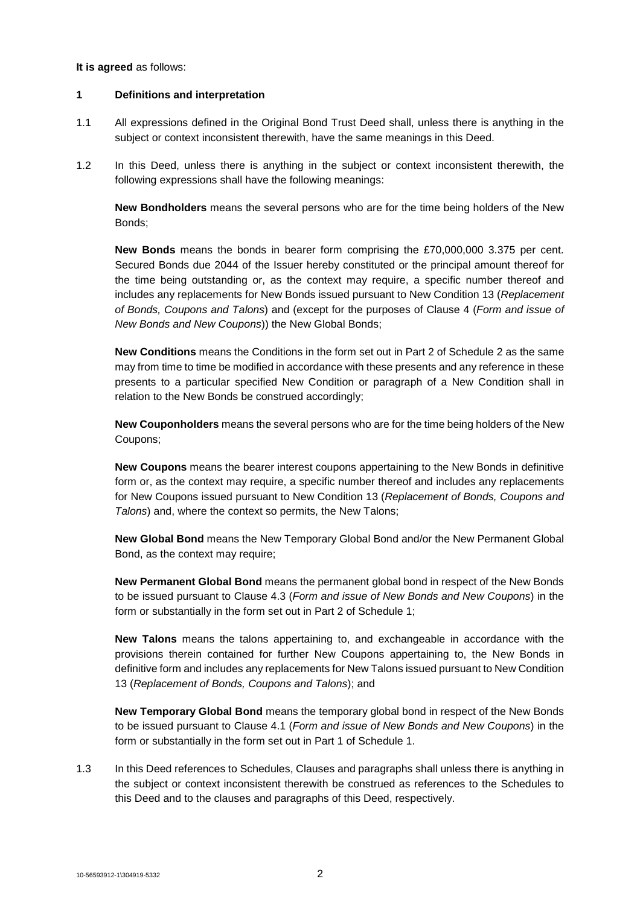**It is agreed** as follows:

## 1 Definitions and interpretation

1.1 All expressions defined in the Original Bond Trust Deed shall, unless there is anything in the subject or context inconsistent therewith, have the same meanings in this Deed.

1.2 In this Deed, unless there is anything in the subject or context inconsistent therewith, the following expressions shall have the following meanings:

**New Bondholders** means the several persons who are for the time being holders of the New Bonds;

**New Bonds** means the bonds in bearer form comprising the £70,000,000 3.375 per cent. Secured Bonds due 2044 of the Issuer hereby constituted or the principal amount thereof for the time being outstanding or, as the context may require, a specific number thereof and includes any replacements for New Bonds issued pursuant to New Condition 13 (*Replacement of Bonds, Coupons and Talons*) and (except for the purposes of Clause 4 (*Form and issue of New Bonds and New Coupons*)) the New Global Bonds;

**New Conditions** means the Conditions in the form set out in Part 2 of Schedule 2 as the same may from time to time be modified in accordance with these presents and any reference in these presents to a particular specified New Condition or paragraph of a New Condition shall in relation to the New Bonds be construed accordingly;

**New Couponholders** means the several persons who are for the time being holders of the New Coupons;

**New Coupons** means the bearer interest coupons appertaining to the New Bonds in definitive form or, as the context may require, a specific number thereof and includes any replacements for New Coupons issued pursuant to New Condition 13 (*Replacement of Bonds, Coupons and Talons*) and, where the context so permits, the New Talons;

**New Global Bond** means the New Temporary Global Bond and/or the New Permanent Global Bond, as the context may require;

**New Permanent Global Bond** means the permanent global bond in respect of the New Bonds to be issued pursuant to Clause 4.3 (*Form and issue of New Bonds and New Coupons*) in the form or substantially in the form set out in Part 2 of Schedule 1;

**New Talons** means the talons appertaining to, and exchangeable in accordance with the provisions therein contained for further New Coupons appertaining to, the New Bonds in definitive form and includes any replacements for New Talons issued pursuant to New Condition 13 (*Replacement of Bonds, Coupons and Talons*); and

**New Temporary Global Bond** means the temporary global bond in respect of the New Bonds to be issued pursuant to Clause 4.1 (*Form and issue of New Bonds and New Coupons*) in the form or substantially in the form set out in Part 1 of Schedule 1.

1.3 In this Deed references to Schedules, Clauses and paragraphs shall unless there is anything in the subject or context inconsistent therewith be construed as references to the Schedules to this Deed and to the clauses and paragraphs of this Deed, respectively.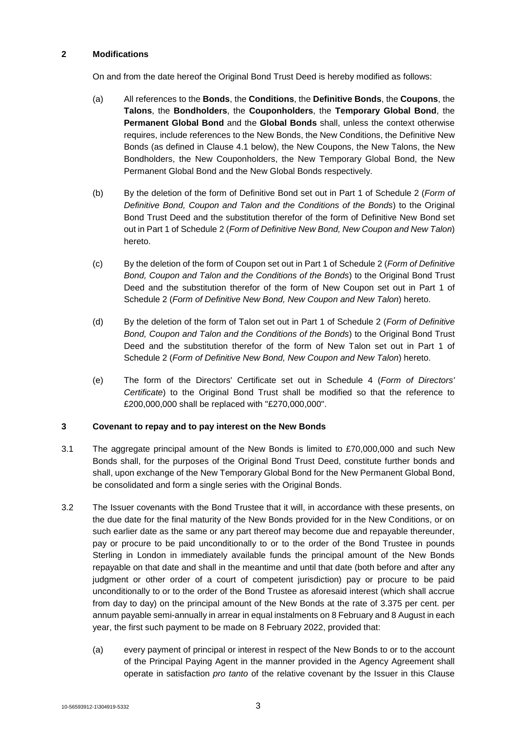## 2 Modifications

On and from the date hereof the Original Bond Trust Deed is hereby modified as follows:

(a) All references to the **Bonds**, the **Conditions**, the **Definitive Bonds**, the **Coupons**, the **Talons**, the **Bondholders**, the **Couponholders**, the **Temporary Global Bond**, the **Permanent Global Bond** and the **Global Bonds** shall, unless the context otherwise requires, include references to the New Bonds, the New Conditions, the Definitive New Bonds (as defined in Clause 4.1 below), the New Coupons, the New Talons, the New Bondholders, the New Couponholders, the New Temporary Global Bond, the New Permanent Global Bond and the New Global Bonds respectively.

(b) By the deletion of the form of Definitive Bond set out in Part 1 of Schedule 2 (*Form of Definitive Bond, Coupon and Talon and the Conditions of the Bonds*) to the Original Bond Trust Deed and the substitution therefor of the form of Definitive New Bond set out in Part 1 of Schedule 2 (*Form of Definitive New Bond, New Coupon and New Talon*) hereto.

(c) By the deletion of the form of Coupon set out in Part 1 of Schedule 2 (*Form of Definitive Bond, Coupon and Talon and the Conditions of the Bonds*) to the Original Bond Trust Deed and the substitution therefor of the form of New Coupon set out in Part 1 of Schedule 2 (*Form of Definitive New Bond, New Coupon and New Talon*) hereto.

(d) By the deletion of the form of Talon set out in Part 1 of Schedule 2 (*Form of Definitive Bond, Coupon and Talon and the Conditions of the Bonds*) to the Original Bond Trust Deed and the substitution therefor of the form of New Talon set out in Part 1 of Schedule 2 (*Form of Definitive New Bond, New Coupon and New Talon*) hereto.

(e) The form of the Directors' Certificate set out in Schedule 4 (*Form of Directors' Certificate*) to the Original Bond Trust shall be modified so that the reference to £200,000,000 shall be replaced with "£270,000,000".

## 3 Covenant to repay and to pay interest on the New Bonds

3.1 The aggregate principal amount of the New Bonds is limited to £70,000,000 and such New Bonds shall, for the purposes of the Original Bond Trust Deed, constitute further bonds and shall, upon exchange of the New Temporary Global Bond for the New Permanent Global Bond, be consolidated and form a single series with the Original Bonds.

3.2 The Issuer covenants with the Bond Trustee that it will, in accordance with these presents, on the due date for the final maturity of the New Bonds provided for in the New Conditions, or on such earlier date as the same or any part thereof may become due and repayable thereunder, pay or procure to be paid unconditionally to or to the order of the Bond Trustee in pounds Sterling in London in immediately available funds the principal amount of the New Bonds repayable on that date and shall in the meantime and until that date (both before and after any judgment or other order of a court of competent jurisdiction) pay or procure to be paid unconditionally to or to the order of the Bond Trustee as aforesaid interest (which shall accrue from day to day) on the principal amount of the New Bonds at the rate of 3.375 per cent. per annum payable semi-annually in arrear in equal instalments on 8 February and 8 August in each year, the first such payment to be made on 8 February 2022, provided that:

(a) every payment of principal or interest in respect of the New Bonds to or to the account of the Principal Paying Agent in the manner provided in the Agency Agreement shall operate in satisfaction *pro tanto* of the relative covenant by the Issuer in this Clause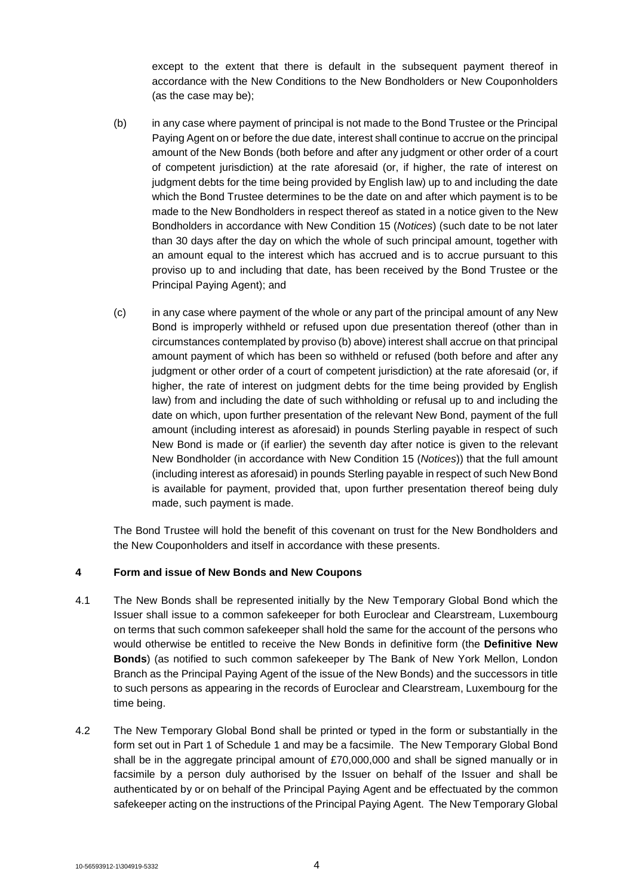except to the extent that there is default in the subsequent payment thereof in accordance with the New Conditions to the New Bondholders or New Couponholders (as the case may be);

(b) in any case where payment of principal is not made to the Bond Trustee or the Principal Paying Agent on or before the due date, interest shall continue to accrue on the principal amount of the New Bonds (both before and after any judgment or other order of a court of competent jurisdiction) at the rate aforesaid (or, if higher, the rate of interest on judgment debts for the time being provided by English law) up to and including the date which the Bond Trustee determines to be the date on and after which payment is to be made to the New Bondholders in respect thereof as stated in a notice given to the New Bondholders in accordance with New Condition 15 (*Notices*) (such date to be not later than 30 days after the day on which the whole of such principal amount, together with an amount equal to the interest which has accrued and is to accrue pursuant to this proviso up to and including that date, has been received by the Bond Trustee or the Principal Paying Agent); and

(c) in any case where payment of the whole or any part of the principal amount of any New Bond is improperly withheld or refused upon due presentation thereof (other than in circumstances contemplated by proviso (b) above) interest shall accrue on that principal amount payment of which has been so withheld or refused (both before and after any judgment or other order of a court of competent jurisdiction) at the rate aforesaid (or, if higher, the rate of interest on judgment debts for the time being provided by English law) from and including the date of such withholding or refusal up to and including the date on which, upon further presentation of the relevant New Bond, payment of the full amount (including interest as aforesaid) in pounds Sterling payable in respect of such New Bond is made or (if earlier) the seventh day after notice is given to the relevant New Bondholder (in accordance with New Condition 15 (*Notices*)) that the full amount (including interest as aforesaid) in pounds Sterling payable in respect of such New Bond is available for payment, provided that, upon further presentation thereof being duly made, such payment is made.

The Bond Trustee will hold the benefit of this covenant on trust for the New Bondholders and the New Couponholders and itself in accordance with these presents.

## 4 Form and issue of New Bonds and New Coupons

4.1 The New Bonds shall be represented initially by the New Temporary Global Bond which the Issuer shall issue to a common safekeeper for both Euroclear and Clearstream, Luxembourg on terms that such common safekeeper shall hold the same for the account of the persons who would otherwise be entitled to receive the New Bonds in definitive form (the **Definitive New Bonds**) (as notified to such common safekeeper by The Bank of New York Mellon, London Branch as the Principal Paying Agent of the issue of the New Bonds) and the successors in title to such persons as appearing in the records of Euroclear and Clearstream, Luxembourg for the time being.

4.2 The New Temporary Global Bond shall be printed or typed in the form or substantially in the form set out in Part 1 of Schedule 1 and may be a facsimile. The New Temporary Global Bond shall be in the aggregate principal amount of £70,000,000 and shall be signed manually or in facsimile by a person duly authorised by the Issuer on behalf of the Issuer and shall be authenticated by or on behalf of the Principal Paying Agent and be effectuated by the common safekeeper acting on the instructions of the Principal Paying Agent. The New Temporary Global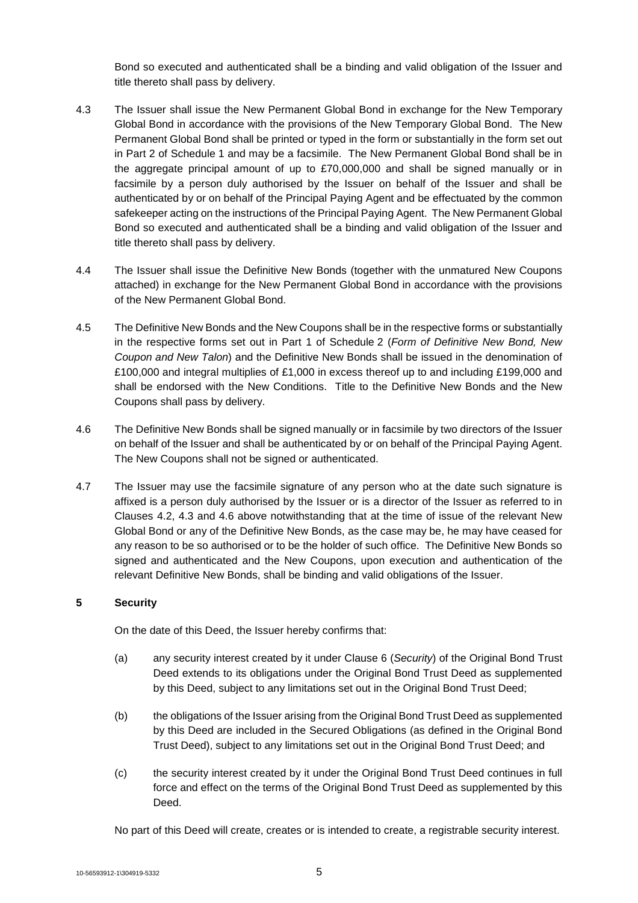Bond so executed and authenticated shall be a binding and valid obligation of the Issuer and title thereto shall pass by delivery.

4.3 The Issuer shall issue the New Permanent Global Bond in exchange for the New Temporary Global Bond in accordance with the provisions of the New Temporary Global Bond. The New Permanent Global Bond shall be printed or typed in the form or substantially in the form set out in Part 2 of Schedule 1 and may be a facsimile. The New Permanent Global Bond shall be in the aggregate principal amount of up to £70,000,000 and shall be signed manually or in facsimile by a person duly authorised by the Issuer on behalf of the Issuer and shall be authenticated by or on behalf of the Principal Paying Agent and be effectuated by the common safekeeper acting on the instructions of the Principal Paying Agent. The New Permanent Global Bond so executed and authenticated shall be a binding and valid obligation of the Issuer and title thereto shall pass by delivery.

4.4 The Issuer shall issue the Definitive New Bonds (together with the unmatured New Coupons attached) in exchange for the New Permanent Global Bond in accordance with the provisions of the New Permanent Global Bond.

4.5 The Definitive New Bonds and the New Coupons shall be in the respective forms or substantially in the respective forms set out in Part 1 of Schedule 2 (*Form of Definitive New Bond, New Coupon and New Talon*) and the Definitive New Bonds shall be issued in the denomination of £100,000 and integral multiples of £1,000 in excess thereof up to and including £199,000 and shall be endorsed with the New Conditions. Title to the Definitive New Bonds and the New Coupons shall pass by delivery.

4.6 The Definitive New Bonds shall be signed manually or in facsimile by two directors of the Issuer on behalf of the Issuer and shall be authenticated by or on behalf of the Principal Paying Agent. The New Coupons shall not be signed or authenticated.

4.7 The Issuer may use the facsimile signature of any person who at the date such signature is affixed is a person duly authorised by the Issuer or is a director of the Issuer as referred to in Clauses 4.2, 4.3 and 4.6 above notwithstanding that at the time of issue of the relevant New Global Bond or any of the Definitive New Bonds, as the case may be, he may have ceased for any reason to be so authorised or to be the holder of such office. The Definitive New Bonds so signed and authenticated and the New Coupons, upon execution and authentication of the relevant Definitive New Bonds, shall be binding and valid obligations of the Issuer.

## 5 Security

On the date of this Deed, the Issuer hereby confirms that:

(a) any security interest created by it under Clause 6 (*Security*) of the Original Bond Trust Deed extends to its obligations under the Original Bond Trust Deed as supplemented by this Deed, subject to any limitations set out in the Original Bond Trust Deed;

(b) the obligations of the Issuer arising from the Original Bond Trust Deed as supplemented by this Deed are included in the Secured Obligations (as defined in the Original Bond Trust Deed), subject to any limitations set out in the Original Bond Trust Deed; and

(c) the security interest created by it under the Original Bond Trust Deed continues in full force and effect on the terms of the Original Bond Trust Deed as supplemented by this Deed.

No part of this Deed will create, creates or is intended to create, a registrable security interest.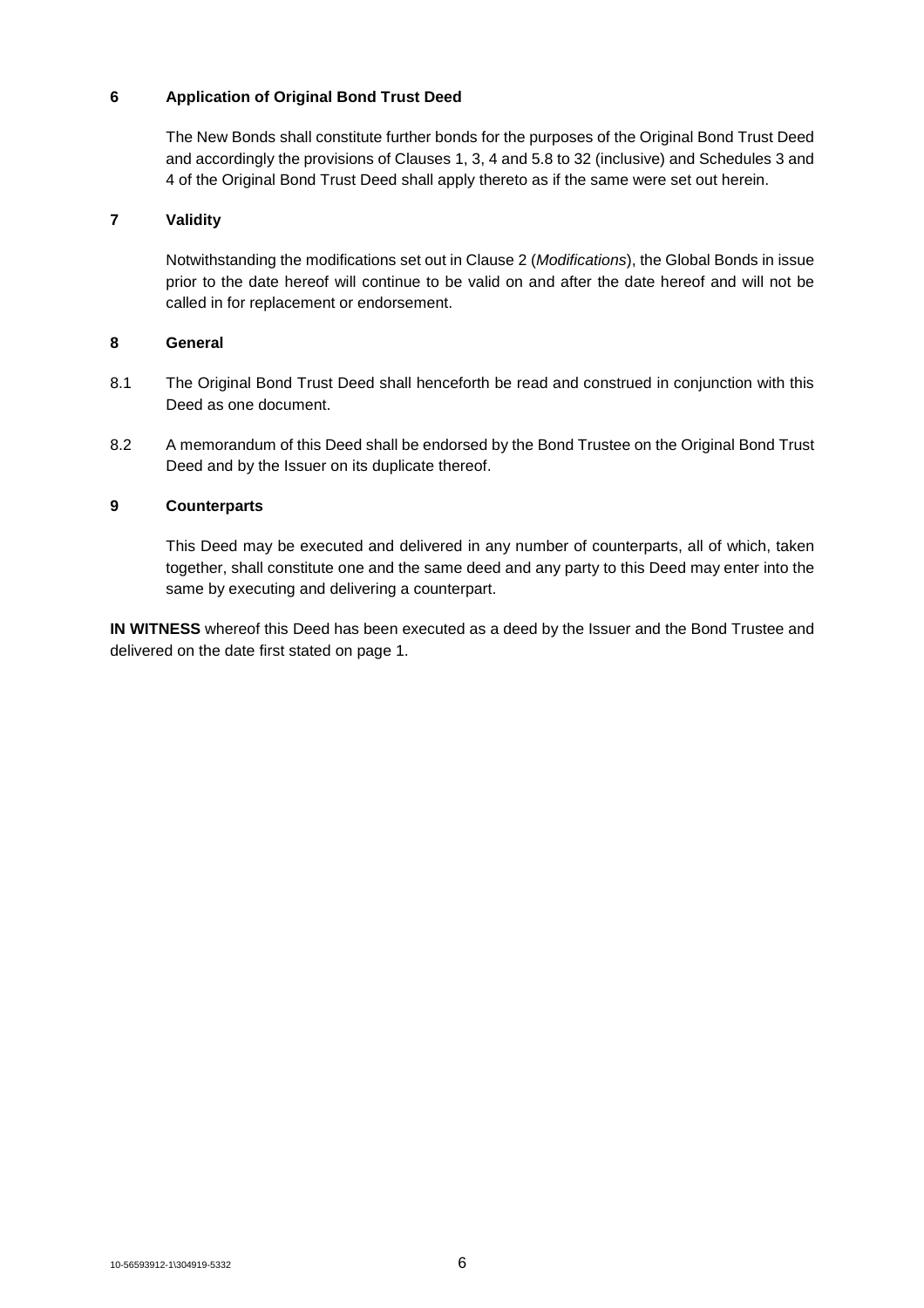## 6 Application of Original Bond Trust Deed

The New Bonds shall constitute further bonds for the purposes of the Original Bond Trust Deed and accordingly the provisions of Clauses 1, 3, 4 and 5.8 to 32 (inclusive) and Schedules 3 and 4 of the Original Bond Trust Deed shall apply thereto as if the same were set out herein.

## 7 Validity

Notwithstanding the modifications set out in Clause 2 (*Modifications*), the Global Bonds in issue prior to the date hereof will continue to be valid on and after the date hereof and will not be called in for replacement or endorsement.

## 8 General

8.1 The Original Bond Trust Deed shall henceforth be read and construed in conjunction with this Deed as one document.

8.2 A memorandum of this Deed shall be endorsed by the Bond Trustee on the Original Bond Trust Deed and by the Issuer on its duplicate thereof.

## 9 Counterparts

This Deed may be executed and delivered in any number of counterparts, all of which, taken together, shall constitute one and the same deed and any party to this Deed may enter into the same by executing and delivering a counterpart.

**IN WITNESS** whereof this Deed has been executed as a deed by the Issuer and the Bond Trustee and delivered on the date first stated on page 1.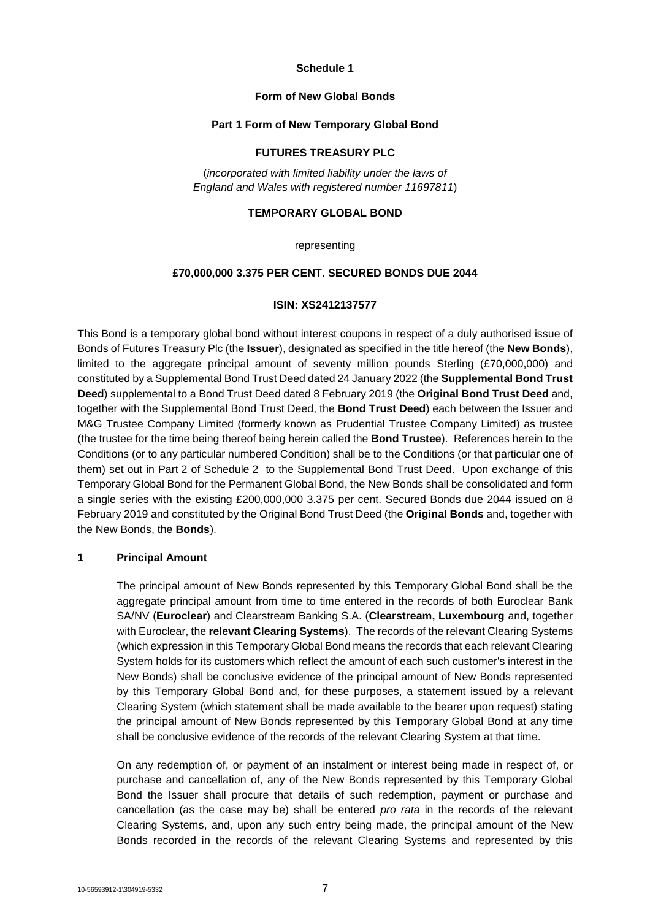**Schedule 1**

**Form of New Global Bonds**

**Part 1 Form of New Temporary Global Bond**

**FUTURES TREASURY PLC**

(*incorporated with limited liability under the laws of England and Wales with registered number 11697811*)

**TEMPORARY GLOBAL BOND**

representing

**£70,000,000 3.375 PER CENT. SECURED BONDS DUE 2044**

**ISIN: XS2412137577**

This Bond is a temporary global bond without interest coupons in respect of a duly authorised issue of Bonds of Futures Treasury Plc (the **Issuer**), designated as specified in the title hereof (the **New Bonds**), limited to the aggregate principal amount of seventy million pounds Sterling (£70,000,000) and constituted by a Supplemental Bond Trust Deed dated 24 January 2022 (the **Supplemental Bond Trust Deed**) supplemental to a Bond Trust Deed dated 8 February 2019 (the **Original Bond Trust Deed** and, together with the Supplemental Bond Trust Deed, the **Bond Trust Deed**) each between the Issuer and M&G Trustee Company Limited (formerly known as Prudential Trustee Company Limited) as trustee (the trustee for the time being thereof being herein called the **Bond Trustee**). References herein to the Conditions (or to any particular numbered Condition) shall be to the Conditions (or that particular one of them) set out in Part 2 of Schedule 2 to the Supplemental Bond Trust Deed. Upon exchange of this Temporary Global Bond for the Permanent Global Bond, the New Bonds shall be consolidated and form a single series with the existing £200,000,000 3.375 per cent. Secured Bonds due 2044 issued on 8 February 2019 and constituted by the Original Bond Trust Deed (the **Original Bonds** and, together with the New Bonds, the **Bonds**).

## 1 Principal Amount

The principal amount of New Bonds represented by this Temporary Global Bond shall be the aggregate principal amount from time to time entered in the records of both Euroclear Bank SA/NV (**Euroclear**) and Clearstream Banking S.A. (**Clearstream, Luxembourg** and, together with Euroclear, the **relevant Clearing Systems**). The records of the relevant Clearing Systems (which expression in this Temporary Global Bond means the records that each relevant Clearing System holds for its customers which reflect the amount of each such customer's interest in the New Bonds) shall be conclusive evidence of the principal amount of New Bonds represented by this Temporary Global Bond and, for these purposes, a statement issued by a relevant Clearing System (which statement shall be made available to the bearer upon request) stating the principal amount of New Bonds represented by this Temporary Global Bond at any time shall be conclusive evidence of the records of the relevant Clearing System at that time.

On any redemption of, or payment of an instalment or interest being made in respect of, or purchase and cancellation of, any of the New Bonds represented by this Temporary Global Bond the Issuer shall procure that details of such redemption, payment or purchase and cancellation (as the case may be) shall be entered *pro rata* in the records of the relevant Clearing Systems, and, upon any such entry being made, the principal amount of the New Bonds recorded in the records of the relevant Clearing Systems and represented by this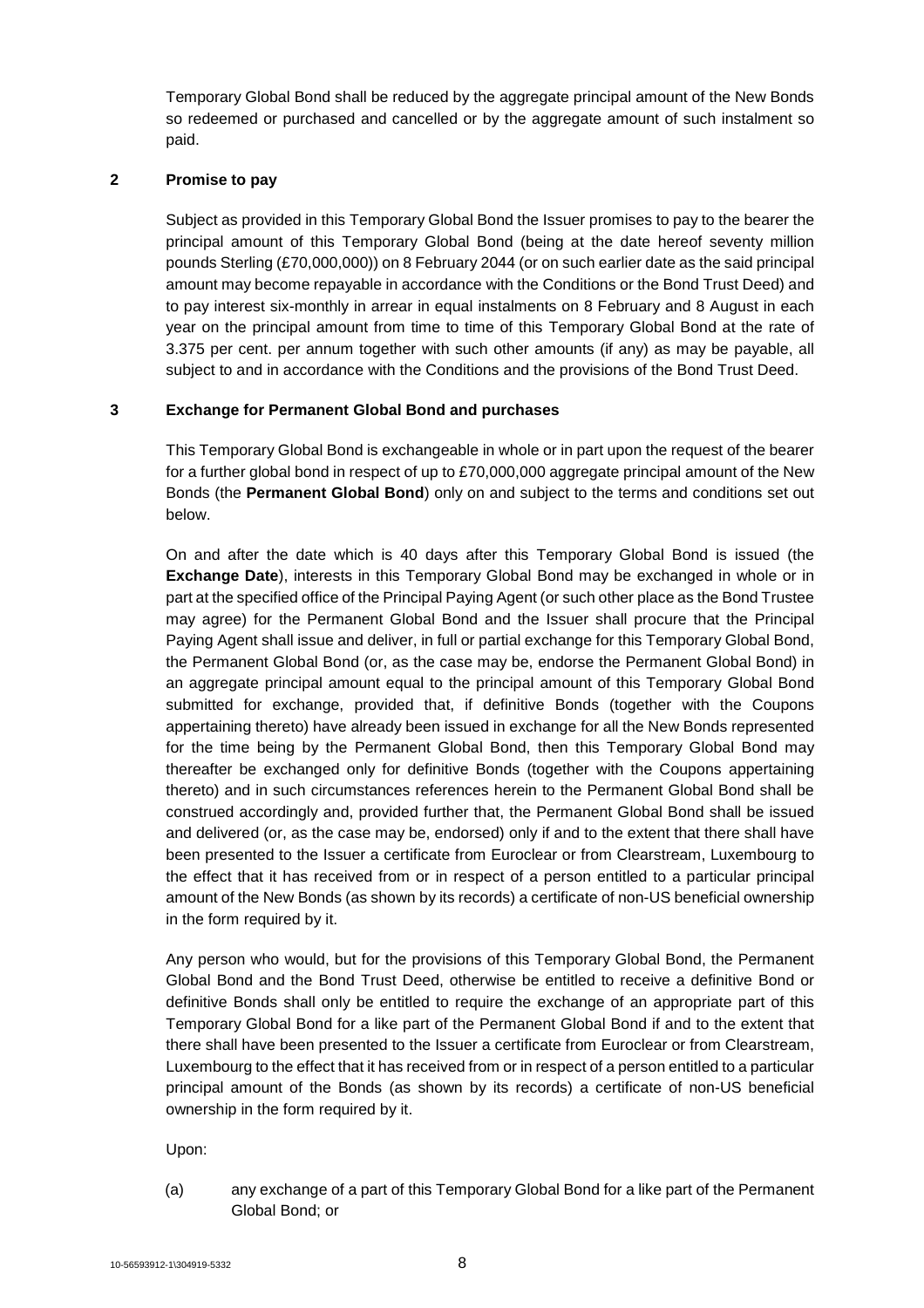Temporary Global Bond shall be reduced by the aggregate principal amount of the New Bonds so redeemed or purchased and cancelled or by the aggregate amount of such instalment so paid.

## 2 Promise to pay

Subject as provided in this Temporary Global Bond the Issuer promises to pay to the bearer the principal amount of this Temporary Global Bond (being at the date hereof seventy million pounds Sterling (£70,000,000)) on 8 February 2044 (or on such earlier date as the said principal amount may become repayable in accordance with the Conditions or the Bond Trust Deed) and to pay interest six-monthly in arrear in equal instalments on 8 February and 8 August in each year on the principal amount from time to time of this Temporary Global Bond at the rate of 3.375 per cent. per annum together with such other amounts (if any) as may be payable, all subject to and in accordance with the Conditions and the provisions of the Bond Trust Deed.

## 3 Exchange for Permanent Global Bond and purchases

This Temporary Global Bond is exchangeable in whole or in part upon the request of the bearer for a further global bond in respect of up to £70,000,000 aggregate principal amount of the New Bonds (the **Permanent Global Bond**) only on and subject to the terms and conditions set out below.

On and after the date which is 40 days after this Temporary Global Bond is issued (the **Exchange Date**), interests in this Temporary Global Bond may be exchanged in whole or in part at the specified office of the Principal Paying Agent (or such other place as the Bond Trustee may agree) for the Permanent Global Bond and the Issuer shall procure that the Principal Paying Agent shall issue and deliver, in full or partial exchange for this Temporary Global Bond, the Permanent Global Bond (or, as the case may be, endorse the Permanent Global Bond) in an aggregate principal amount equal to the principal amount of this Temporary Global Bond submitted for exchange, provided that, if definitive Bonds (together with the Coupons appertaining thereto) have already been issued in exchange for all the New Bonds represented for the time being by the Permanent Global Bond, then this Temporary Global Bond may thereafter be exchanged only for definitive Bonds (together with the Coupons appertaining thereto) and in such circumstances references herein to the Permanent Global Bond shall be construed accordingly and, provided further that, the Permanent Global Bond shall be issued and delivered (or, as the case may be, endorsed) only if and to the extent that there shall have been presented to the Issuer a certificate from Euroclear or from Clearstream, Luxembourg to the effect that it has received from or in respect of a person entitled to a particular principal amount of the New Bonds (as shown by its records) a certificate of non-US beneficial ownership in the form required by it.

Any person who would, but for the provisions of this Temporary Global Bond, the Permanent Global Bond and the Bond Trust Deed, otherwise be entitled to receive a definitive Bond or definitive Bonds shall only be entitled to require the exchange of an appropriate part of this Temporary Global Bond for a like part of the Permanent Global Bond if and to the extent that there shall have been presented to the Issuer a certificate from Euroclear or from Clearstream, Luxembourg to the effect that it has received from or in respect of a person entitled to a particular principal amount of the Bonds (as shown by its records) a certificate of non-US beneficial ownership in the form required by it.

Upon:

(a) any exchange of a part of this Temporary Global Bond for a like part of the Permanent Global Bond; or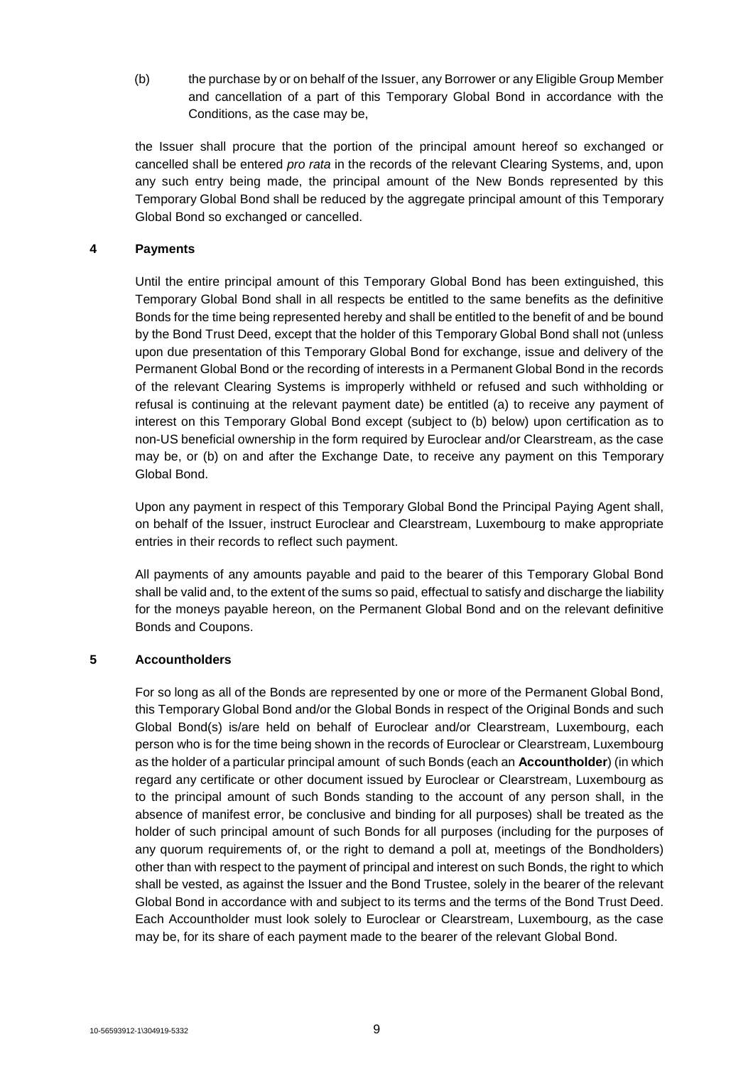(b) the purchase by or on behalf of the Issuer, any Borrower or any Eligible Group Member and cancellation of a part of this Temporary Global Bond in accordance with the Conditions, as the case may be,

the Issuer shall procure that the portion of the principal amount hereof so exchanged or cancelled shall be entered *pro rata* in the records of the relevant Clearing Systems, and, upon any such entry being made, the principal amount of the New Bonds represented by this Temporary Global Bond shall be reduced by the aggregate principal amount of this Temporary Global Bond so exchanged or cancelled.

## 4 Payments

Until the entire principal amount of this Temporary Global Bond has been extinguished, this Temporary Global Bond shall in all respects be entitled to the same benefits as the definitive Bonds for the time being represented hereby and shall be entitled to the benefit of and be bound by the Bond Trust Deed, except that the holder of this Temporary Global Bond shall not (unless upon due presentation of this Temporary Global Bond for exchange, issue and delivery of the Permanent Global Bond or the recording of interests in a Permanent Global Bond in the records of the relevant Clearing Systems is improperly withheld or refused and such withholding or refusal is continuing at the relevant payment date) be entitled (a) to receive any payment of interest on this Temporary Global Bond except (subject to (b) below) upon certification as to non-US beneficial ownership in the form required by Euroclear and/or Clearstream, as the case may be, or (b) on and after the Exchange Date, to receive any payment on this Temporary Global Bond.

Upon any payment in respect of this Temporary Global Bond the Principal Paying Agent shall, on behalf of the Issuer, instruct Euroclear and Clearstream, Luxembourg to make appropriate entries in their records to reflect such payment.

All payments of any amounts payable and paid to the bearer of this Temporary Global Bond shall be valid and, to the extent of the sums so paid, effectual to satisfy and discharge the liability for the moneys payable hereon, on the Permanent Global Bond and on the relevant definitive Bonds and Coupons.

## 5 Accountholders

For so long as all of the Bonds are represented by one or more of the Permanent Global Bond, this Temporary Global Bond and/or the Global Bonds in respect of the Original Bonds and such Global Bond(s) is/are held on behalf of Euroclear and/or Clearstream, Luxembourg, each person who is for the time being shown in the records of Euroclear or Clearstream, Luxembourg as the holder of a particular principal amount of such Bonds (each an **Accountholder**) (in which regard any certificate or other document issued by Euroclear or Clearstream, Luxembourg as to the principal amount of such Bonds standing to the account of any person shall, in the absence of manifest error, be conclusive and binding for all purposes) shall be treated as the holder of such principal amount of such Bonds for all purposes (including for the purposes of any quorum requirements of, or the right to demand a poll at, meetings of the Bondholders) other than with respect to the payment of principal and interest on such Bonds, the right to which shall be vested, as against the Issuer and the Bond Trustee, solely in the bearer of the relevant Global Bond in accordance with and subject to its terms and the terms of the Bond Trust Deed. Each Accountholder must look solely to Euroclear or Clearstream, Luxembourg, as the case may be, for its share of each payment made to the bearer of the relevant Global Bond.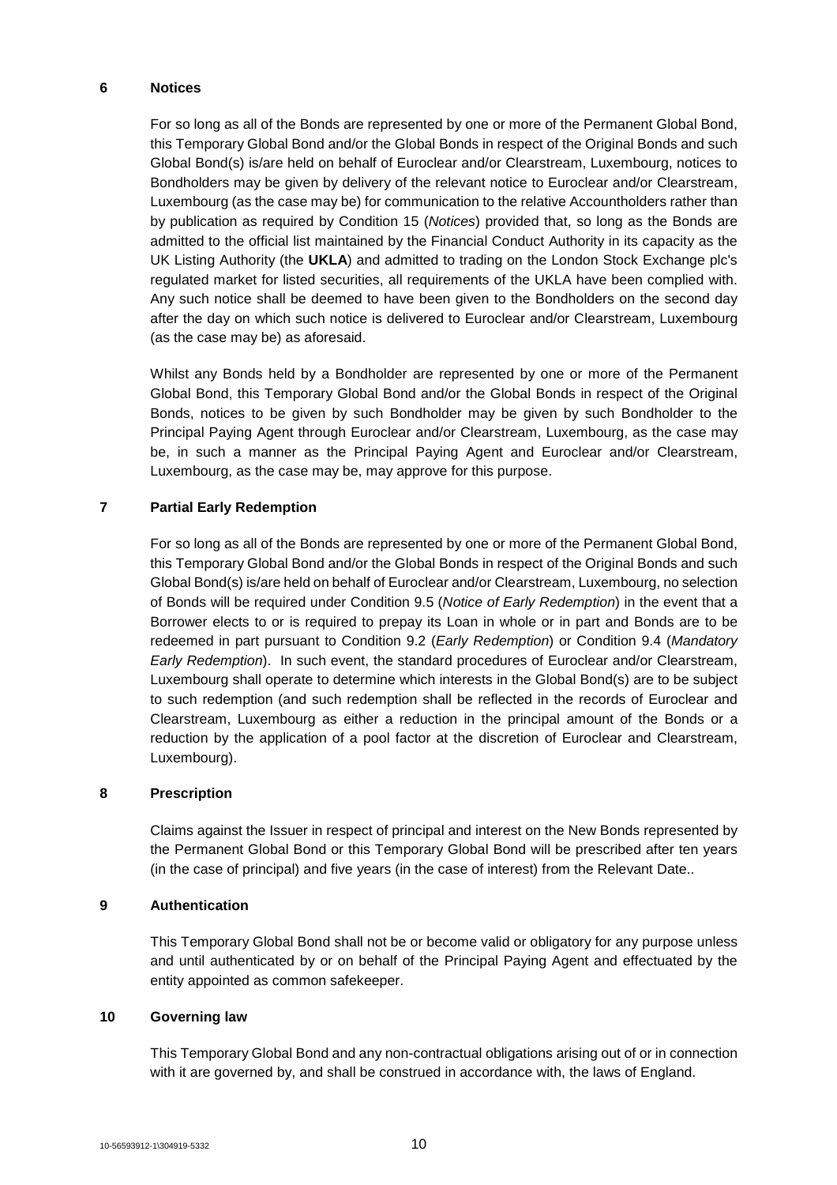## 6 Notices

For so long as all of the Bonds are represented by one or more of the Permanent Global Bond, this Temporary Global Bond and/or the Global Bonds in respect of the Original Bonds and such Global Bond(s) is/are held on behalf of Euroclear and/or Clearstream, Luxembourg, notices to Bondholders may be given by delivery of the relevant notice to Euroclear and/or Clearstream, Luxembourg (as the case may be) for communication to the relative Accountholders rather than by publication as required by Condition 15 (*Notices*) provided that, so long as the Bonds are admitted to the official list maintained by the Financial Conduct Authority in its capacity as the UK Listing Authority (the **UKLA**) and admitted to trading on the London Stock Exchange plc's regulated market for listed securities, all requirements of the UKLA have been complied with. Any such notice shall be deemed to have been given to the Bondholders on the second day after the day on which such notice is delivered to Euroclear and/or Clearstream, Luxembourg (as the case may be) as aforesaid.

Whilst any Bonds held by a Bondholder are represented by one or more of the Permanent Global Bond, this Temporary Global Bond and/or the Global Bonds in respect of the Original Bonds, notices to be given by such Bondholder may be given by such Bondholder to the Principal Paying Agent through Euroclear and/or Clearstream, Luxembourg, as the case may be, in such a manner as the Principal Paying Agent and Euroclear and/or Clearstream, Luxembourg, as the case may be, may approve for this purpose.

## 7 Partial Early Redemption

For so long as all of the Bonds are represented by one or more of the Permanent Global Bond, this Temporary Global Bond and/or the Global Bonds in respect of the Original Bonds and such Global Bond(s) is/are held on behalf of Euroclear and/or Clearstream, Luxembourg, no selection of Bonds will be required under Condition 9.5 (*Notice of Early Redemption*) in the event that a Borrower elects to or is required to prepay its Loan in whole or in part and Bonds are to be redeemed in part pursuant to Condition 9.2 (*Early Redemption*) or Condition 9.4 (*Mandatory Early Redemption*). In such event, the standard procedures of Euroclear and/or Clearstream, Luxembourg shall operate to determine which interests in the Global Bond(s) are to be subject to such redemption (and such redemption shall be reflected in the records of Euroclear and Clearstream, Luxembourg as either a reduction in the principal amount of the Bonds or a reduction by the application of a pool factor at the discretion of Euroclear and Clearstream, Luxembourg).

## 8 Prescription

Claims against the Issuer in respect of principal and interest on the New Bonds represented by the Permanent Global Bond or this Temporary Global Bond will be prescribed after ten years (in the case of principal) and five years (in the case of interest) from the Relevant Date..

## 9 Authentication

This Temporary Global Bond shall not be or become valid or obligatory for any purpose unless and until authenticated by or on behalf of the Principal Paying Agent and effectuated by the entity appointed as common safekeeper.

## 10 Governing law

This Temporary Global Bond and any non-contractual obligations arising out of or in connection with it are governed by, and shall be construed in accordance with, the laws of England.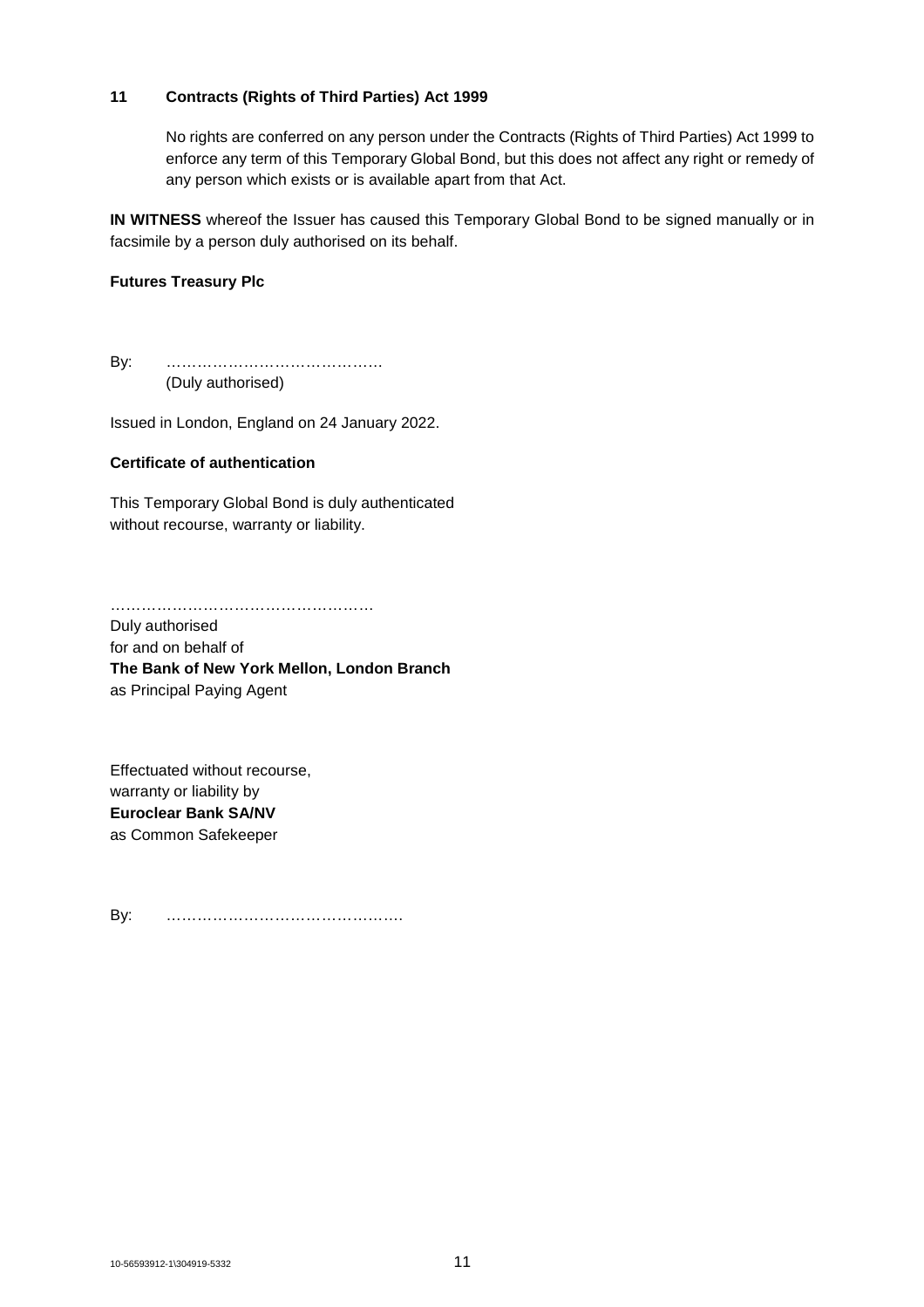## 11 Contracts (Rights of Third Parties) Act 1999

No rights are conferred on any person under the Contracts (Rights of Third Parties) Act 1999 to enforce any term of this Temporary Global Bond, but this does not affect any right or remedy of any person which exists or is available apart from that Act.

**IN WITNESS** whereof the Issuer has caused this Temporary Global Bond to be signed manually or in facsimile by a person duly authorised on its behalf.

**Futures Treasury Plc**

By: ………………………………….
(Duly authorised)

Issued in London, England on 24 January 2022.

**Certificate of authentication**

This Temporary Global Bond is duly authenticated without recourse, warranty or liability.

…………………………………………
Duly authorised
for and on behalf of
**The Bank of New York Mellon, London Branch**
as Principal Paying Agent

Effectuated without recourse,
warranty or liability by
**Euroclear Bank SA/NV**
as Common Safekeeper

By: ……………………………………….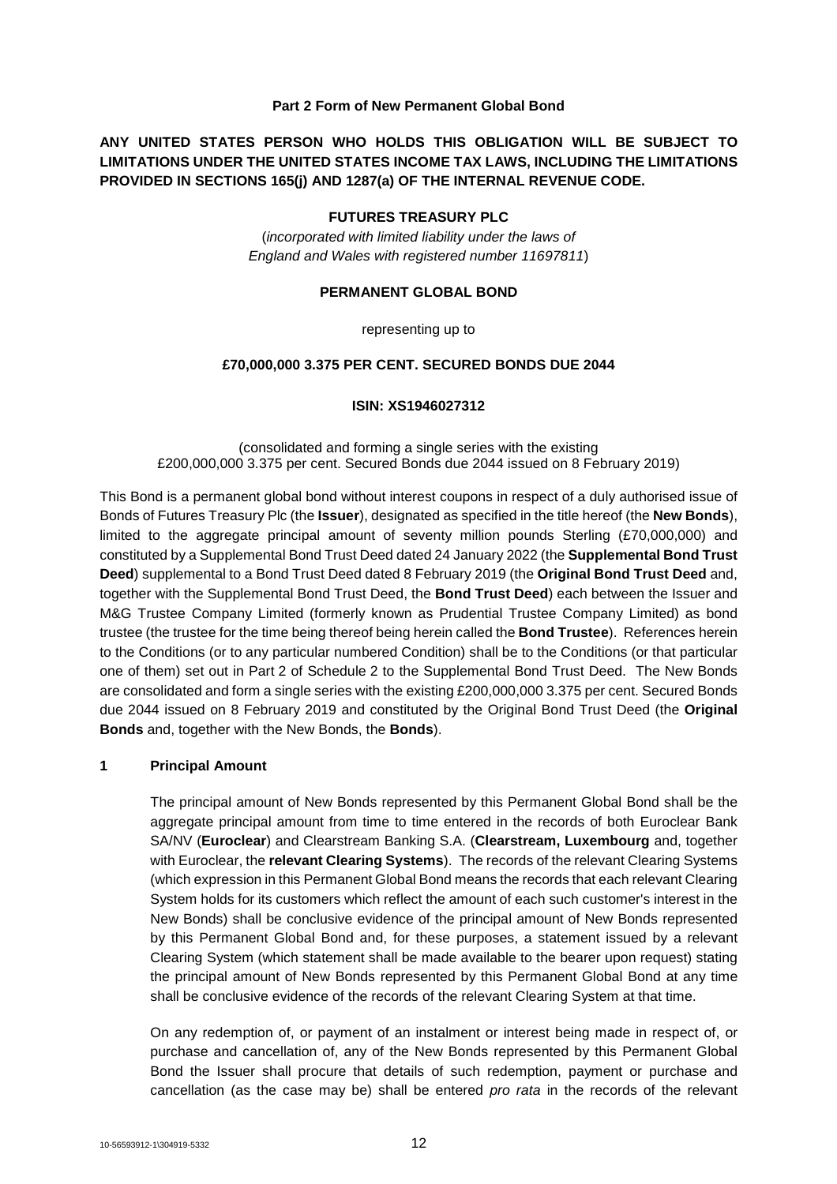**Part 2 Form of New Permanent Global Bond**

**ANY UNITED STATES PERSON WHO HOLDS THIS OBLIGATION WILL BE SUBJECT TO LIMITATIONS UNDER THE UNITED STATES INCOME TAX LAWS, INCLUDING THE LIMITATIONS PROVIDED IN SECTIONS 165(j) AND 1287(a) OF THE INTERNAL REVENUE CODE.**

**FUTURES TREASURY PLC**

(*incorporated with limited liability under the laws of England and Wales with registered number 11697811*)

**PERMANENT GLOBAL BOND**

representing up to

**£70,000,000 3.375 PER CENT. SECURED BONDS DUE 2044**

**ISIN: XS1946027312**

(consolidated and forming a single series with the existing £200,000,000 3.375 per cent. Secured Bonds due 2044 issued on 8 February 2019)

This Bond is a permanent global bond without interest coupons in respect of a duly authorised issue of Bonds of Futures Treasury Plc (the **Issuer**), designated as specified in the title hereof (the **New Bonds**), limited to the aggregate principal amount of seventy million pounds Sterling (£70,000,000) and constituted by a Supplemental Bond Trust Deed dated 24 January 2022 (the **Supplemental Bond Trust Deed**) supplemental to a Bond Trust Deed dated 8 February 2019 (the **Original Bond Trust Deed** and, together with the Supplemental Bond Trust Deed, the **Bond Trust Deed**) each between the Issuer and M&G Trustee Company Limited (formerly known as Prudential Trustee Company Limited) as bond trustee (the trustee for the time being thereof being herein called the **Bond Trustee**). References herein to the Conditions (or to any particular numbered Condition) shall be to the Conditions (or that particular one of them) set out in Part 2 of Schedule 2 to the Supplemental Bond Trust Deed. The New Bonds are consolidated and form a single series with the existing £200,000,000 3.375 per cent. Secured Bonds due 2044 issued on 8 February 2019 and constituted by the Original Bond Trust Deed (the **Original Bonds** and, together with the New Bonds, the **Bonds**).

**1 Principal Amount**

The principal amount of New Bonds represented by this Permanent Global Bond shall be the aggregate principal amount from time to time entered in the records of both Euroclear Bank SA/NV (**Euroclear**) and Clearstream Banking S.A. (**Clearstream, Luxembourg** and, together with Euroclear, the **relevant Clearing Systems**). The records of the relevant Clearing Systems (which expression in this Permanent Global Bond means the records that each relevant Clearing System holds for its customers which reflect the amount of each such customer's interest in the New Bonds) shall be conclusive evidence of the principal amount of New Bonds represented by this Permanent Global Bond and, for these purposes, a statement issued by a relevant Clearing System (which statement shall be made available to the bearer upon request) stating the principal amount of New Bonds represented by this Permanent Global Bond at any time shall be conclusive evidence of the records of the relevant Clearing System at that time.

On any redemption of, or payment of an instalment or interest being made in respect of, or purchase and cancellation of, any of the New Bonds represented by this Permanent Global Bond the Issuer shall procure that details of such redemption, payment or purchase and cancellation (as the case may be) shall be entered *pro rata* in the records of the relevant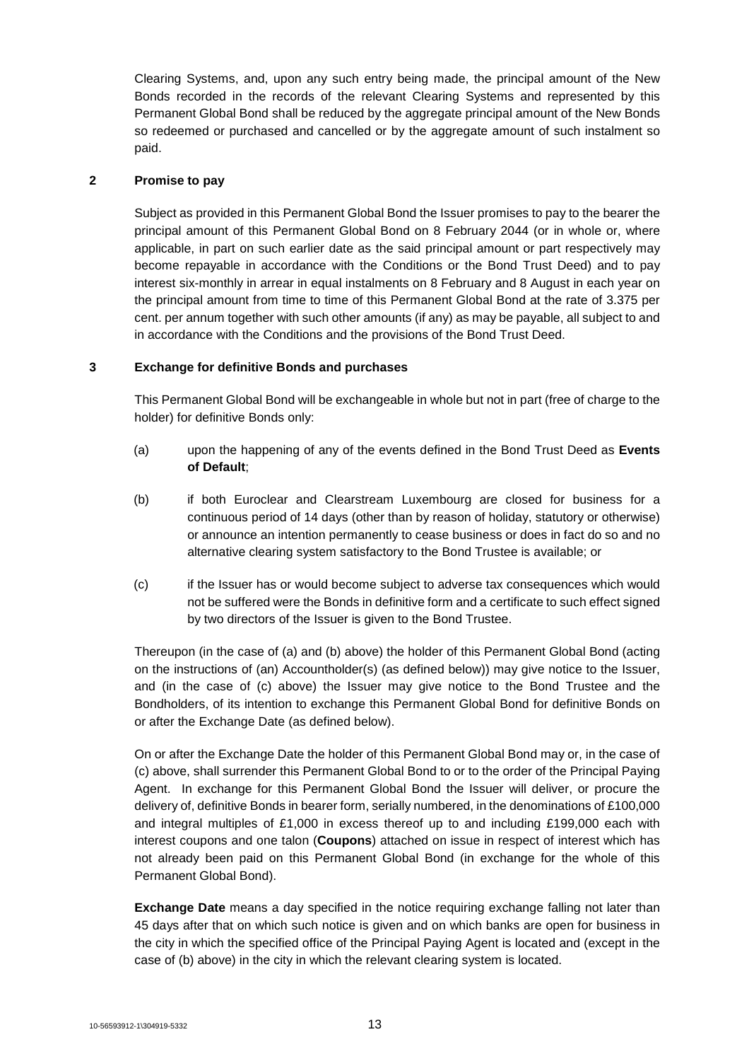Clearing Systems, and, upon any such entry being made, the principal amount of the New Bonds recorded in the records of the relevant Clearing Systems and represented by this Permanent Global Bond shall be reduced by the aggregate principal amount of the New Bonds so redeemed or purchased and cancelled or by the aggregate amount of such instalment so paid.

## 2 Promise to pay

Subject as provided in this Permanent Global Bond the Issuer promises to pay to the bearer the principal amount of this Permanent Global Bond on 8 February 2044 (or in whole or, where applicable, in part on such earlier date as the said principal amount or part respectively may become repayable in accordance with the Conditions or the Bond Trust Deed) and to pay interest six-monthly in arrear in equal instalments on 8 February and 8 August in each year on the principal amount from time to time of this Permanent Global Bond at the rate of 3.375 per cent. per annum together with such other amounts (if any) as may be payable, all subject to and in accordance with the Conditions and the provisions of the Bond Trust Deed.

## 3 Exchange for definitive Bonds and purchases

This Permanent Global Bond will be exchangeable in whole but not in part (free of charge to the holder) for definitive Bonds only:

(a) upon the happening of any of the events defined in the Bond Trust Deed as **Events of Default**;

(b) if both Euroclear and Clearstream Luxembourg are closed for business for a continuous period of 14 days (other than by reason of holiday, statutory or otherwise) or announce an intention permanently to cease business or does in fact do so and no alternative clearing system satisfactory to the Bond Trustee is available; or

(c) if the Issuer has or would become subject to adverse tax consequences which would not be suffered were the Bonds in definitive form and a certificate to such effect signed by two directors of the Issuer is given to the Bond Trustee.

Thereupon (in the case of (a) and (b) above) the holder of this Permanent Global Bond (acting on the instructions of (an) Accountholder(s) (as defined below)) may give notice to the Issuer, and (in the case of (c) above) the Issuer may give notice to the Bond Trustee and the Bondholders, of its intention to exchange this Permanent Global Bond for definitive Bonds on or after the Exchange Date (as defined below).

On or after the Exchange Date the holder of this Permanent Global Bond may or, in the case of (c) above, shall surrender this Permanent Global Bond to or to the order of the Principal Paying Agent. In exchange for this Permanent Global Bond the Issuer will deliver, or procure the delivery of, definitive Bonds in bearer form, serially numbered, in the denominations of £100,000 and integral multiples of £1,000 in excess thereof up to and including £199,000 each with interest coupons and one talon (**Coupons**) attached on issue in respect of interest which has not already been paid on this Permanent Global Bond (in exchange for the whole of this Permanent Global Bond).

**Exchange Date** means a day specified in the notice requiring exchange falling not later than 45 days after that on which such notice is given and on which banks are open for business in the city in which the specified office of the Principal Paying Agent is located and (except in the case of (b) above) in the city in which the relevant clearing system is located.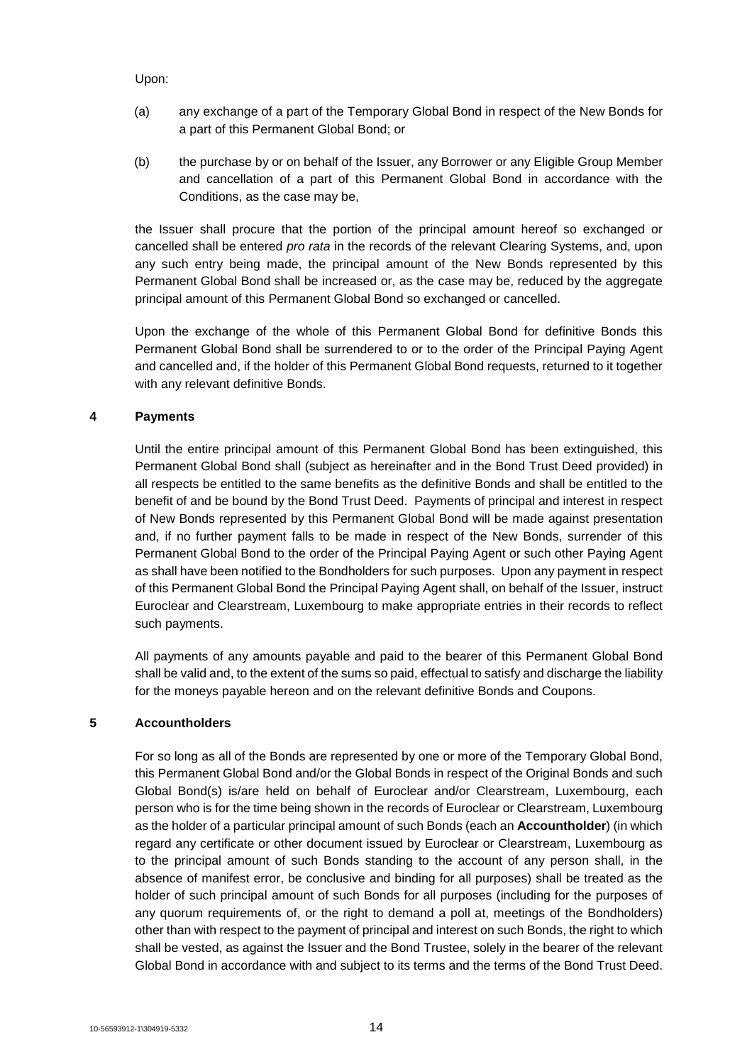Upon:

(a) any exchange of a part of the Temporary Global Bond in respect of the New Bonds for a part of this Permanent Global Bond; or

(b) the purchase by or on behalf of the Issuer, any Borrower or any Eligible Group Member and cancellation of a part of this Permanent Global Bond in accordance with the Conditions, as the case may be,

the Issuer shall procure that the portion of the principal amount hereof so exchanged or cancelled shall be entered *pro rata* in the records of the relevant Clearing Systems, and, upon any such entry being made, the principal amount of the New Bonds represented by this Permanent Global Bond shall be increased or, as the case may be, reduced by the aggregate principal amount of this Permanent Global Bond so exchanged or cancelled.

Upon the exchange of the whole of this Permanent Global Bond for definitive Bonds this Permanent Global Bond shall be surrendered to or to the order of the Principal Paying Agent and cancelled and, if the holder of this Permanent Global Bond requests, returned to it together with any relevant definitive Bonds.

## 4 Payments

Until the entire principal amount of this Permanent Global Bond has been extinguished, this Permanent Global Bond shall (subject as hereinafter and in the Bond Trust Deed provided) in all respects be entitled to the same benefits as the definitive Bonds and shall be entitled to the benefit of and be bound by the Bond Trust Deed. Payments of principal and interest in respect of New Bonds represented by this Permanent Global Bond will be made against presentation and, if no further payment falls to be made in respect of the New Bonds, surrender of this Permanent Global Bond to the order of the Principal Paying Agent or such other Paying Agent as shall have been notified to the Bondholders for such purposes. Upon any payment in respect of this Permanent Global Bond the Principal Paying Agent shall, on behalf of the Issuer, instruct Euroclear and Clearstream, Luxembourg to make appropriate entries in their records to reflect such payments.

All payments of any amounts payable and paid to the bearer of this Permanent Global Bond shall be valid and, to the extent of the sums so paid, effectual to satisfy and discharge the liability for the moneys payable hereon and on the relevant definitive Bonds and Coupons.

## 5 Accountholders

For so long as all of the Bonds are represented by one or more of the Temporary Global Bond, this Permanent Global Bond and/or the Global Bonds in respect of the Original Bonds and such Global Bond(s) is/are held on behalf of Euroclear and/or Clearstream, Luxembourg, each person who is for the time being shown in the records of Euroclear or Clearstream, Luxembourg as the holder of a particular principal amount of such Bonds (each an **Accountholder**) (in which regard any certificate or other document issued by Euroclear or Clearstream, Luxembourg as to the principal amount of such Bonds standing to the account of any person shall, in the absence of manifest error, be conclusive and binding for all purposes) shall be treated as the holder of such principal amount of such Bonds for all purposes (including for the purposes of any quorum requirements of, or the right to demand a poll at, meetings of the Bondholders) other than with respect to the payment of principal and interest on such Bonds, the right to which shall be vested, as against the Issuer and the Bond Trustee, solely in the bearer of the relevant Global Bond in accordance with and subject to its terms and the terms of the Bond Trust Deed.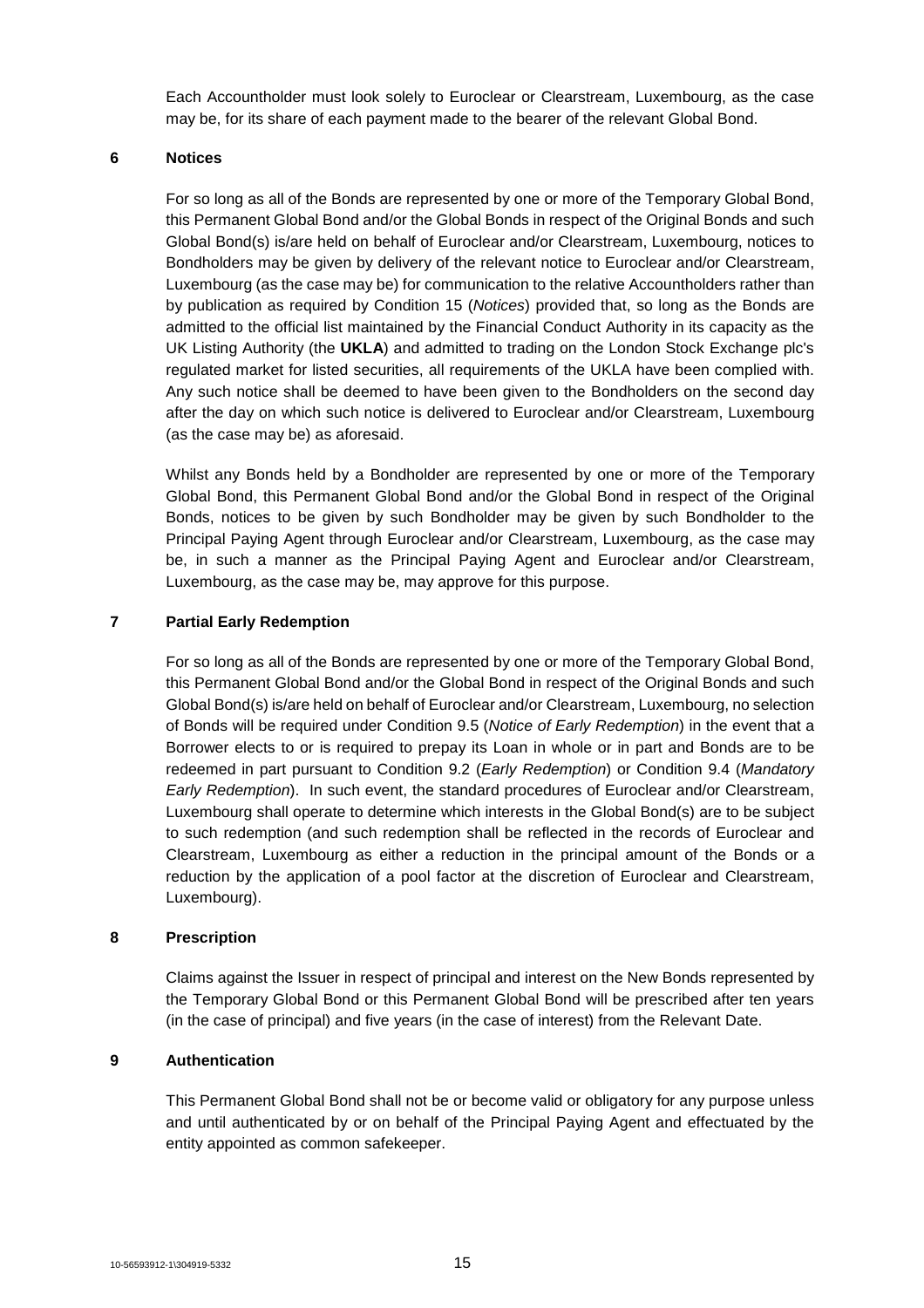Each Accountholder must look solely to Euroclear or Clearstream, Luxembourg, as the case may be, for its share of each payment made to the bearer of the relevant Global Bond.

## 6 Notices

For so long as all of the Bonds are represented by one or more of the Temporary Global Bond, this Permanent Global Bond and/or the Global Bonds in respect of the Original Bonds and such Global Bond(s) is/are held on behalf of Euroclear and/or Clearstream, Luxembourg, notices to Bondholders may be given by delivery of the relevant notice to Euroclear and/or Clearstream, Luxembourg (as the case may be) for communication to the relative Accountholders rather than by publication as required by Condition 15 (*Notices*) provided that, so long as the Bonds are admitted to the official list maintained by the Financial Conduct Authority in its capacity as the UK Listing Authority (the **UKLA**) and admitted to trading on the London Stock Exchange plc's regulated market for listed securities, all requirements of the UKLA have been complied with. Any such notice shall be deemed to have been given to the Bondholders on the second day after the day on which such notice is delivered to Euroclear and/or Clearstream, Luxembourg (as the case may be) as aforesaid.

Whilst any Bonds held by a Bondholder are represented by one or more of the Temporary Global Bond, this Permanent Global Bond and/or the Global Bond in respect of the Original Bonds, notices to be given by such Bondholder may be given by such Bondholder to the Principal Paying Agent through Euroclear and/or Clearstream, Luxembourg, as the case may be, in such a manner as the Principal Paying Agent and Euroclear and/or Clearstream, Luxembourg, as the case may be, may approve for this purpose.

## 7 Partial Early Redemption

For so long as all of the Bonds are represented by one or more of the Temporary Global Bond, this Permanent Global Bond and/or the Global Bond in respect of the Original Bonds and such Global Bond(s) is/are held on behalf of Euroclear and/or Clearstream, Luxembourg, no selection of Bonds will be required under Condition 9.5 (*Notice of Early Redemption*) in the event that a Borrower elects to or is required to prepay its Loan in whole or in part and Bonds are to be redeemed in part pursuant to Condition 9.2 (*Early Redemption*) or Condition 9.4 (*Mandatory Early Redemption*). In such event, the standard procedures of Euroclear and/or Clearstream, Luxembourg shall operate to determine which interests in the Global Bond(s) are to be subject to such redemption (and such redemption shall be reflected in the records of Euroclear and Clearstream, Luxembourg as either a reduction in the principal amount of the Bonds or a reduction by the application of a pool factor at the discretion of Euroclear and Clearstream, Luxembourg).

## 8 Prescription

Claims against the Issuer in respect of principal and interest on the New Bonds represented by the Temporary Global Bond or this Permanent Global Bond will be prescribed after ten years (in the case of principal) and five years (in the case of interest) from the Relevant Date.

## 9 Authentication

This Permanent Global Bond shall not be or become valid or obligatory for any purpose unless and until authenticated by or on behalf of the Principal Paying Agent and effectuated by the entity appointed as common safekeeper.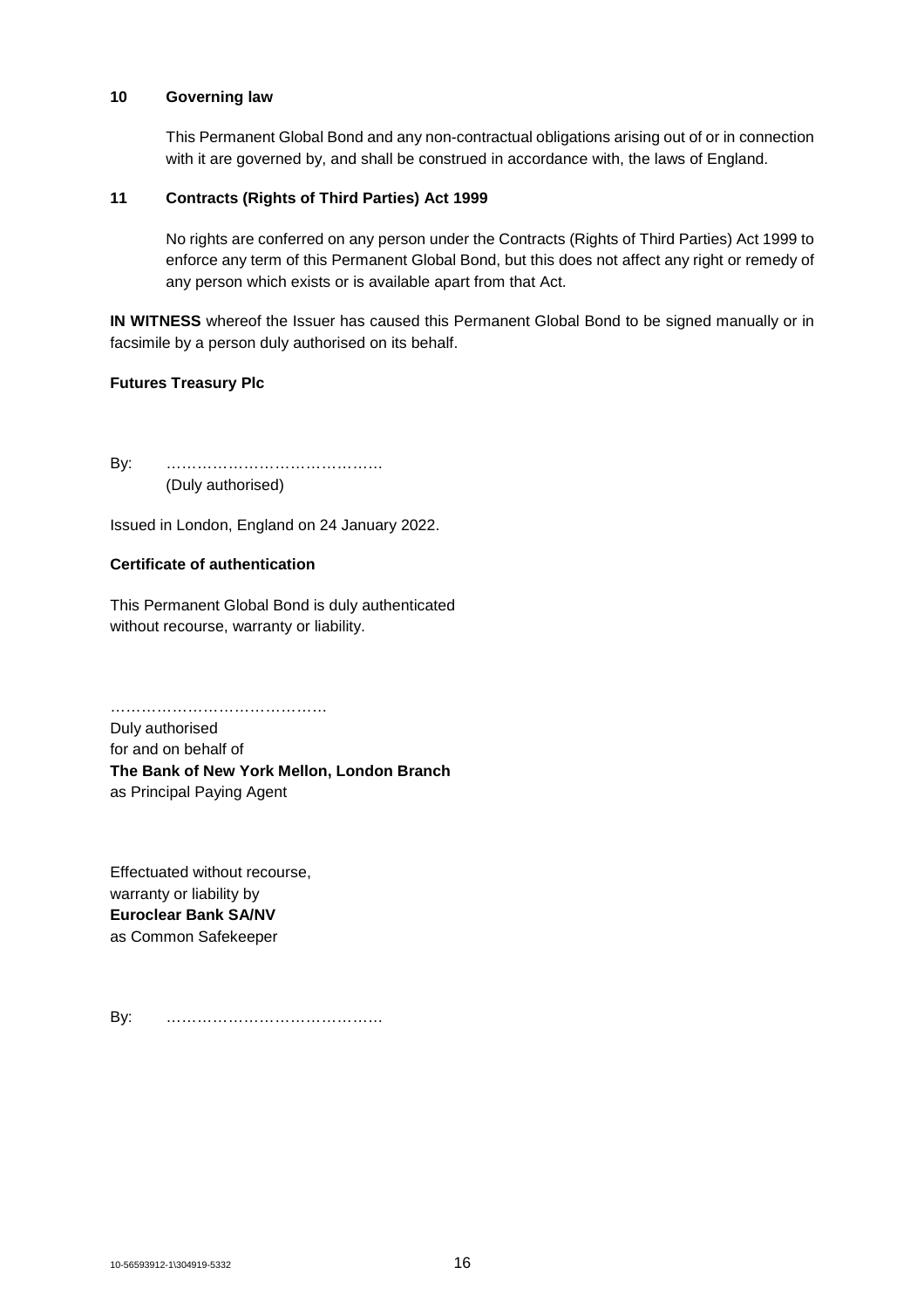## 10 Governing law

This Permanent Global Bond and any non-contractual obligations arising out of or in connection with it are governed by, and shall be construed in accordance with, the laws of England.

## 11 Contracts (Rights of Third Parties) Act 1999

No rights are conferred on any person under the Contracts (Rights of Third Parties) Act 1999 to enforce any term of this Permanent Global Bond, but this does not affect any right or remedy of any person which exists or is available apart from that Act.

**IN WITNESS** whereof the Issuer has caused this Permanent Global Bond to be signed manually or in facsimile by a person duly authorised on its behalf.

**Futures Treasury Plc**

By: …………………………………….
(Duly authorised)

Issued in London, England on 24 January 2022.

**Certificate of authentication**

This Permanent Global Bond is duly authenticated
without recourse, warranty or liability.

……………………………………
Duly authorised
for and on behalf of
**The Bank of New York Mellon, London Branch**
as Principal Paying Agent

Effectuated without recourse,
warranty or liability by
**Euroclear Bank SA/NV**
as Common Safekeeper

By: ……………………………………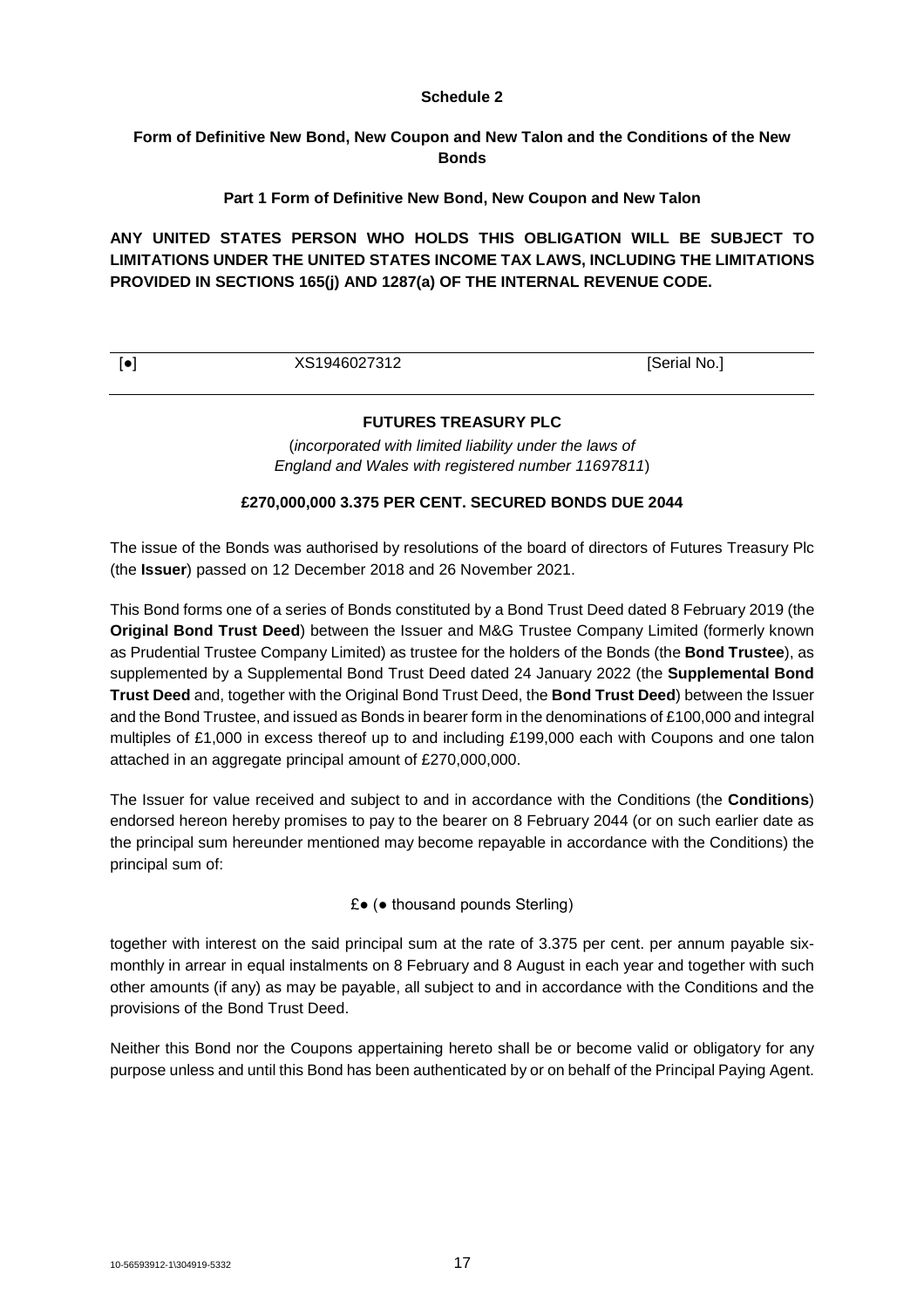**Schedule 2**

**Form of Definitive New Bond, New Coupon and New Talon and the Conditions of the New Bonds**

**Part 1 Form of Definitive New Bond, New Coupon and New Talon**

**ANY UNITED STATES PERSON WHO HOLDS THIS OBLIGATION WILL BE SUBJECT TO LIMITATIONS UNDER THE UNITED STATES INCOME TAX LAWS, INCLUDING THE LIMITATIONS PROVIDED IN SECTIONS 165(j) AND 1287(a) OF THE INTERNAL REVENUE CODE.**

| [●] | XS1946027312 | [Serial No.] |
|---|---|---|

**FUTURES TREASURY PLC**

(*incorporated with limited liability under the laws of England and Wales with registered number 11697811*)

**£270,000,000 3.375 PER CENT. SECURED BONDS DUE 2044**

The issue of the Bonds was authorised by resolutions of the board of directors of Futures Treasury Plc (the **Issuer**) passed on 12 December 2018 and 26 November 2021.

This Bond forms one of a series of Bonds constituted by a Bond Trust Deed dated 8 February 2019 (the **Original Bond Trust Deed**) between the Issuer and M&G Trustee Company Limited (formerly known as Prudential Trustee Company Limited) as trustee for the holders of the Bonds (the **Bond Trustee**), as supplemented by a Supplemental Bond Trust Deed dated 24 January 2022 (the **Supplemental Bond Trust Deed** and, together with the Original Bond Trust Deed, the **Bond Trust Deed**) between the Issuer and the Bond Trustee, and issued as Bonds in bearer form in the denominations of £100,000 and integral multiples of £1,000 in excess thereof up to and including £199,000 each with Coupons and one talon attached in an aggregate principal amount of £270,000,000.

The Issuer for value received and subject to and in accordance with the Conditions (the **Conditions**) endorsed hereon hereby promises to pay to the bearer on 8 February 2044 (or on such earlier date as the principal sum hereunder mentioned may become repayable in accordance with the Conditions) the principal sum of:

£● (● thousand pounds Sterling)

together with interest on the said principal sum at the rate of 3.375 per cent. per annum payable six-monthly in arrear in equal instalments on 8 February and 8 August in each year and together with such other amounts (if any) as may be payable, all subject to and in accordance with the Conditions and the provisions of the Bond Trust Deed.

Neither this Bond nor the Coupons appertaining hereto shall be or become valid or obligatory for any purpose unless and until this Bond has been authenticated by or on behalf of the Principal Paying Agent.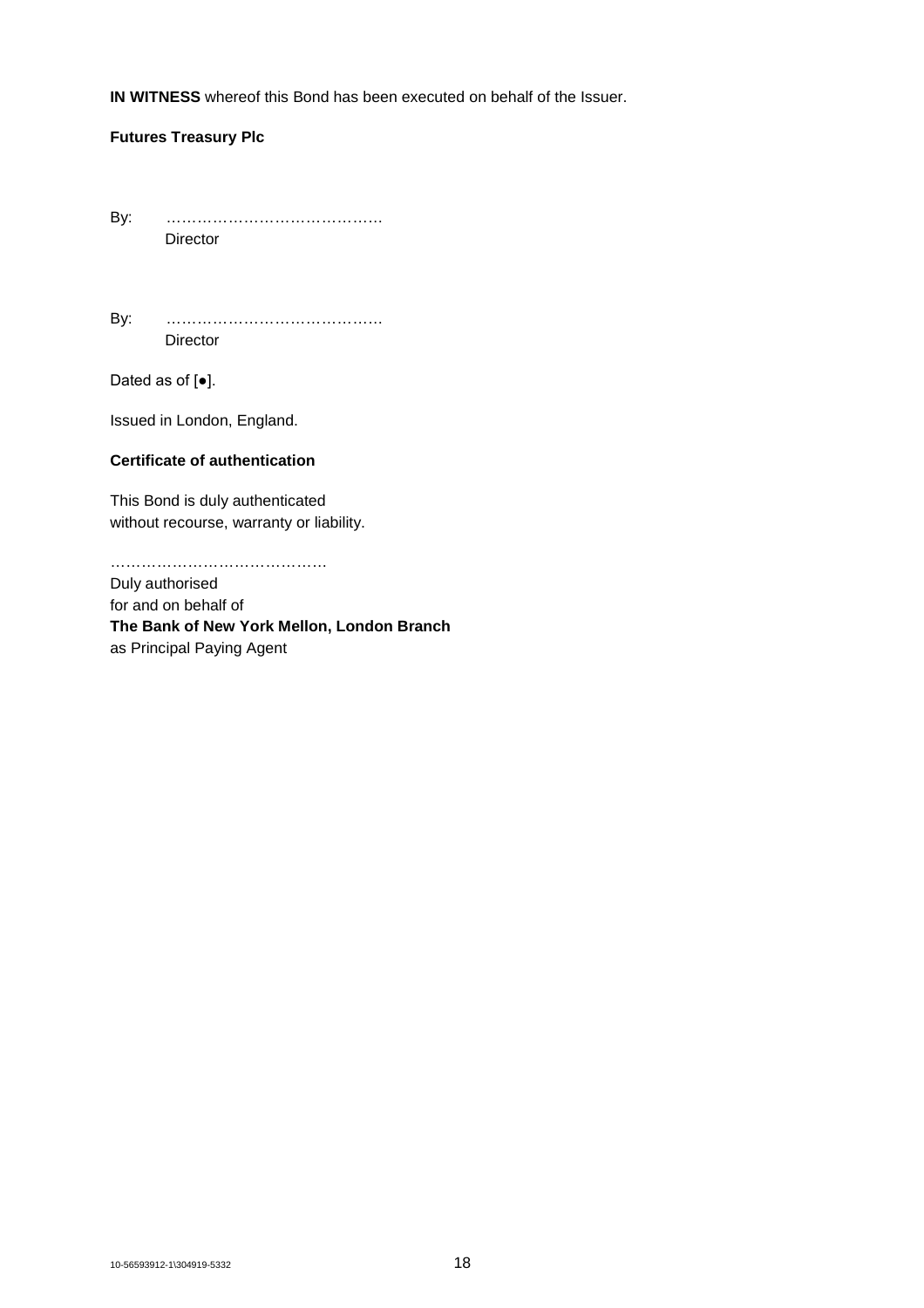**IN WITNESS** whereof this Bond has been executed on behalf of the Issuer.

**Futures Treasury Plc**

By: …………………………………..
Director

By: …………………………………..
Director

Dated as of [●].

Issued in London, England.

**Certificate of authentication**

This Bond is duly authenticated
without recourse, warranty or liability.

…………………………………..
Duly authorised
for and on behalf of
**The Bank of New York Mellon, London Branch**
as Principal Paying Agent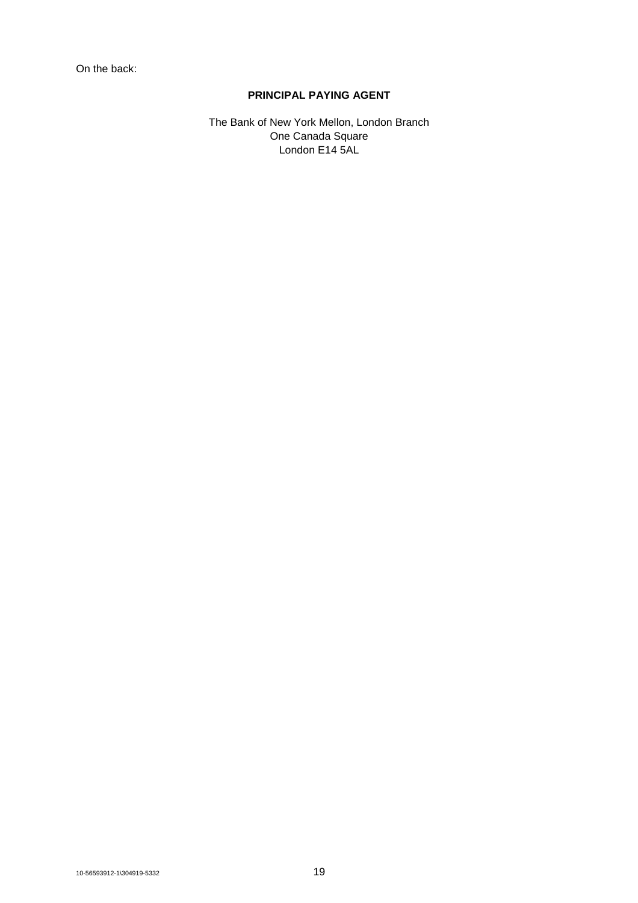On the back:

**PRINCIPAL PAYING AGENT**

The Bank of New York Mellon, London Branch
One Canada Square
London E14 5AL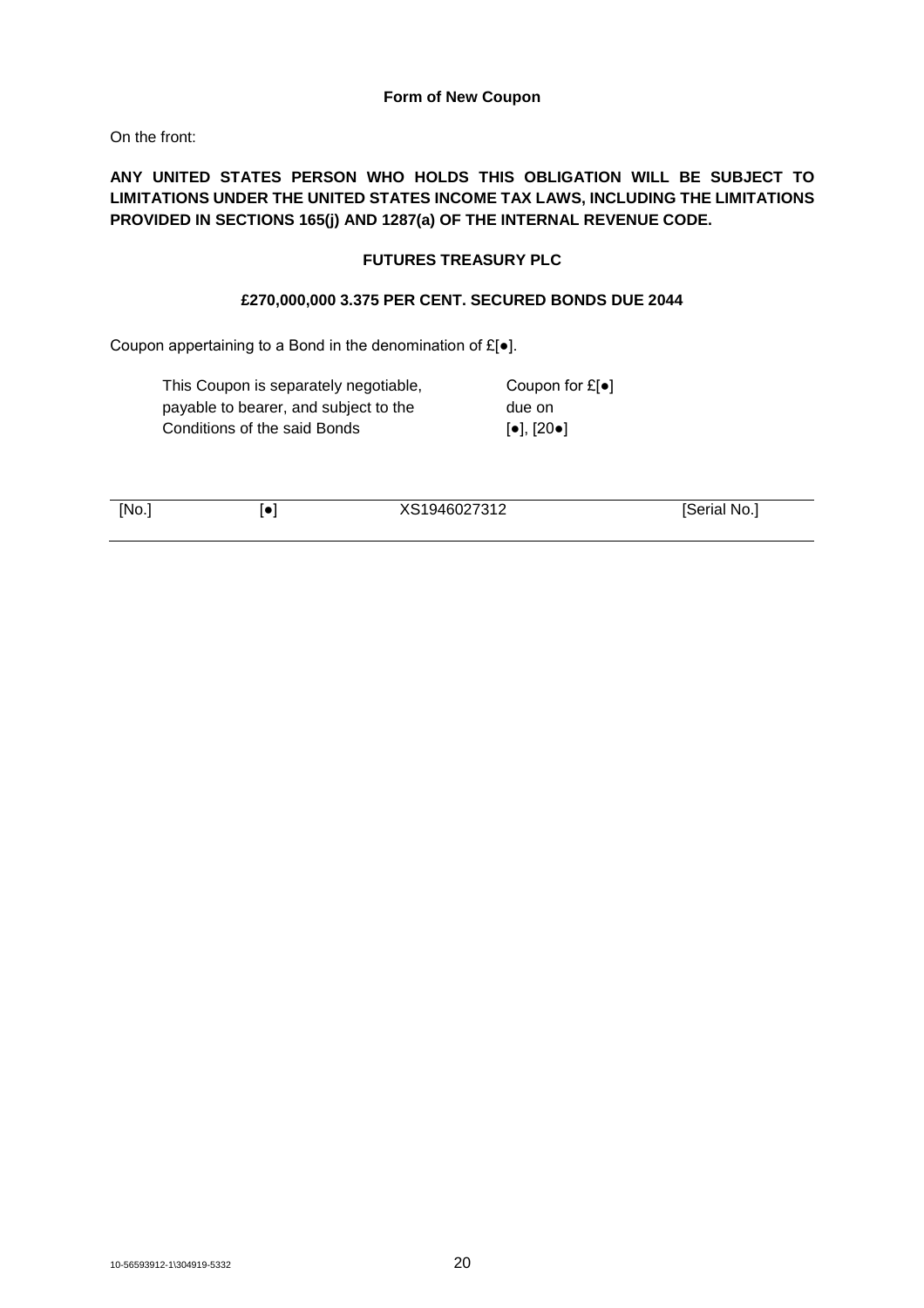**Form of New Coupon**

On the front:

**ANY UNITED STATES PERSON WHO HOLDS THIS OBLIGATION WILL BE SUBJECT TO LIMITATIONS UNDER THE UNITED STATES INCOME TAX LAWS, INCLUDING THE LIMITATIONS PROVIDED IN SECTIONS 165(j) AND 1287(a) OF THE INTERNAL REVENUE CODE.**

**FUTURES TREASURY PLC**

**£270,000,000 3.375 PER CENT. SECURED BONDS DUE 2044**

Coupon appertaining to a Bond in the denomination of £[●].

| | |
|---|---|
| This Coupon is separately negotiable, payable to bearer, and subject to the Conditions of the said Bonds | Coupon for £[●] due on [●], [20●] |

| [No.] | [●] | XS1946027312 | [Serial No.] |
|---|---|---|---|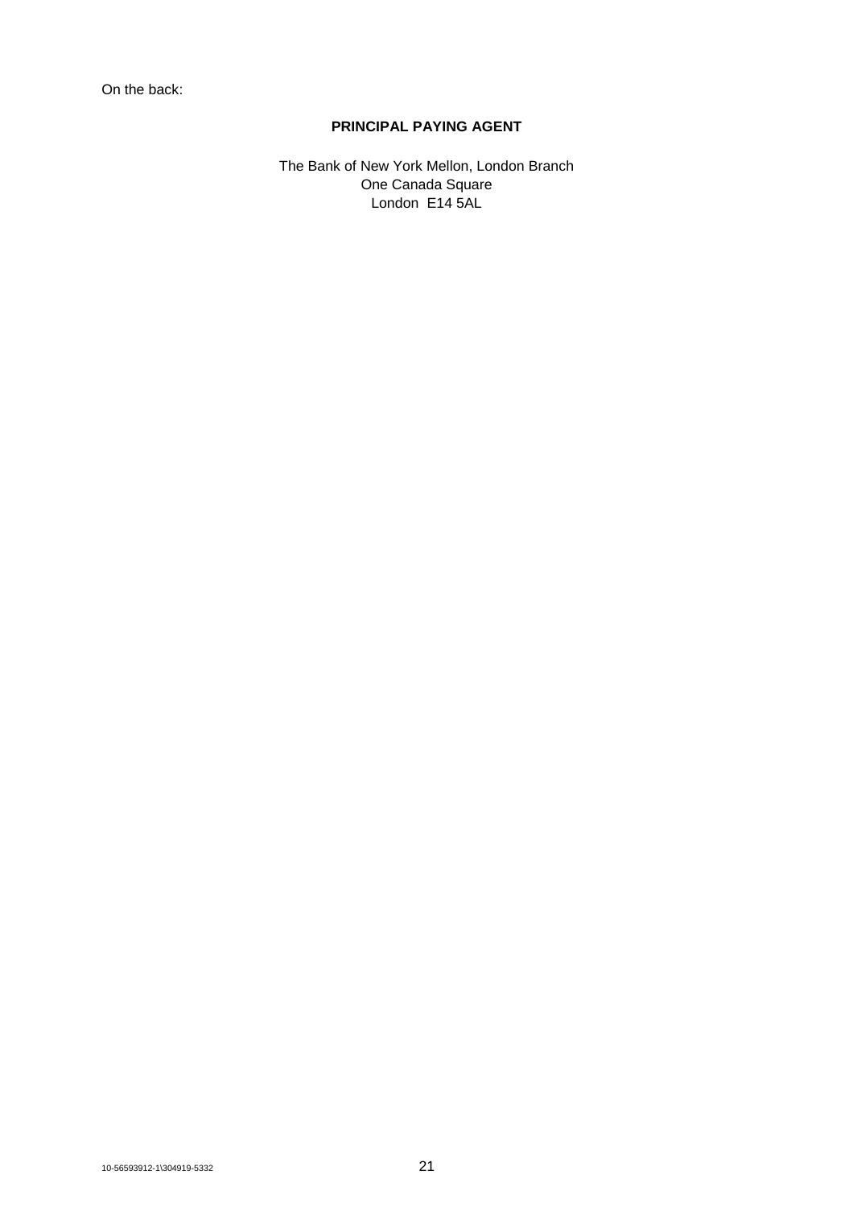On the back:

**PRINCIPAL PAYING AGENT**

The Bank of New York Mellon, London Branch
One Canada Square
London E14 5AL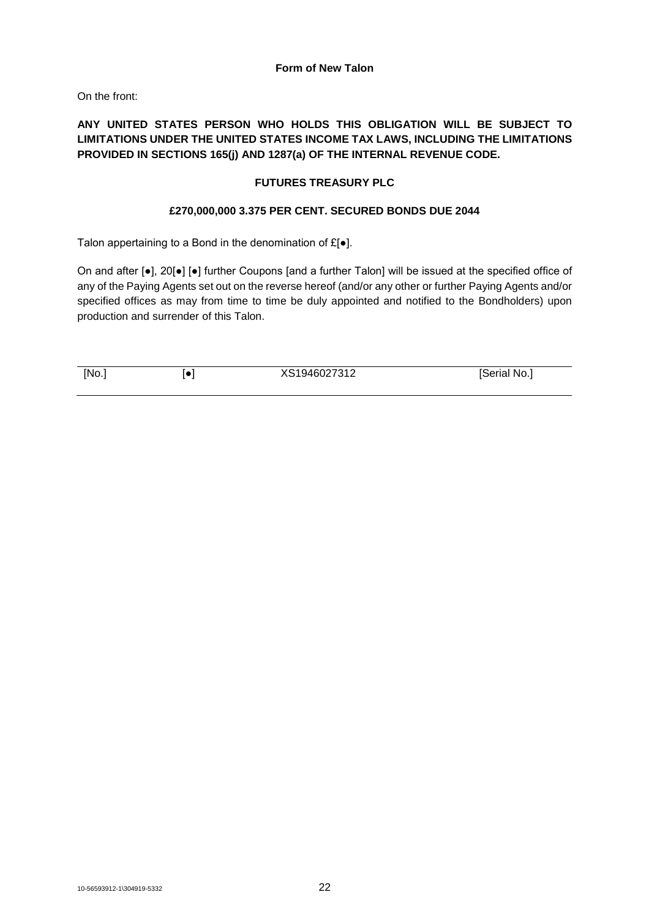**Form of New Talon**

On the front:

**ANY UNITED STATES PERSON WHO HOLDS THIS OBLIGATION WILL BE SUBJECT TO LIMITATIONS UNDER THE UNITED STATES INCOME TAX LAWS, INCLUDING THE LIMITATIONS PROVIDED IN SECTIONS 165(j) AND 1287(a) OF THE INTERNAL REVENUE CODE.**

**FUTURES TREASURY PLC**

**£270,000,000 3.375 PER CENT. SECURED BONDS DUE 2044**

Talon appertaining to a Bond in the denomination of £[●].

On and after [●], 20[●] [●] further Coupons [and a further Talon] will be issued at the specified office of any of the Paying Agents set out on the reverse hereof (and/or any other or further Paying Agents and/or specified offices as may from time to time be duly appointed and notified to the Bondholders) upon production and surrender of this Talon.

| [No.] | [●] | XS1946027312 | [Serial No.] |
|---|---|---|---|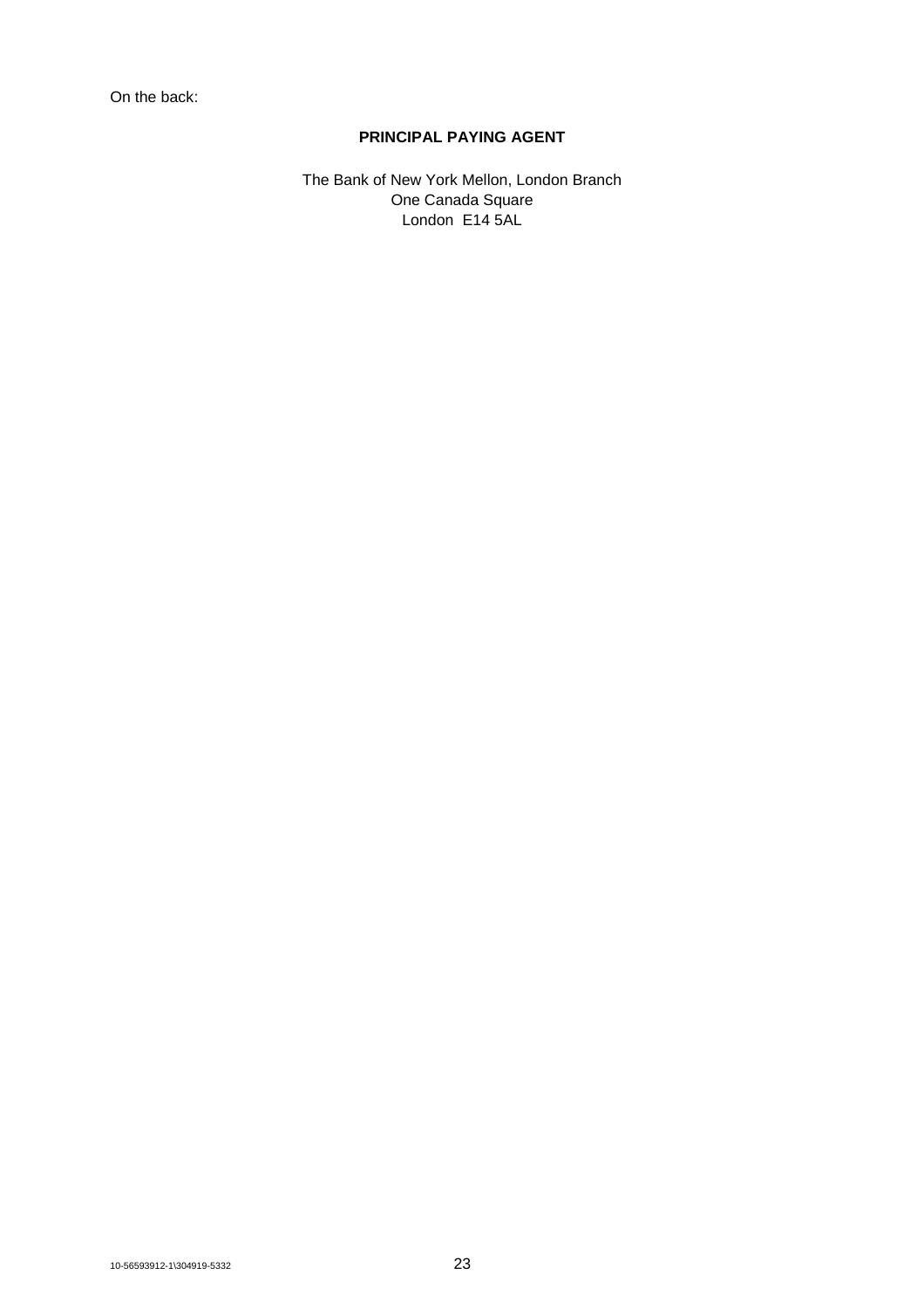On the back:

**PRINCIPAL PAYING AGENT**

The Bank of New York Mellon, London Branch
One Canada Square
London E14 5AL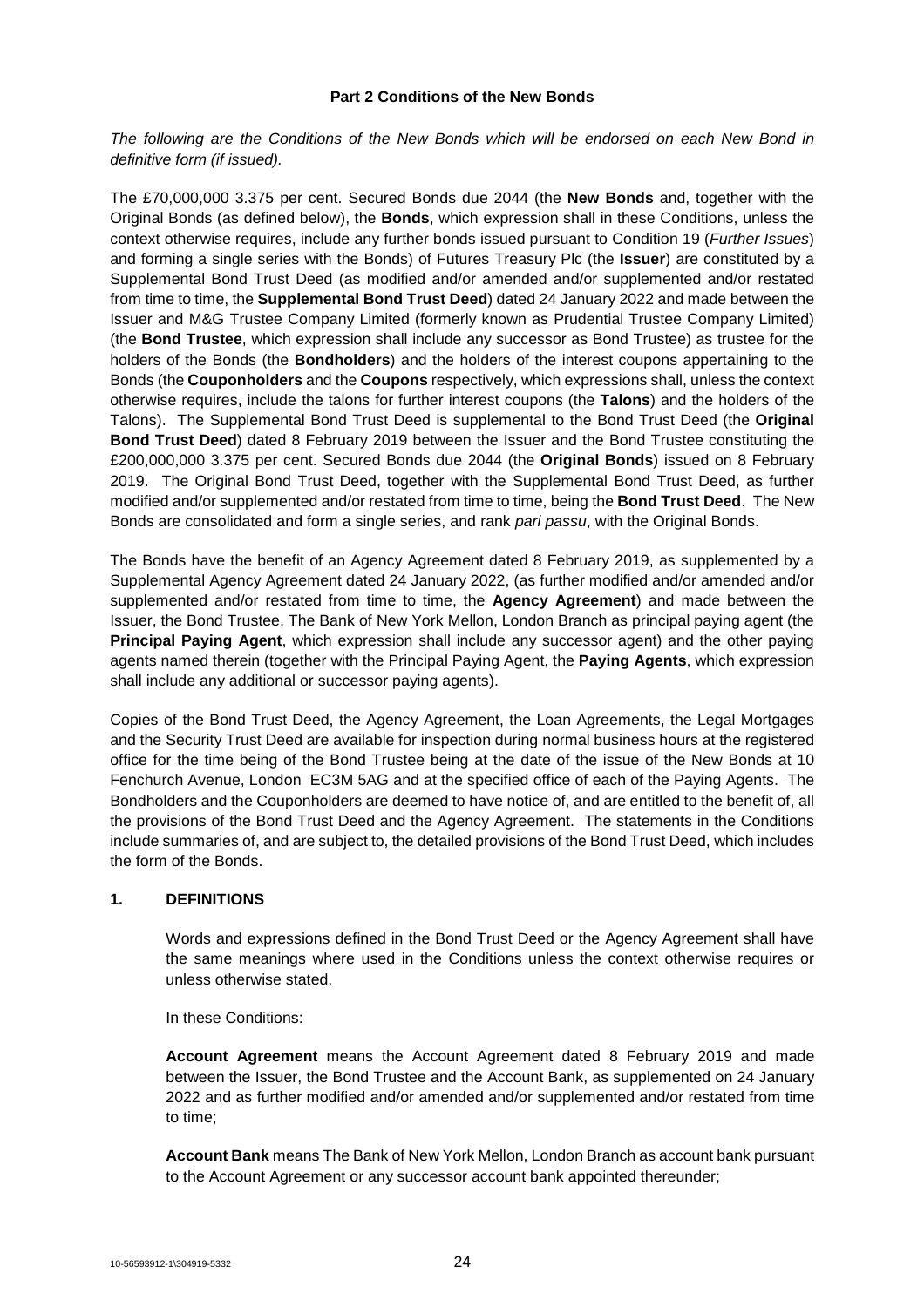## Part 2 Conditions of the New Bonds

*The following are the Conditions of the New Bonds which will be endorsed on each New Bond in definitive form (if issued).*

The £70,000,000 3.375 per cent. Secured Bonds due 2044 (the **New Bonds** and, together with the Original Bonds (as defined below), the **Bonds**, which expression shall in these Conditions, unless the context otherwise requires, include any further bonds issued pursuant to Condition 19 (*Further Issues*) and forming a single series with the Bonds) of Futures Treasury Plc (the **Issuer**) are constituted by a Supplemental Bond Trust Deed (as modified and/or amended and/or supplemented and/or restated from time to time, the **Supplemental Bond Trust Deed**) dated 24 January 2022 and made between the Issuer and M&G Trustee Company Limited (formerly known as Prudential Trustee Company Limited) (the **Bond Trustee**, which expression shall include any successor as Bond Trustee) as trustee for the holders of the Bonds (the **Bondholders**) and the holders of the interest coupons appertaining to the Bonds (the **Couponholders** and the **Coupons** respectively, which expressions shall, unless the context otherwise requires, include the talons for further interest coupons (the **Talons**) and the holders of the Talons). The Supplemental Bond Trust Deed is supplemental to the Bond Trust Deed (the **Original Bond Trust Deed**) dated 8 February 2019 between the Issuer and the Bond Trustee constituting the £200,000,000 3.375 per cent. Secured Bonds due 2044 (the **Original Bonds**) issued on 8 February 2019. The Original Bond Trust Deed, together with the Supplemental Bond Trust Deed, as further modified and/or supplemented and/or restated from time to time, being the **Bond Trust Deed**. The New Bonds are consolidated and form a single series, and rank *pari passu*, with the Original Bonds.

The Bonds have the benefit of an Agency Agreement dated 8 February 2019, as supplemented by a Supplemental Agency Agreement dated 24 January 2022, (as further modified and/or amended and/or supplemented and/or restated from time to time, the **Agency Agreement**) and made between the Issuer, the Bond Trustee, The Bank of New York Mellon, London Branch as principal paying agent (the **Principal Paying Agent**, which expression shall include any successor agent) and the other paying agents named therein (together with the Principal Paying Agent, the **Paying Agents**, which expression shall include any additional or successor paying agents).

Copies of the Bond Trust Deed, the Agency Agreement, the Loan Agreements, the Legal Mortgages and the Security Trust Deed are available for inspection during normal business hours at the registered office for the time being of the Bond Trustee being at the date of the issue of the New Bonds at 10 Fenchurch Avenue, London EC3M 5AG and at the specified office of each of the Paying Agents. The Bondholders and the Couponholders are deemed to have notice of, and are entitled to the benefit of, all the provisions of the Bond Trust Deed and the Agency Agreement. The statements in the Conditions include summaries of, and are subject to, the detailed provisions of the Bond Trust Deed, which includes the form of the Bonds.

### 1. DEFINITIONS

Words and expressions defined in the Bond Trust Deed or the Agency Agreement shall have the same meanings where used in the Conditions unless the context otherwise requires or unless otherwise stated.

In these Conditions:

**Account Agreement** means the Account Agreement dated 8 February 2019 and made between the Issuer, the Bond Trustee and the Account Bank, as supplemented on 24 January 2022 and as further modified and/or amended and/or supplemented and/or restated from time to time;

**Account Bank** means The Bank of New York Mellon, London Branch as account bank pursuant to the Account Agreement or any successor account bank appointed thereunder;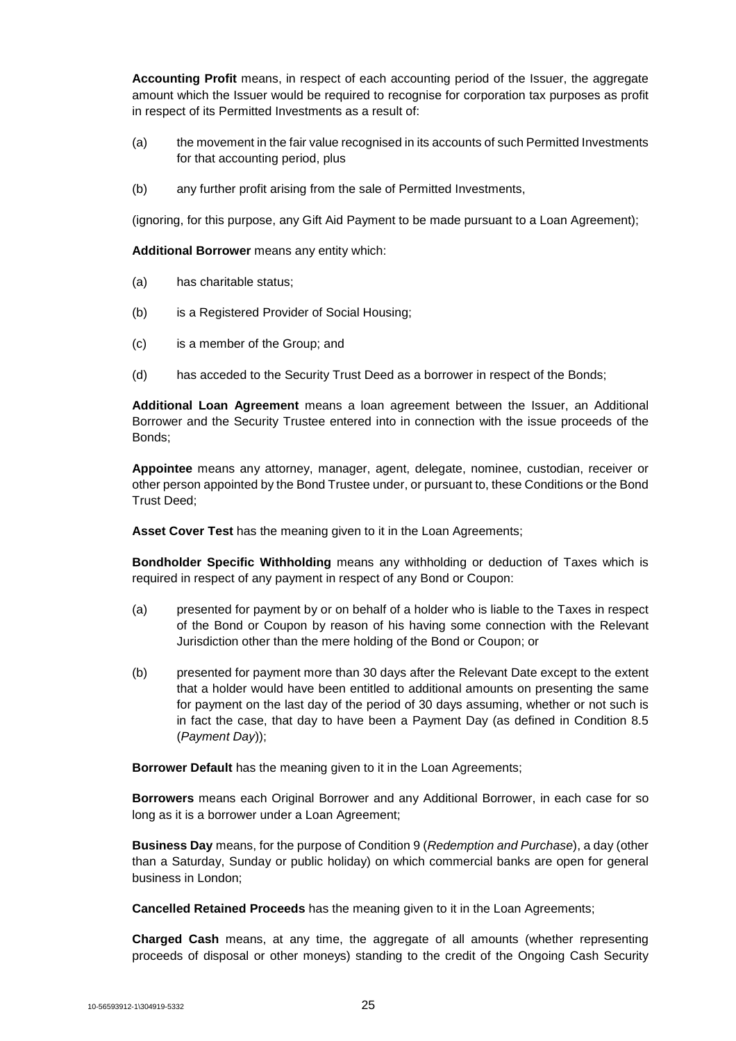**Accounting Profit** means, in respect of each accounting period of the Issuer, the aggregate amount which the Issuer would be required to recognise for corporation tax purposes as profit in respect of its Permitted Investments as a result of:

(a) the movement in the fair value recognised in its accounts of such Permitted Investments for that accounting period, plus

(b) any further profit arising from the sale of Permitted Investments,

(ignoring, for this purpose, any Gift Aid Payment to be made pursuant to a Loan Agreement);

**Additional Borrower** means any entity which:

(a) has charitable status;

(b) is a Registered Provider of Social Housing;

(c) is a member of the Group; and

(d) has acceded to the Security Trust Deed as a borrower in respect of the Bonds;

**Additional Loan Agreement** means a loan agreement between the Issuer, an Additional Borrower and the Security Trustee entered into in connection with the issue proceeds of the Bonds;

**Appointee** means any attorney, manager, agent, delegate, nominee, custodian, receiver or other person appointed by the Bond Trustee under, or pursuant to, these Conditions or the Bond Trust Deed;

**Asset Cover Test** has the meaning given to it in the Loan Agreements;

**Bondholder Specific Withholding** means any withholding or deduction of Taxes which is required in respect of any payment in respect of any Bond or Coupon:

(a) presented for payment by or on behalf of a holder who is liable to the Taxes in respect of the Bond or Coupon by reason of his having some connection with the Relevant Jurisdiction other than the mere holding of the Bond or Coupon; or

(b) presented for payment more than 30 days after the Relevant Date except to the extent that a holder would have been entitled to additional amounts on presenting the same for payment on the last day of the period of 30 days assuming, whether or not such is in fact the case, that day to have been a Payment Day (as defined in Condition 8.5 (*Payment Day*));

**Borrower Default** has the meaning given to it in the Loan Agreements;

**Borrowers** means each Original Borrower and any Additional Borrower, in each case for so long as it is a borrower under a Loan Agreement;

**Business Day** means, for the purpose of Condition 9 (*Redemption and Purchase*), a day (other than a Saturday, Sunday or public holiday) on which commercial banks are open for general business in London;

**Cancelled Retained Proceeds** has the meaning given to it in the Loan Agreements;

**Charged Cash** means, at any time, the aggregate of all amounts (whether representing proceeds of disposal or other moneys) standing to the credit of the Ongoing Cash Security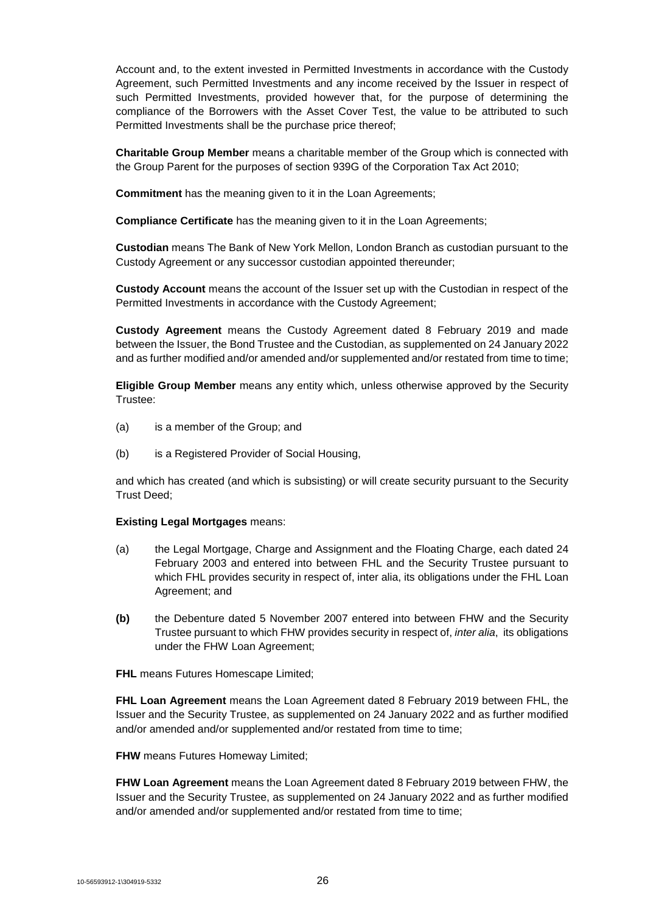Account and, to the extent invested in Permitted Investments in accordance with the Custody Agreement, such Permitted Investments and any income received by the Issuer in respect of such Permitted Investments, provided however that, for the purpose of determining the compliance of the Borrowers with the Asset Cover Test, the value to be attributed to such Permitted Investments shall be the purchase price thereof;

**Charitable Group Member** means a charitable member of the Group which is connected with the Group Parent for the purposes of section 939G of the Corporation Tax Act 2010;

**Commitment** has the meaning given to it in the Loan Agreements;

**Compliance Certificate** has the meaning given to it in the Loan Agreements;

**Custodian** means The Bank of New York Mellon, London Branch as custodian pursuant to the Custody Agreement or any successor custodian appointed thereunder;

**Custody Account** means the account of the Issuer set up with the Custodian in respect of the Permitted Investments in accordance with the Custody Agreement;

**Custody Agreement** means the Custody Agreement dated 8 February 2019 and made between the Issuer, the Bond Trustee and the Custodian, as supplemented on 24 January 2022 and as further modified and/or amended and/or supplemented and/or restated from time to time;

**Eligible Group Member** means any entity which, unless otherwise approved by the Security Trustee:

(a) is a member of the Group; and

(b) is a Registered Provider of Social Housing,

and which has created (and which is subsisting) or will create security pursuant to the Security Trust Deed;

**Existing Legal Mortgages** means:

(a) the Legal Mortgage, Charge and Assignment and the Floating Charge, each dated 24 February 2003 and entered into between FHL and the Security Trustee pursuant to which FHL provides security in respect of, inter alia, its obligations under the FHL Loan Agreement; and

**(b)** the Debenture dated 5 November 2007 entered into between FHW and the Security Trustee pursuant to which FHW provides security in respect of, *inter alia*, its obligations under the FHW Loan Agreement;

**FHL** means Futures Homescape Limited;

**FHL Loan Agreement** means the Loan Agreement dated 8 February 2019 between FHL, the Issuer and the Security Trustee, as supplemented on 24 January 2022 and as further modified and/or amended and/or supplemented and/or restated from time to time;

**FHW** means Futures Homeway Limited;

**FHW Loan Agreement** means the Loan Agreement dated 8 February 2019 between FHW, the Issuer and the Security Trustee, as supplemented on 24 January 2022 and as further modified and/or amended and/or supplemented and/or restated from time to time;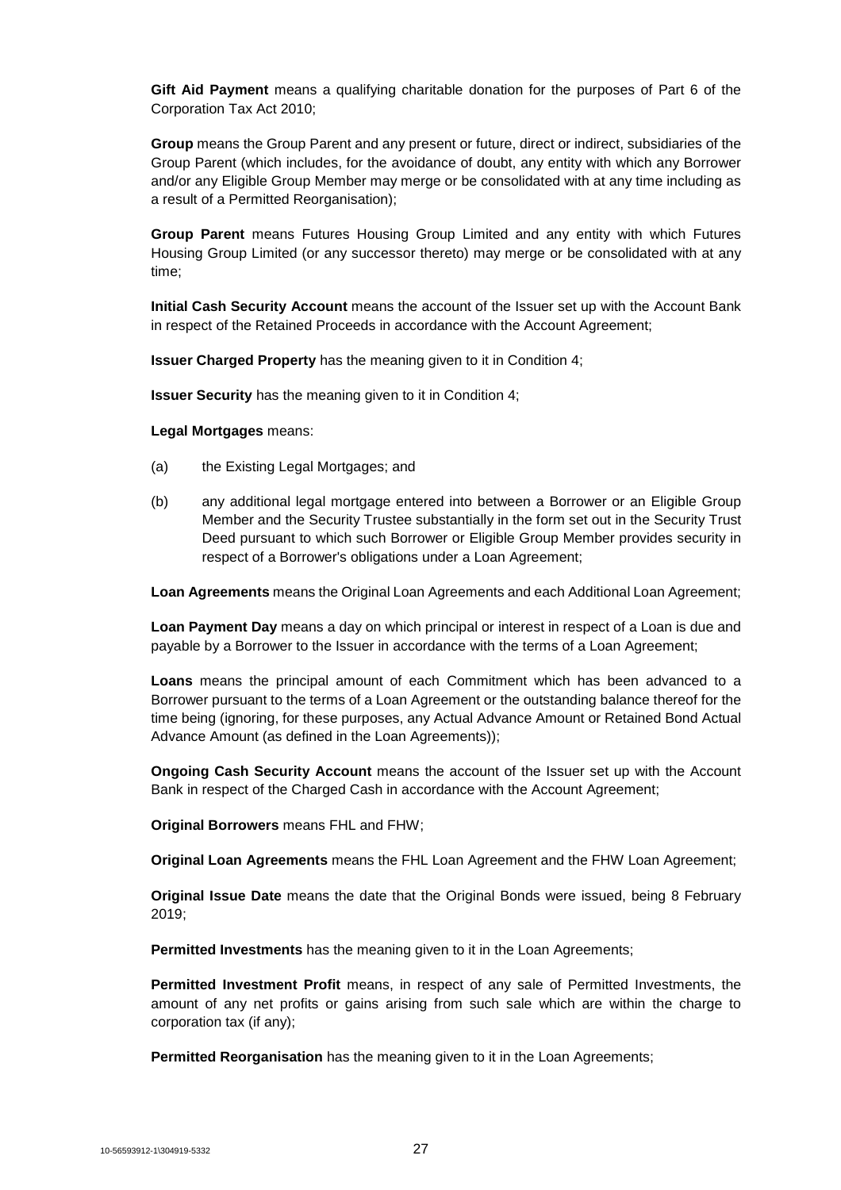**Gift Aid Payment** means a qualifying charitable donation for the purposes of Part 6 of the Corporation Tax Act 2010;

**Group** means the Group Parent and any present or future, direct or indirect, subsidiaries of the Group Parent (which includes, for the avoidance of doubt, any entity with which any Borrower and/or any Eligible Group Member may merge or be consolidated with at any time including as a result of a Permitted Reorganisation);

**Group Parent** means Futures Housing Group Limited and any entity with which Futures Housing Group Limited (or any successor thereto) may merge or be consolidated with at any time;

**Initial Cash Security Account** means the account of the Issuer set up with the Account Bank in respect of the Retained Proceeds in accordance with the Account Agreement;

**Issuer Charged Property** has the meaning given to it in Condition 4;

**Issuer Security** has the meaning given to it in Condition 4;

**Legal Mortgages** means:

(a) the Existing Legal Mortgages; and

(b) any additional legal mortgage entered into between a Borrower or an Eligible Group Member and the Security Trustee substantially in the form set out in the Security Trust Deed pursuant to which such Borrower or Eligible Group Member provides security in respect of a Borrower's obligations under a Loan Agreement;

**Loan Agreements** means the Original Loan Agreements and each Additional Loan Agreement;

**Loan Payment Day** means a day on which principal or interest in respect of a Loan is due and payable by a Borrower to the Issuer in accordance with the terms of a Loan Agreement;

**Loans** means the principal amount of each Commitment which has been advanced to a Borrower pursuant to the terms of a Loan Agreement or the outstanding balance thereof for the time being (ignoring, for these purposes, any Actual Advance Amount or Retained Bond Actual Advance Amount (as defined in the Loan Agreements));

**Ongoing Cash Security Account** means the account of the Issuer set up with the Account Bank in respect of the Charged Cash in accordance with the Account Agreement;

**Original Borrowers** means FHL and FHW;

**Original Loan Agreements** means the FHL Loan Agreement and the FHW Loan Agreement;

**Original Issue Date** means the date that the Original Bonds were issued, being 8 February 2019;

**Permitted Investments** has the meaning given to it in the Loan Agreements;

**Permitted Investment Profit** means, in respect of any sale of Permitted Investments, the amount of any net profits or gains arising from such sale which are within the charge to corporation tax (if any);

**Permitted Reorganisation** has the meaning given to it in the Loan Agreements;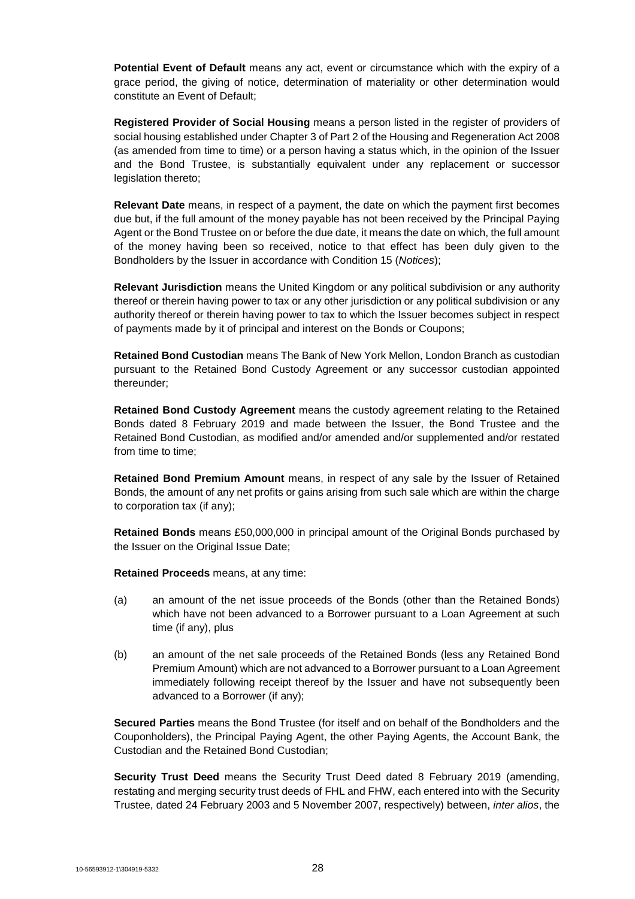**Potential Event of Default** means any act, event or circumstance which with the expiry of a grace period, the giving of notice, determination of materiality or other determination would constitute an Event of Default;

**Registered Provider of Social Housing** means a person listed in the register of providers of social housing established under Chapter 3 of Part 2 of the Housing and Regeneration Act 2008 (as amended from time to time) or a person having a status which, in the opinion of the Issuer and the Bond Trustee, is substantially equivalent under any replacement or successor legislation thereto;

**Relevant Date** means, in respect of a payment, the date on which the payment first becomes due but, if the full amount of the money payable has not been received by the Principal Paying Agent or the Bond Trustee on or before the due date, it means the date on which, the full amount of the money having been so received, notice to that effect has been duly given to the Bondholders by the Issuer in accordance with Condition 15 (*Notices*);

**Relevant Jurisdiction** means the United Kingdom or any political subdivision or any authority thereof or therein having power to tax or any other jurisdiction or any political subdivision or any authority thereof or therein having power to tax to which the Issuer becomes subject in respect of payments made by it of principal and interest on the Bonds or Coupons;

**Retained Bond Custodian** means The Bank of New York Mellon, London Branch as custodian pursuant to the Retained Bond Custody Agreement or any successor custodian appointed thereunder;

**Retained Bond Custody Agreement** means the custody agreement relating to the Retained Bonds dated 8 February 2019 and made between the Issuer, the Bond Trustee and the Retained Bond Custodian, as modified and/or amended and/or supplemented and/or restated from time to time;

**Retained Bond Premium Amount** means, in respect of any sale by the Issuer of Retained Bonds, the amount of any net profits or gains arising from such sale which are within the charge to corporation tax (if any);

**Retained Bonds** means £50,000,000 in principal amount of the Original Bonds purchased by the Issuer on the Original Issue Date;

**Retained Proceeds** means, at any time:

(a) an amount of the net issue proceeds of the Bonds (other than the Retained Bonds) which have not been advanced to a Borrower pursuant to a Loan Agreement at such time (if any), plus

(b) an amount of the net sale proceeds of the Retained Bonds (less any Retained Bond Premium Amount) which are not advanced to a Borrower pursuant to a Loan Agreement immediately following receipt thereof by the Issuer and have not subsequently been advanced to a Borrower (if any);

**Secured Parties** means the Bond Trustee (for itself and on behalf of the Bondholders and the Couponholders), the Principal Paying Agent, the other Paying Agents, the Account Bank, the Custodian and the Retained Bond Custodian;

**Security Trust Deed** means the Security Trust Deed dated 8 February 2019 (amending, restating and merging security trust deeds of FHL and FHW, each entered into with the Security Trustee, dated 24 February 2003 and 5 November 2007, respectively) between, *inter alios*, the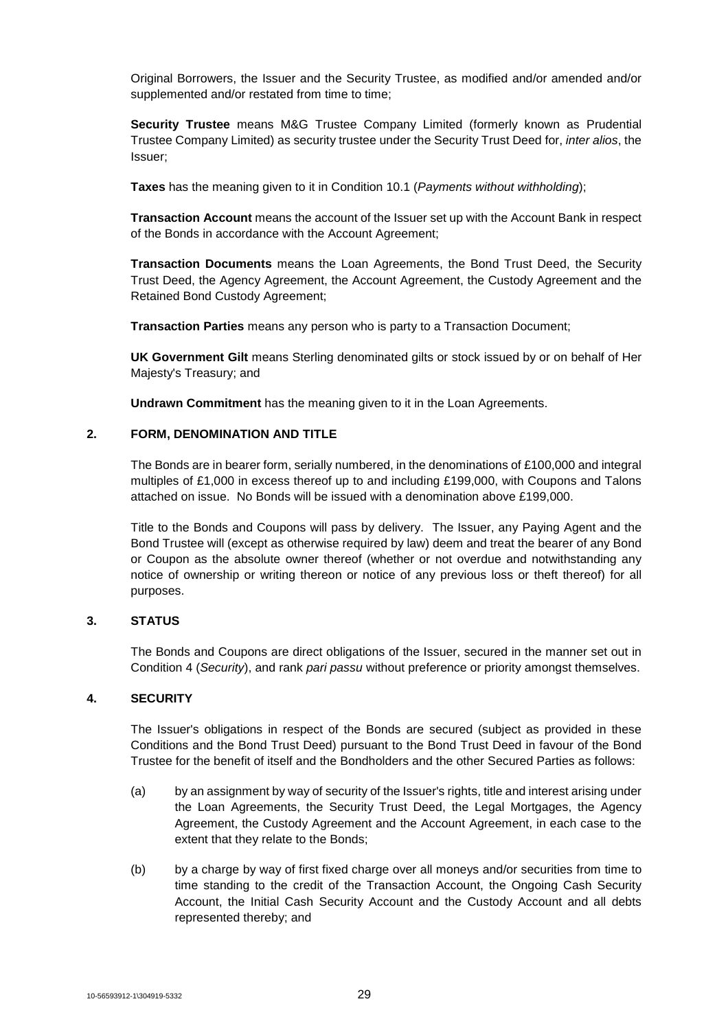Original Borrowers, the Issuer and the Security Trustee, as modified and/or amended and/or supplemented and/or restated from time to time;

**Security Trustee** means M&G Trustee Company Limited (formerly known as Prudential Trustee Company Limited) as security trustee under the Security Trust Deed for, *inter alios*, the Issuer;

**Taxes** has the meaning given to it in Condition 10.1 (*Payments without withholding*);

**Transaction Account** means the account of the Issuer set up with the Account Bank in respect of the Bonds in accordance with the Account Agreement;

**Transaction Documents** means the Loan Agreements, the Bond Trust Deed, the Security Trust Deed, the Agency Agreement, the Account Agreement, the Custody Agreement and the Retained Bond Custody Agreement;

**Transaction Parties** means any person who is party to a Transaction Document;

**UK Government Gilt** means Sterling denominated gilts or stock issued by or on behalf of Her Majesty's Treasury; and

**Undrawn Commitment** has the meaning given to it in the Loan Agreements.

## 2. FORM, DENOMINATION AND TITLE

The Bonds are in bearer form, serially numbered, in the denominations of £100,000 and integral multiples of £1,000 in excess thereof up to and including £199,000, with Coupons and Talons attached on issue. No Bonds will be issued with a denomination above £199,000.

Title to the Bonds and Coupons will pass by delivery. The Issuer, any Paying Agent and the Bond Trustee will (except as otherwise required by law) deem and treat the bearer of any Bond or Coupon as the absolute owner thereof (whether or not overdue and notwithstanding any notice of ownership or writing thereon or notice of any previous loss or theft thereof) for all purposes.

## 3. STATUS

The Bonds and Coupons are direct obligations of the Issuer, secured in the manner set out in Condition 4 (*Security*), and rank *pari passu* without preference or priority amongst themselves.

## 4. SECURITY

The Issuer's obligations in respect of the Bonds are secured (subject as provided in these Conditions and the Bond Trust Deed) pursuant to the Bond Trust Deed in favour of the Bond Trustee for the benefit of itself and the Bondholders and the other Secured Parties as follows:

(a) by an assignment by way of security of the Issuer's rights, title and interest arising under the Loan Agreements, the Security Trust Deed, the Legal Mortgages, the Agency Agreement, the Custody Agreement and the Account Agreement, in each case to the extent that they relate to the Bonds;

(b) by a charge by way of first fixed charge over all moneys and/or securities from time to time standing to the credit of the Transaction Account, the Ongoing Cash Security Account, the Initial Cash Security Account and the Custody Account and all debts represented thereby; and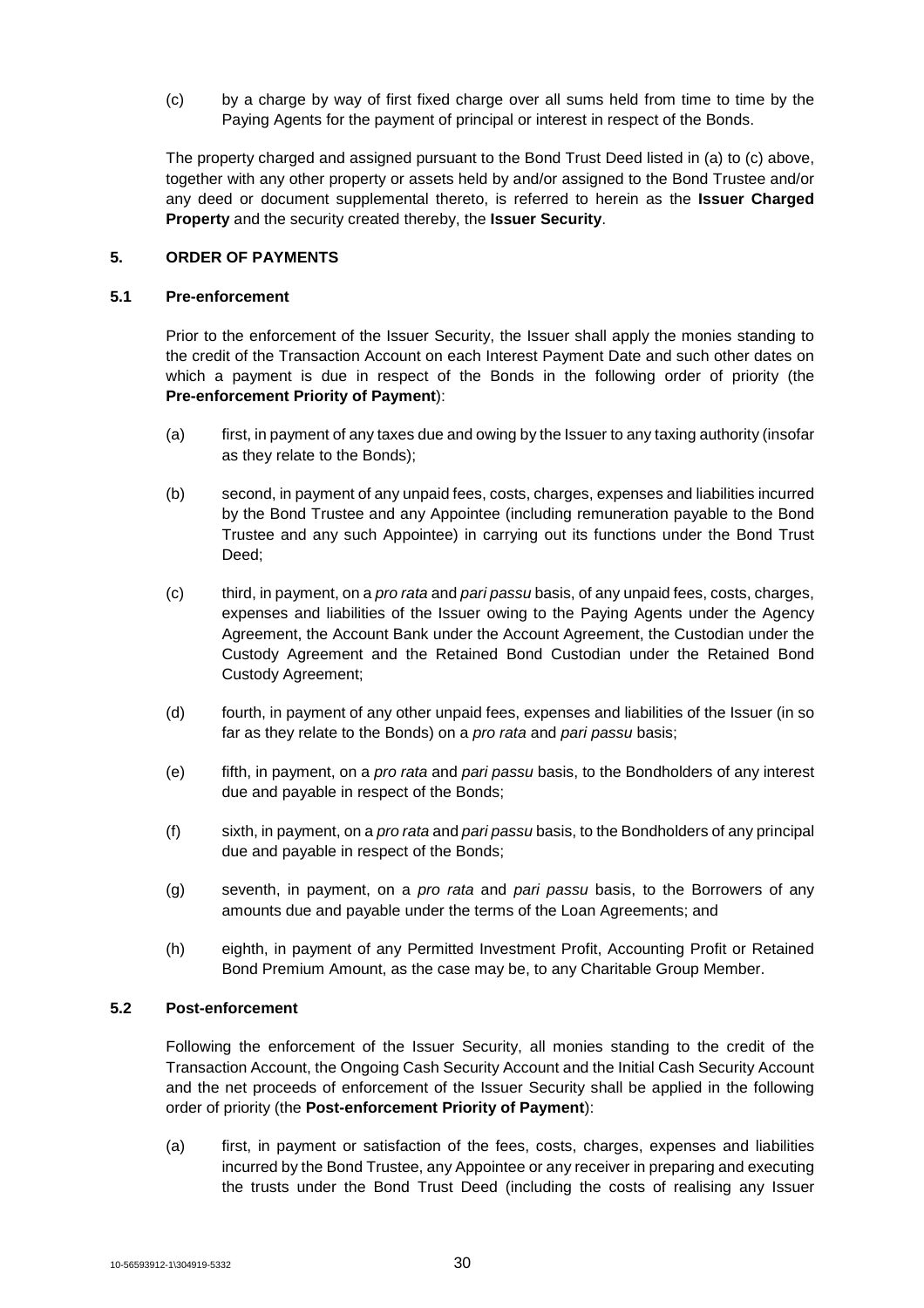(c) by a charge by way of first fixed charge over all sums held from time to time by the Paying Agents for the payment of principal or interest in respect of the Bonds.

The property charged and assigned pursuant to the Bond Trust Deed listed in (a) to (c) above, together with any other property or assets held by and/or assigned to the Bond Trustee and/or any deed or document supplemental thereto, is referred to herein as the **Issuer Charged Property** and the security created thereby, the **Issuer Security**.

## 5. ORDER OF PAYMENTS

### 5.1 Pre-enforcement

Prior to the enforcement of the Issuer Security, the Issuer shall apply the monies standing to the credit of the Transaction Account on each Interest Payment Date and such other dates on which a payment is due in respect of the Bonds in the following order of priority (the **Pre-enforcement Priority of Payment**):

(a) first, in payment of any taxes due and owing by the Issuer to any taxing authority (insofar as they relate to the Bonds);

(b) second, in payment of any unpaid fees, costs, charges, expenses and liabilities incurred by the Bond Trustee and any Appointee (including remuneration payable to the Bond Trustee and any such Appointee) in carrying out its functions under the Bond Trust Deed;

(c) third, in payment, on a *pro rata* and *pari passu* basis, of any unpaid fees, costs, charges, expenses and liabilities of the Issuer owing to the Paying Agents under the Agency Agreement, the Account Bank under the Account Agreement, the Custodian under the Custody Agreement and the Retained Bond Custodian under the Retained Bond Custody Agreement;

(d) fourth, in payment of any other unpaid fees, expenses and liabilities of the Issuer (in so far as they relate to the Bonds) on a *pro rata* and *pari passu* basis;

(e) fifth, in payment, on a *pro rata* and *pari passu* basis, to the Bondholders of any interest due and payable in respect of the Bonds;

(f) sixth, in payment, on a *pro rata* and *pari passu* basis, to the Bondholders of any principal due and payable in respect of the Bonds;

(g) seventh, in payment, on a *pro rata* and *pari passu* basis, to the Borrowers of any amounts due and payable under the terms of the Loan Agreements; and

(h) eighth, in payment of any Permitted Investment Profit, Accounting Profit or Retained Bond Premium Amount, as the case may be, to any Charitable Group Member.

### 5.2 Post-enforcement

Following the enforcement of the Issuer Security, all monies standing to the credit of the Transaction Account, the Ongoing Cash Security Account and the Initial Cash Security Account and the net proceeds of enforcement of the Issuer Security shall be applied in the following order of priority (the **Post-enforcement Priority of Payment**):

(a) first, in payment or satisfaction of the fees, costs, charges, expenses and liabilities incurred by the Bond Trustee, any Appointee or any receiver in preparing and executing the trusts under the Bond Trust Deed (including the costs of realising any Issuer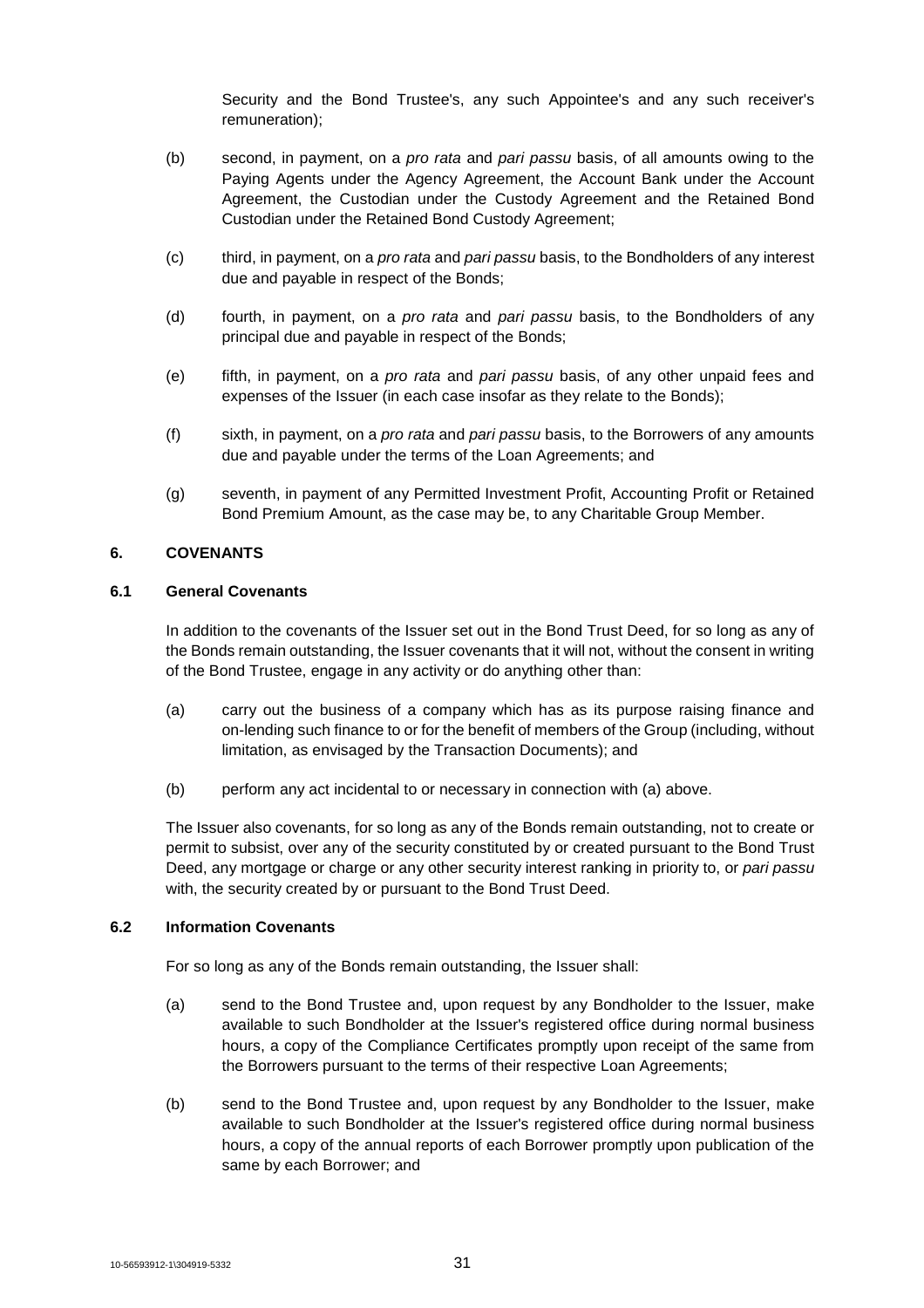Security and the Bond Trustee's, any such Appointee's and any such receiver's remuneration);

(b) second, in payment, on a *pro rata* and *pari passu* basis, of all amounts owing to the Paying Agents under the Agency Agreement, the Account Bank under the Account Agreement, the Custodian under the Custody Agreement and the Retained Bond Custodian under the Retained Bond Custody Agreement;

(c) third, in payment, on a *pro rata* and *pari passu* basis, to the Bondholders of any interest due and payable in respect of the Bonds;

(d) fourth, in payment, on a *pro rata* and *pari passu* basis, to the Bondholders of any principal due and payable in respect of the Bonds;

(e) fifth, in payment, on a *pro rata* and *pari passu* basis, of any other unpaid fees and expenses of the Issuer (in each case insofar as they relate to the Bonds);

(f) sixth, in payment, on a *pro rata* and *pari passu* basis, to the Borrowers of any amounts due and payable under the terms of the Loan Agreements; and

(g) seventh, in payment of any Permitted Investment Profit, Accounting Profit or Retained Bond Premium Amount, as the case may be, to any Charitable Group Member.

## 6. COVENANTS

### 6.1 General Covenants

In addition to the covenants of the Issuer set out in the Bond Trust Deed, for so long as any of the Bonds remain outstanding, the Issuer covenants that it will not, without the consent in writing of the Bond Trustee, engage in any activity or do anything other than:

(a) carry out the business of a company which has as its purpose raising finance and on-lending such finance to or for the benefit of members of the Group (including, without limitation, as envisaged by the Transaction Documents); and

(b) perform any act incidental to or necessary in connection with (a) above.

The Issuer also covenants, for so long as any of the Bonds remain outstanding, not to create or permit to subsist, over any of the security constituted by or created pursuant to the Bond Trust Deed, any mortgage or charge or any other security interest ranking in priority to, or *pari passu* with, the security created by or pursuant to the Bond Trust Deed.

### 6.2 Information Covenants

For so long as any of the Bonds remain outstanding, the Issuer shall:

(a) send to the Bond Trustee and, upon request by any Bondholder to the Issuer, make available to such Bondholder at the Issuer's registered office during normal business hours, a copy of the Compliance Certificates promptly upon receipt of the same from the Borrowers pursuant to the terms of their respective Loan Agreements;

(b) send to the Bond Trustee and, upon request by any Bondholder to the Issuer, make available to such Bondholder at the Issuer's registered office during normal business hours, a copy of the annual reports of each Borrower promptly upon publication of the same by each Borrower; and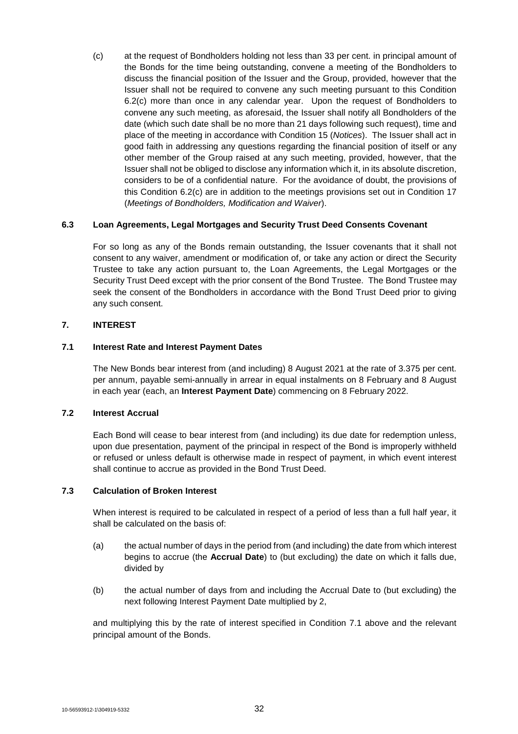(c) at the request of Bondholders holding not less than 33 per cent. in principal amount of the Bonds for the time being outstanding, convene a meeting of the Bondholders to discuss the financial position of the Issuer and the Group, provided, however that the Issuer shall not be required to convene any such meeting pursuant to this Condition 6.2(c) more than once in any calendar year. Upon the request of Bondholders to convene any such meeting, as aforesaid, the Issuer shall notify all Bondholders of the date (which such date shall be no more than 21 days following such request), time and place of the meeting in accordance with Condition 15 (*Notices*). The Issuer shall act in good faith in addressing any questions regarding the financial position of itself or any other member of the Group raised at any such meeting, provided, however, that the Issuer shall not be obliged to disclose any information which it, in its absolute discretion, considers to be of a confidential nature. For the avoidance of doubt, the provisions of this Condition 6.2(c) are in addition to the meetings provisions set out in Condition 17 (*Meetings of Bondholders, Modification and Waiver*).

### 6.3 Loan Agreements, Legal Mortgages and Security Trust Deed Consents Covenant

For so long as any of the Bonds remain outstanding, the Issuer covenants that it shall not consent to any waiver, amendment or modification of, or take any action or direct the Security Trustee to take any action pursuant to, the Loan Agreements, the Legal Mortgages or the Security Trust Deed except with the prior consent of the Bond Trustee. The Bond Trustee may seek the consent of the Bondholders in accordance with the Bond Trust Deed prior to giving any such consent.

## 7. INTEREST

### 7.1 Interest Rate and Interest Payment Dates

The New Bonds bear interest from (and including) 8 August 2021 at the rate of 3.375 per cent. per annum, payable semi-annually in arrear in equal instalments on 8 February and 8 August in each year (each, an **Interest Payment Date**) commencing on 8 February 2022.

### 7.2 Interest Accrual

Each Bond will cease to bear interest from (and including) its due date for redemption unless, upon due presentation, payment of the principal in respect of the Bond is improperly withheld or refused or unless default is otherwise made in respect of payment, in which event interest shall continue to accrue as provided in the Bond Trust Deed.

### 7.3 Calculation of Broken Interest

When interest is required to be calculated in respect of a period of less than a full half year, it shall be calculated on the basis of:

(a) the actual number of days in the period from (and including) the date from which interest begins to accrue (the **Accrual Date**) to (but excluding) the date on which it falls due, divided by

(b) the actual number of days from and including the Accrual Date to (but excluding) the next following Interest Payment Date multiplied by 2,

and multiplying this by the rate of interest specified in Condition 7.1 above and the relevant principal amount of the Bonds.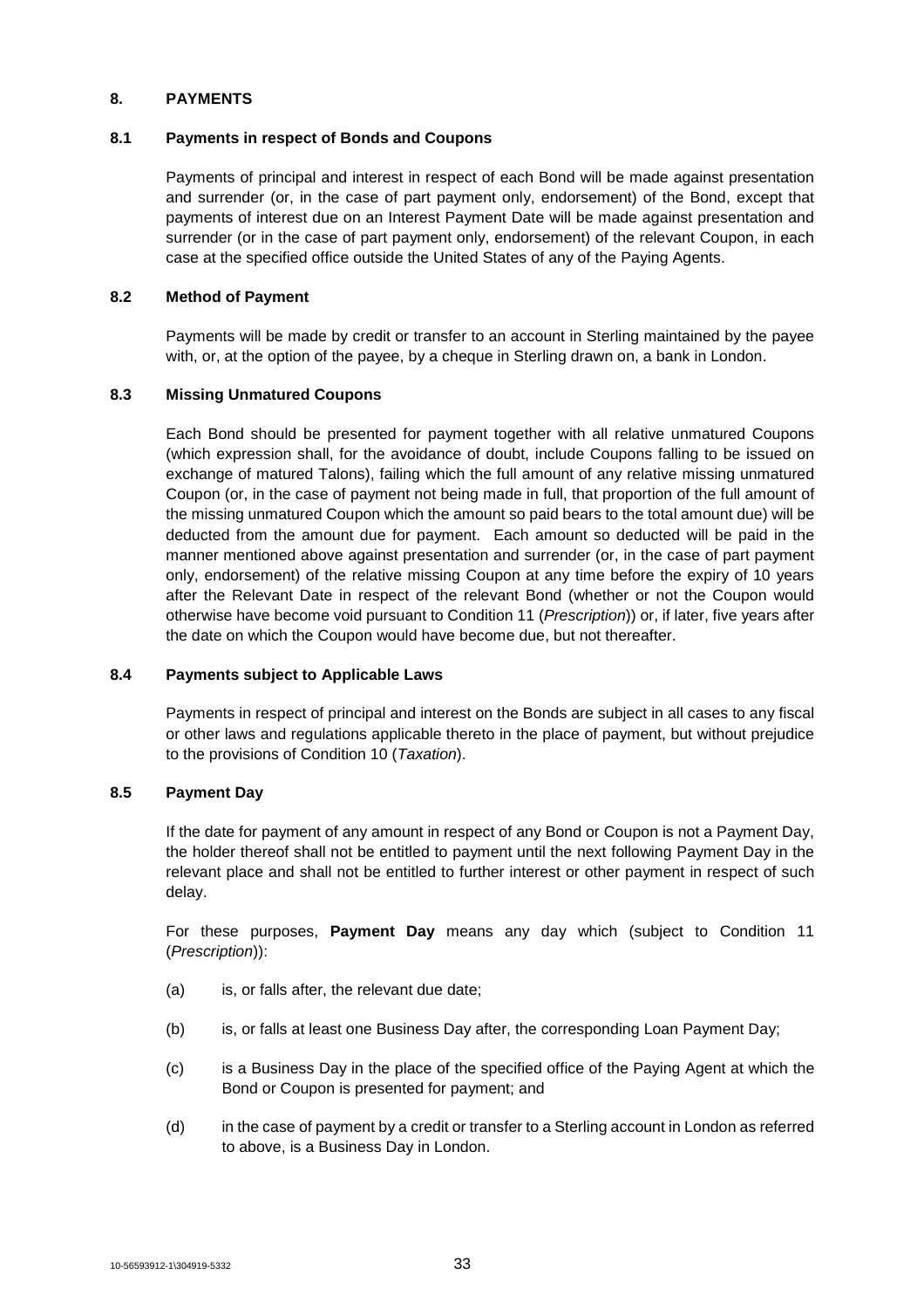## 8. PAYMENTS

### 8.1 Payments in respect of Bonds and Coupons

Payments of principal and interest in respect of each Bond will be made against presentation and surrender (or, in the case of part payment only, endorsement) of the Bond, except that payments of interest due on an Interest Payment Date will be made against presentation and surrender (or in the case of part payment only, endorsement) of the relevant Coupon, in each case at the specified office outside the United States of any of the Paying Agents.

### 8.2 Method of Payment

Payments will be made by credit or transfer to an account in Sterling maintained by the payee with, or, at the option of the payee, by a cheque in Sterling drawn on, a bank in London.

### 8.3 Missing Unmatured Coupons

Each Bond should be presented for payment together with all relative unmatured Coupons (which expression shall, for the avoidance of doubt, include Coupons falling to be issued on exchange of matured Talons), failing which the full amount of any relative missing unmatured Coupon (or, in the case of payment not being made in full, that proportion of the full amount of the missing unmatured Coupon which the amount so paid bears to the total amount due) will be deducted from the amount due for payment. Each amount so deducted will be paid in the manner mentioned above against presentation and surrender (or, in the case of part payment only, endorsement) of the relative missing Coupon at any time before the expiry of 10 years after the Relevant Date in respect of the relevant Bond (whether or not the Coupon would otherwise have become void pursuant to Condition 11 (*Prescription*)) or, if later, five years after the date on which the Coupon would have become due, but not thereafter.

### 8.4 Payments subject to Applicable Laws

Payments in respect of principal and interest on the Bonds are subject in all cases to any fiscal or other laws and regulations applicable thereto in the place of payment, but without prejudice to the provisions of Condition 10 (*Taxation*).

### 8.5 Payment Day

If the date for payment of any amount in respect of any Bond or Coupon is not a Payment Day, the holder thereof shall not be entitled to payment until the next following Payment Day in the relevant place and shall not be entitled to further interest or other payment in respect of such delay.

For these purposes, **Payment Day** means any day which (subject to Condition 11 (*Prescription*)):

(a) is, or falls after, the relevant due date;

(b) is, or falls at least one Business Day after, the corresponding Loan Payment Day;

(c) is a Business Day in the place of the specified office of the Paying Agent at which the Bond or Coupon is presented for payment; and

(d) in the case of payment by a credit or transfer to a Sterling account in London as referred to above, is a Business Day in London.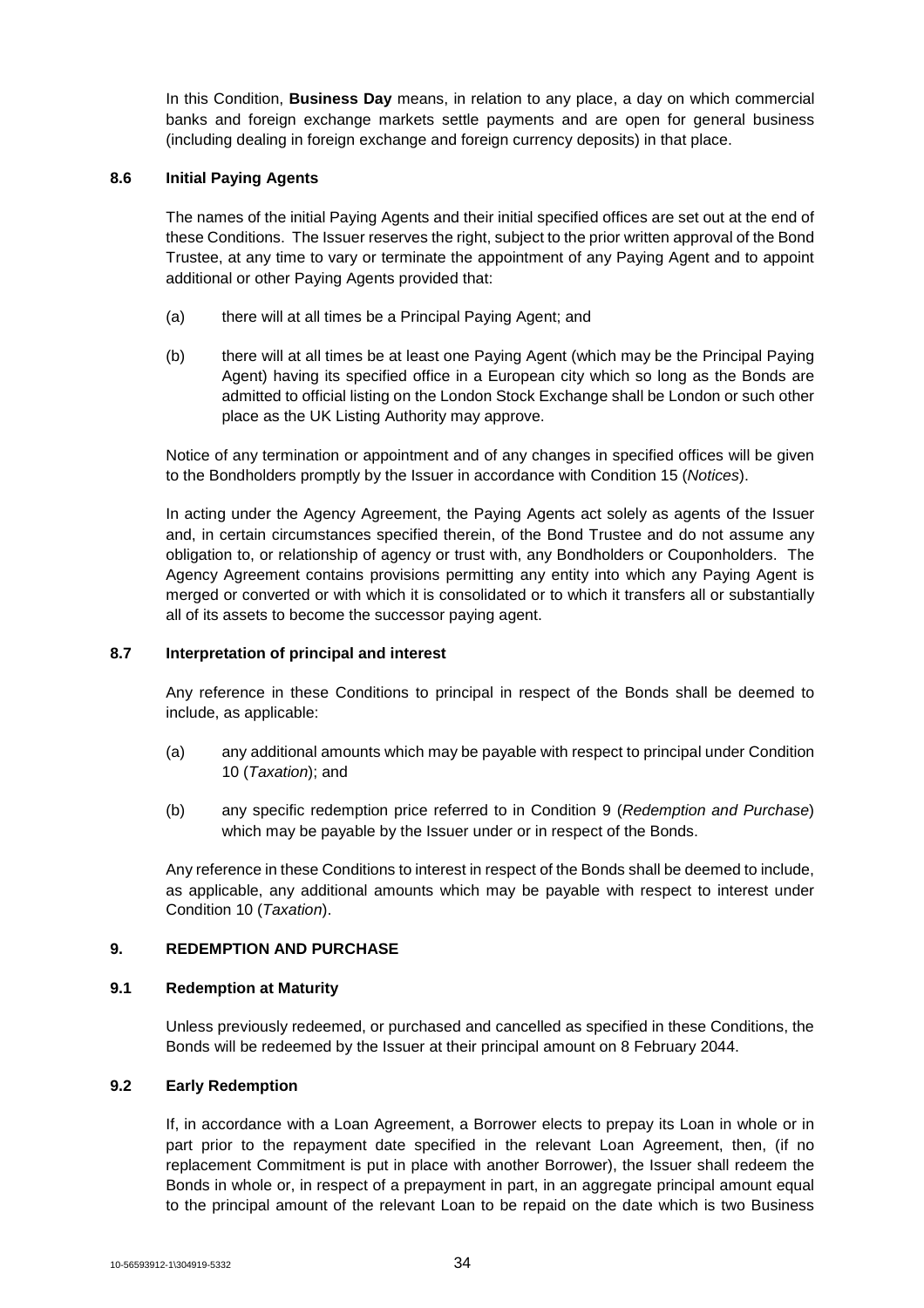In this Condition, **Business Day** means, in relation to any place, a day on which commercial banks and foreign exchange markets settle payments and are open for general business (including dealing in foreign exchange and foreign currency deposits) in that place.

### 8.6 Initial Paying Agents

The names of the initial Paying Agents and their initial specified offices are set out at the end of these Conditions. The Issuer reserves the right, subject to the prior written approval of the Bond Trustee, at any time to vary or terminate the appointment of any Paying Agent and to appoint additional or other Paying Agents provided that:

(a) there will at all times be a Principal Paying Agent; and

(b) there will at all times be at least one Paying Agent (which may be the Principal Paying Agent) having its specified office in a European city which so long as the Bonds are admitted to official listing on the London Stock Exchange shall be London or such other place as the UK Listing Authority may approve.

Notice of any termination or appointment and of any changes in specified offices will be given to the Bondholders promptly by the Issuer in accordance with Condition 15 (*Notices*).

In acting under the Agency Agreement, the Paying Agents act solely as agents of the Issuer and, in certain circumstances specified therein, of the Bond Trustee and do not assume any obligation to, or relationship of agency or trust with, any Bondholders or Couponholders. The Agency Agreement contains provisions permitting any entity into which any Paying Agent is merged or converted or with which it is consolidated or to which it transfers all or substantially all of its assets to become the successor paying agent.

### 8.7 Interpretation of principal and interest

Any reference in these Conditions to principal in respect of the Bonds shall be deemed to include, as applicable:

(a) any additional amounts which may be payable with respect to principal under Condition 10 (*Taxation*); and

(b) any specific redemption price referred to in Condition 9 (*Redemption and Purchase*) which may be payable by the Issuer under or in respect of the Bonds.

Any reference in these Conditions to interest in respect of the Bonds shall be deemed to include, as applicable, any additional amounts which may be payable with respect to interest under Condition 10 (*Taxation*).

## 9. REDEMPTION AND PURCHASE

### 9.1 Redemption at Maturity

Unless previously redeemed, or purchased and cancelled as specified in these Conditions, the Bonds will be redeemed by the Issuer at their principal amount on 8 February 2044.

### 9.2 Early Redemption

If, in accordance with a Loan Agreement, a Borrower elects to prepay its Loan in whole or in part prior to the repayment date specified in the relevant Loan Agreement, then, (if no replacement Commitment is put in place with another Borrower), the Issuer shall redeem the Bonds in whole or, in respect of a prepayment in part, in an aggregate principal amount equal to the principal amount of the relevant Loan to be repaid on the date which is two Business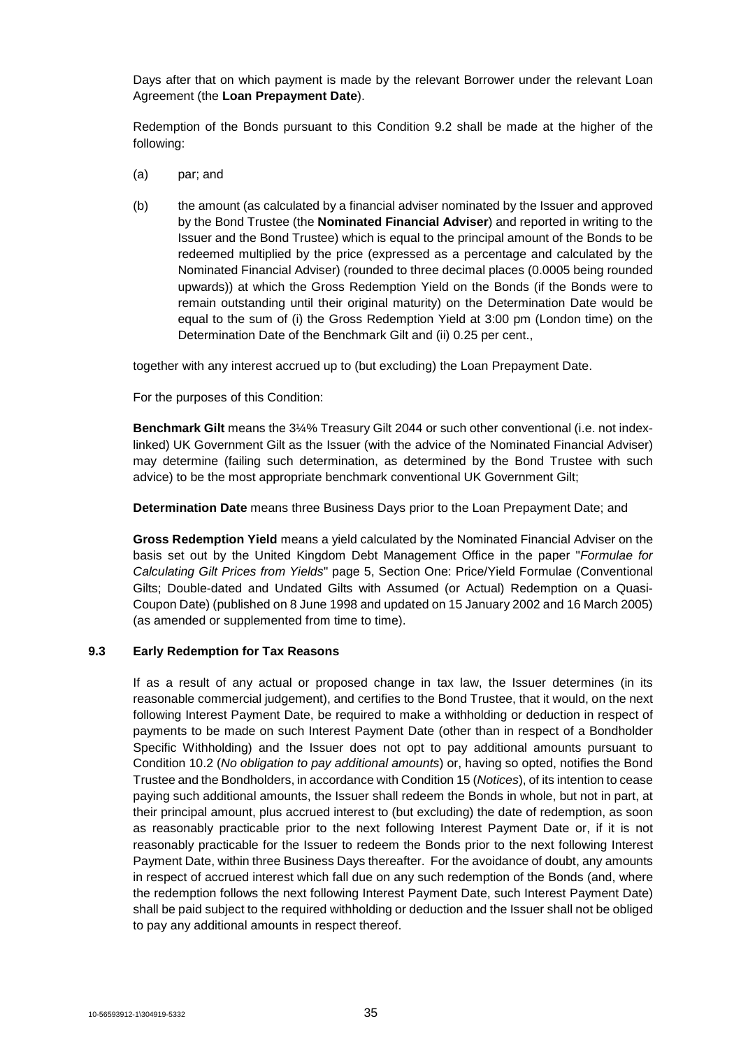Days after that on which payment is made by the relevant Borrower under the relevant Loan Agreement (the **Loan Prepayment Date**).

Redemption of the Bonds pursuant to this Condition 9.2 shall be made at the higher of the following:

(a) par; and

(b) the amount (as calculated by a financial adviser nominated by the Issuer and approved by the Bond Trustee (the **Nominated Financial Adviser**) and reported in writing to the Issuer and the Bond Trustee) which is equal to the principal amount of the Bonds to be redeemed multiplied by the price (expressed as a percentage and calculated by the Nominated Financial Adviser) (rounded to three decimal places (0.0005 being rounded upwards)) at which the Gross Redemption Yield on the Bonds (if the Bonds were to remain outstanding until their original maturity) on the Determination Date would be equal to the sum of (i) the Gross Redemption Yield at 3:00 pm (London time) on the Determination Date of the Benchmark Gilt and (ii) 0.25 per cent.,

together with any interest accrued up to (but excluding) the Loan Prepayment Date.

For the purposes of this Condition:

**Benchmark Gilt** means the 3¼% Treasury Gilt 2044 or such other conventional (i.e. not index-linked) UK Government Gilt as the Issuer (with the advice of the Nominated Financial Adviser) may determine (failing such determination, as determined by the Bond Trustee with such advice) to be the most appropriate benchmark conventional UK Government Gilt;

**Determination Date** means three Business Days prior to the Loan Prepayment Date; and

**Gross Redemption Yield** means a yield calculated by the Nominated Financial Adviser on the basis set out by the United Kingdom Debt Management Office in the paper "*Formulae for Calculating Gilt Prices from Yields*" page 5, Section One: Price/Yield Formulae (Conventional Gilts; Double-dated and Undated Gilts with Assumed (or Actual) Redemption on a Quasi-Coupon Date) (published on 8 June 1998 and updated on 15 January 2002 and 16 March 2005) (as amended or supplemented from time to time).

### 9.3 Early Redemption for Tax Reasons

If as a result of any actual or proposed change in tax law, the Issuer determines (in its reasonable commercial judgement), and certifies to the Bond Trustee, that it would, on the next following Interest Payment Date, be required to make a withholding or deduction in respect of payments to be made on such Interest Payment Date (other than in respect of a Bondholder Specific Withholding) and the Issuer does not opt to pay additional amounts pursuant to Condition 10.2 (*No obligation to pay additional amounts*) or, having so opted, notifies the Bond Trustee and the Bondholders, in accordance with Condition 15 (*Notices*), of its intention to cease paying such additional amounts, the Issuer shall redeem the Bonds in whole, but not in part, at their principal amount, plus accrued interest to (but excluding) the date of redemption, as soon as reasonably practicable prior to the next following Interest Payment Date or, if it is not reasonably practicable for the Issuer to redeem the Bonds prior to the next following Interest Payment Date, within three Business Days thereafter. For the avoidance of doubt, any amounts in respect of accrued interest which fall due on any such redemption of the Bonds (and, where the redemption follows the next following Interest Payment Date, such Interest Payment Date) shall be paid subject to the required withholding or deduction and the Issuer shall not be obliged to pay any additional amounts in respect thereof.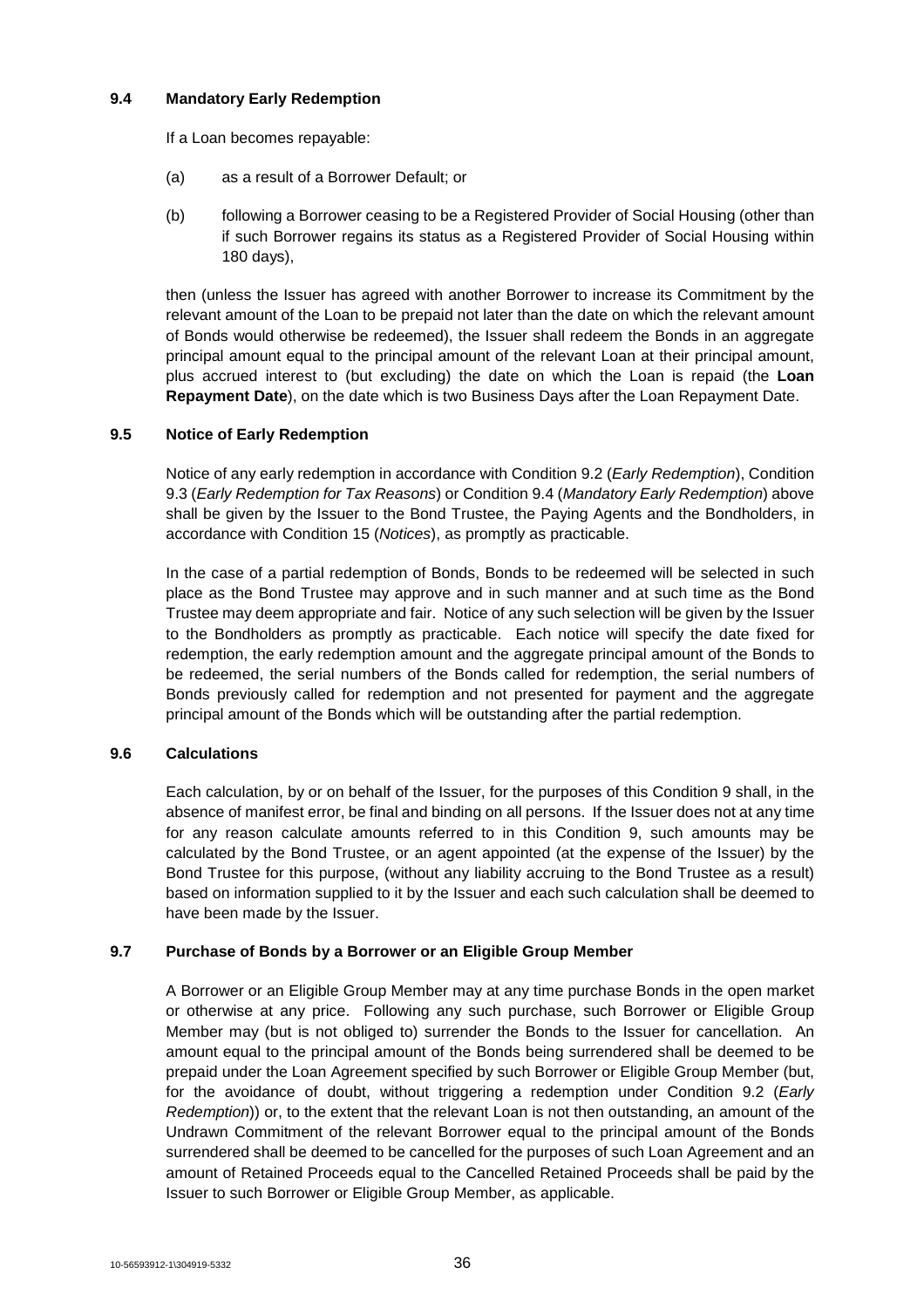### 9.4 Mandatory Early Redemption

If a Loan becomes repayable:

(a) as a result of a Borrower Default; or

(b) following a Borrower ceasing to be a Registered Provider of Social Housing (other than if such Borrower regains its status as a Registered Provider of Social Housing within 180 days),

then (unless the Issuer has agreed with another Borrower to increase its Commitment by the relevant amount of the Loan to be prepaid not later than the date on which the relevant amount of Bonds would otherwise be redeemed), the Issuer shall redeem the Bonds in an aggregate principal amount equal to the principal amount of the relevant Loan at their principal amount, plus accrued interest to (but excluding) the date on which the Loan is repaid (the **Loan Repayment Date**), on the date which is two Business Days after the Loan Repayment Date.

### 9.5 Notice of Early Redemption

Notice of any early redemption in accordance with Condition 9.2 (*Early Redemption*), Condition 9.3 (*Early Redemption for Tax Reasons*) or Condition 9.4 (*Mandatory Early Redemption*) above shall be given by the Issuer to the Bond Trustee, the Paying Agents and the Bondholders, in accordance with Condition 15 (*Notices*), as promptly as practicable.

In the case of a partial redemption of Bonds, Bonds to be redeemed will be selected in such place as the Bond Trustee may approve and in such manner and at such time as the Bond Trustee may deem appropriate and fair. Notice of any such selection will be given by the Issuer to the Bondholders as promptly as practicable. Each notice will specify the date fixed for redemption, the early redemption amount and the aggregate principal amount of the Bonds to be redeemed, the serial numbers of the Bonds called for redemption, the serial numbers of Bonds previously called for redemption and not presented for payment and the aggregate principal amount of the Bonds which will be outstanding after the partial redemption.

### 9.6 Calculations

Each calculation, by or on behalf of the Issuer, for the purposes of this Condition 9 shall, in the absence of manifest error, be final and binding on all persons. If the Issuer does not at any time for any reason calculate amounts referred to in this Condition 9, such amounts may be calculated by the Bond Trustee, or an agent appointed (at the expense of the Issuer) by the Bond Trustee for this purpose, (without any liability accruing to the Bond Trustee as a result) based on information supplied to it by the Issuer and each such calculation shall be deemed to have been made by the Issuer.

### 9.7 Purchase of Bonds by a Borrower or an Eligible Group Member

A Borrower or an Eligible Group Member may at any time purchase Bonds in the open market or otherwise at any price. Following any such purchase, such Borrower or Eligible Group Member may (but is not obliged to) surrender the Bonds to the Issuer for cancellation. An amount equal to the principal amount of the Bonds being surrendered shall be deemed to be prepaid under the Loan Agreement specified by such Borrower or Eligible Group Member (but, for the avoidance of doubt, without triggering a redemption under Condition 9.2 (*Early Redemption*)) or, to the extent that the relevant Loan is not then outstanding, an amount of the Undrawn Commitment of the relevant Borrower equal to the principal amount of the Bonds surrendered shall be deemed to be cancelled for the purposes of such Loan Agreement and an amount of Retained Proceeds equal to the Cancelled Retained Proceeds shall be paid by the Issuer to such Borrower or Eligible Group Member, as applicable.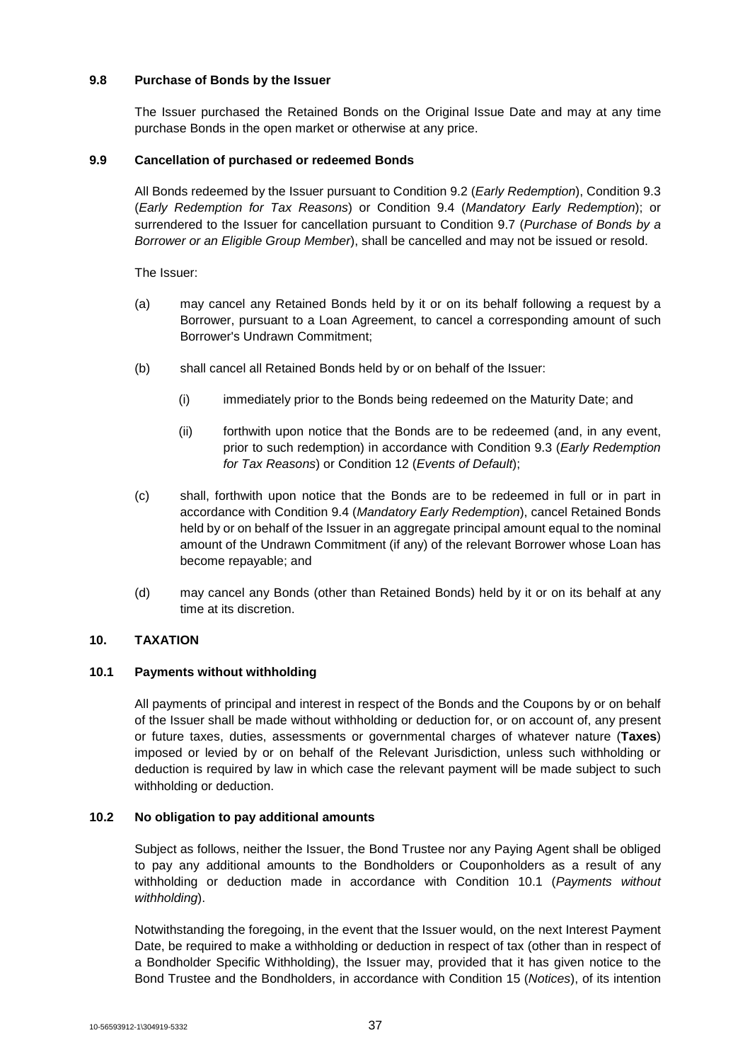### 9.8 Purchase of Bonds by the Issuer

The Issuer purchased the Retained Bonds on the Original Issue Date and may at any time purchase Bonds in the open market or otherwise at any price.

### 9.9 Cancellation of purchased or redeemed Bonds

All Bonds redeemed by the Issuer pursuant to Condition 9.2 (*Early Redemption*), Condition 9.3 (*Early Redemption for Tax Reasons*) or Condition 9.4 (*Mandatory Early Redemption*); or surrendered to the Issuer for cancellation pursuant to Condition 9.7 (*Purchase of Bonds by a Borrower or an Eligible Group Member*), shall be cancelled and may not be issued or resold.

The Issuer:

(a) may cancel any Retained Bonds held by it or on its behalf following a request by a Borrower, pursuant to a Loan Agreement, to cancel a corresponding amount of such Borrower's Undrawn Commitment;

(b) shall cancel all Retained Bonds held by or on behalf of the Issuer:

 (i) immediately prior to the Bonds being redeemed on the Maturity Date; and

 (ii) forthwith upon notice that the Bonds are to be redeemed (and, in any event, prior to such redemption) in accordance with Condition 9.3 (*Early Redemption for Tax Reasons*) or Condition 12 (*Events of Default*);

(c) shall, forthwith upon notice that the Bonds are to be redeemed in full or in part in accordance with Condition 9.4 (*Mandatory Early Redemption*), cancel Retained Bonds held by or on behalf of the Issuer in an aggregate principal amount equal to the nominal amount of the Undrawn Commitment (if any) of the relevant Borrower whose Loan has become repayable; and

(d) may cancel any Bonds (other than Retained Bonds) held by it or on its behalf at any time at its discretion.

## 10. TAXATION

### 10.1 Payments without withholding

All payments of principal and interest in respect of the Bonds and the Coupons by or on behalf of the Issuer shall be made without withholding or deduction for, or on account of, any present or future taxes, duties, assessments or governmental charges of whatever nature (**Taxes**) imposed or levied by or on behalf of the Relevant Jurisdiction, unless such withholding or deduction is required by law in which case the relevant payment will be made subject to such withholding or deduction.

### 10.2 No obligation to pay additional amounts

Subject as follows, neither the Issuer, the Bond Trustee nor any Paying Agent shall be obliged to pay any additional amounts to the Bondholders or Couponholders as a result of any withholding or deduction made in accordance with Condition 10.1 (*Payments without withholding*).

Notwithstanding the foregoing, in the event that the Issuer would, on the next Interest Payment Date, be required to make a withholding or deduction in respect of tax (other than in respect of a Bondholder Specific Withholding), the Issuer may, provided that it has given notice to the Bond Trustee and the Bondholders, in accordance with Condition 15 (*Notices*), of its intention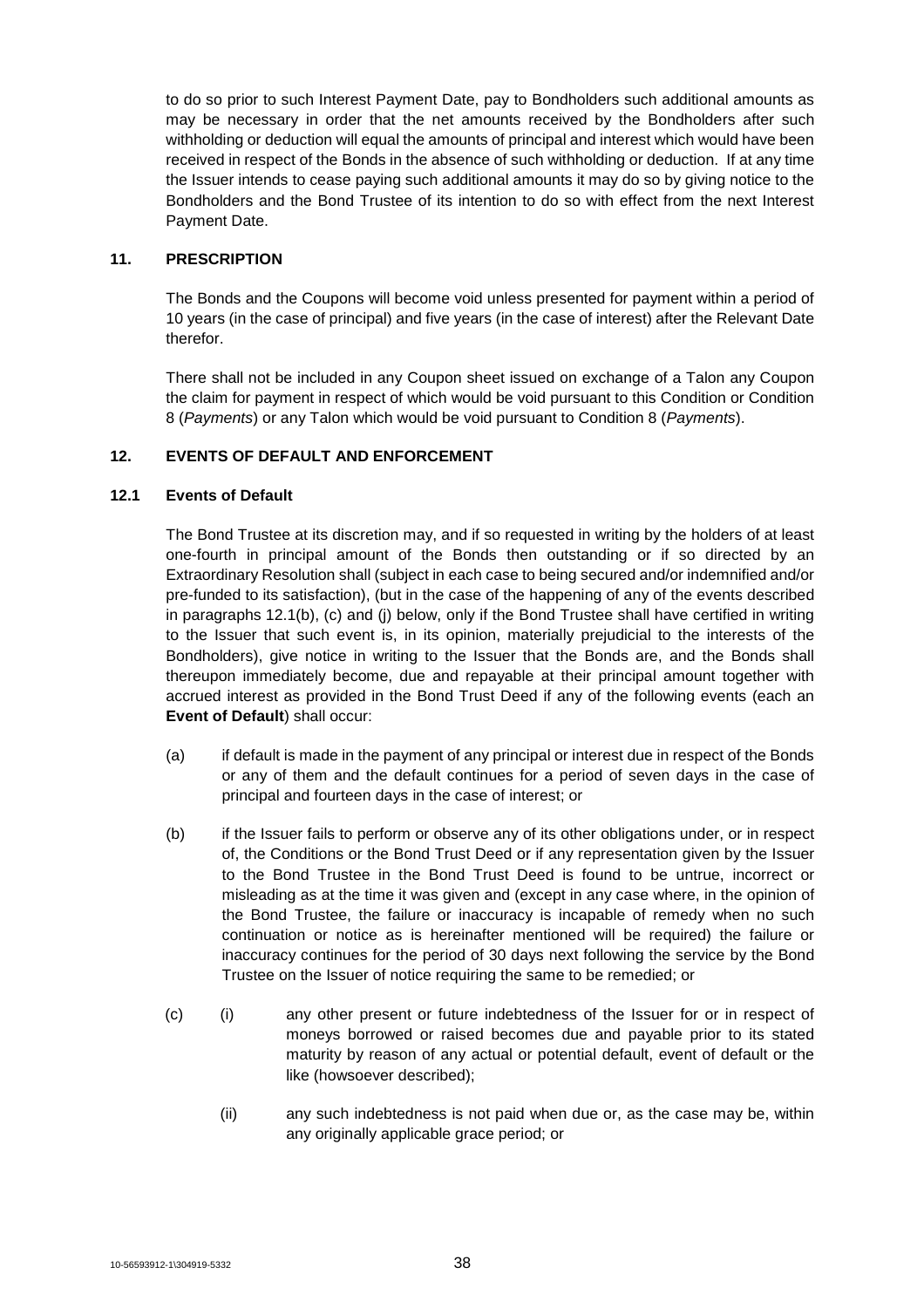to do so prior to such Interest Payment Date, pay to Bondholders such additional amounts as may be necessary in order that the net amounts received by the Bondholders after such withholding or deduction will equal the amounts of principal and interest which would have been received in respect of the Bonds in the absence of such withholding or deduction. If at any time the Issuer intends to cease paying such additional amounts it may do so by giving notice to the Bondholders and the Bond Trustee of its intention to do so with effect from the next Interest Payment Date.

## 11. PRESCRIPTION

The Bonds and the Coupons will become void unless presented for payment within a period of 10 years (in the case of principal) and five years (in the case of interest) after the Relevant Date therefor.

There shall not be included in any Coupon sheet issued on exchange of a Talon any Coupon the claim for payment in respect of which would be void pursuant to this Condition or Condition 8 (*Payments*) or any Talon which would be void pursuant to Condition 8 (*Payments*).

## 12. EVENTS OF DEFAULT AND ENFORCEMENT

### 12.1 Events of Default

The Bond Trustee at its discretion may, and if so requested in writing by the holders of at least one-fourth in principal amount of the Bonds then outstanding or if so directed by an Extraordinary Resolution shall (subject in each case to being secured and/or indemnified and/or pre-funded to its satisfaction), (but in the case of the happening of any of the events described in paragraphs 12.1(b), (c) and (j) below, only if the Bond Trustee shall have certified in writing to the Issuer that such event is, in its opinion, materially prejudicial to the interests of the Bondholders), give notice in writing to the Issuer that the Bonds are, and the Bonds shall thereupon immediately become, due and repayable at their principal amount together with accrued interest as provided in the Bond Trust Deed if any of the following events (each an **Event of Default**) shall occur:

(a) if default is made in the payment of any principal or interest due in respect of the Bonds or any of them and the default continues for a period of seven days in the case of principal and fourteen days in the case of interest; or

(b) if the Issuer fails to perform or observe any of its other obligations under, or in respect of, the Conditions or the Bond Trust Deed or if any representation given by the Issuer to the Bond Trustee in the Bond Trust Deed is found to be untrue, incorrect or misleading as at the time it was given and (except in any case where, in the opinion of the Bond Trustee, the failure or inaccuracy is incapable of remedy when no such continuation or notice as is hereinafter mentioned will be required) the failure or inaccuracy continues for the period of 30 days next following the service by the Bond Trustee on the Issuer of notice requiring the same to be remedied; or

(c) (i) any other present or future indebtedness of the Issuer for or in respect of moneys borrowed or raised becomes due and payable prior to its stated maturity by reason of any actual or potential default, event of default or the like (howsoever described);

(ii) any such indebtedness is not paid when due or, as the case may be, within any originally applicable grace period; or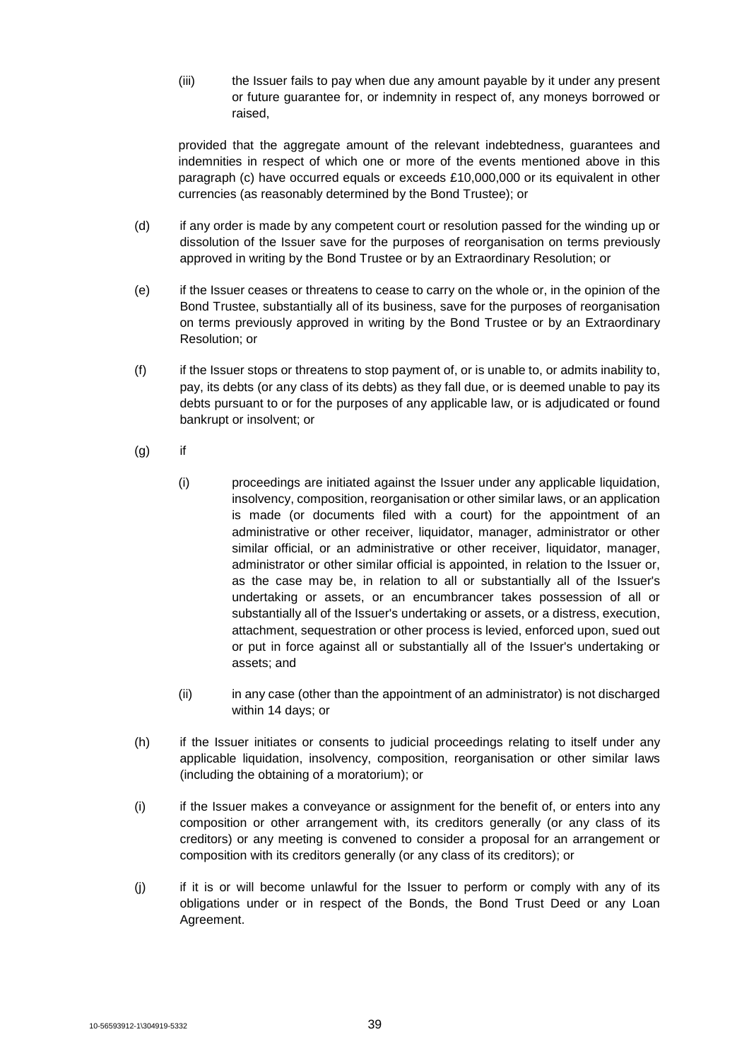(iii) the Issuer fails to pay when due any amount payable by it under any present or future guarantee for, or indemnity in respect of, any moneys borrowed or raised,

provided that the aggregate amount of the relevant indebtedness, guarantees and indemnities in respect of which one or more of the events mentioned above in this paragraph (c) have occurred equals or exceeds £10,000,000 or its equivalent in other currencies (as reasonably determined by the Bond Trustee); or

(d) if any order is made by any competent court or resolution passed for the winding up or dissolution of the Issuer save for the purposes of reorganisation on terms previously approved in writing by the Bond Trustee or by an Extraordinary Resolution; or

(e) if the Issuer ceases or threatens to cease to carry on the whole or, in the opinion of the Bond Trustee, substantially all of its business, save for the purposes of reorganisation on terms previously approved in writing by the Bond Trustee or by an Extraordinary Resolution; or

(f) if the Issuer stops or threatens to stop payment of, or is unable to, or admits inability to, pay, its debts (or any class of its debts) as they fall due, or is deemed unable to pay its debts pursuant to or for the purposes of any applicable law, or is adjudicated or found bankrupt or insolvent; or

(g) if

(i) proceedings are initiated against the Issuer under any applicable liquidation, insolvency, composition, reorganisation or other similar laws, or an application is made (or documents filed with a court) for the appointment of an administrative or other receiver, liquidator, manager, administrator or other similar official, or an administrative or other receiver, liquidator, manager, administrator or other similar official is appointed, in relation to the Issuer or, as the case may be, in relation to all or substantially all of the Issuer's undertaking or assets, or an encumbrancer takes possession of all or substantially all of the Issuer's undertaking or assets, or a distress, execution, attachment, sequestration or other process is levied, enforced upon, sued out or put in force against all or substantially all of the Issuer's undertaking or assets; and

(ii) in any case (other than the appointment of an administrator) is not discharged within 14 days; or

(h) if the Issuer initiates or consents to judicial proceedings relating to itself under any applicable liquidation, insolvency, composition, reorganisation or other similar laws (including the obtaining of a moratorium); or

(i) if the Issuer makes a conveyance or assignment for the benefit of, or enters into any composition or other arrangement with, its creditors generally (or any class of its creditors) or any meeting is convened to consider a proposal for an arrangement or composition with its creditors generally (or any class of its creditors); or

(j) if it is or will become unlawful for the Issuer to perform or comply with any of its obligations under or in respect of the Bonds, the Bond Trust Deed or any Loan Agreement.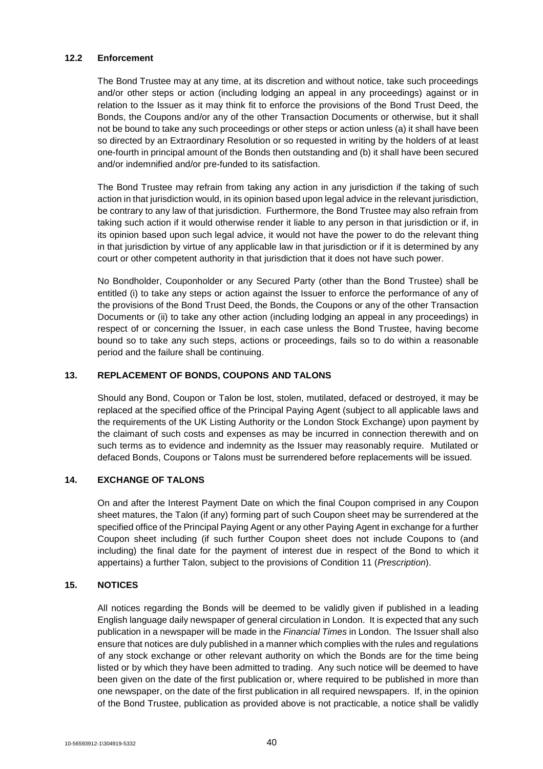### 12.2 Enforcement

The Bond Trustee may at any time, at its discretion and without notice, take such proceedings and/or other steps or action (including lodging an appeal in any proceedings) against or in relation to the Issuer as it may think fit to enforce the provisions of the Bond Trust Deed, the Bonds, the Coupons and/or any of the other Transaction Documents or otherwise, but it shall not be bound to take any such proceedings or other steps or action unless (a) it shall have been so directed by an Extraordinary Resolution or so requested in writing by the holders of at least one-fourth in principal amount of the Bonds then outstanding and (b) it shall have been secured and/or indemnified and/or pre-funded to its satisfaction.

The Bond Trustee may refrain from taking any action in any jurisdiction if the taking of such action in that jurisdiction would, in its opinion based upon legal advice in the relevant jurisdiction, be contrary to any law of that jurisdiction. Furthermore, the Bond Trustee may also refrain from taking such action if it would otherwise render it liable to any person in that jurisdiction or if, in its opinion based upon such legal advice, it would not have the power to do the relevant thing in that jurisdiction by virtue of any applicable law in that jurisdiction or if it is determined by any court or other competent authority in that jurisdiction that it does not have such power.

No Bondholder, Couponholder or any Secured Party (other than the Bond Trustee) shall be entitled (i) to take any steps or action against the Issuer to enforce the performance of any of the provisions of the Bond Trust Deed, the Bonds, the Coupons or any of the other Transaction Documents or (ii) to take any other action (including lodging an appeal in any proceedings) in respect of or concerning the Issuer, in each case unless the Bond Trustee, having become bound so to take any such steps, actions or proceedings, fails so to do within a reasonable period and the failure shall be continuing.

## 13. REPLACEMENT OF BONDS, COUPONS AND TALONS

Should any Bond, Coupon or Talon be lost, stolen, mutilated, defaced or destroyed, it may be replaced at the specified office of the Principal Paying Agent (subject to all applicable laws and the requirements of the UK Listing Authority or the London Stock Exchange) upon payment by the claimant of such costs and expenses as may be incurred in connection therewith and on such terms as to evidence and indemnity as the Issuer may reasonably require. Mutilated or defaced Bonds, Coupons or Talons must be surrendered before replacements will be issued.

## 14. EXCHANGE OF TALONS

On and after the Interest Payment Date on which the final Coupon comprised in any Coupon sheet matures, the Talon (if any) forming part of such Coupon sheet may be surrendered at the specified office of the Principal Paying Agent or any other Paying Agent in exchange for a further Coupon sheet including (if such further Coupon sheet does not include Coupons to (and including) the final date for the payment of interest due in respect of the Bond to which it appertains) a further Talon, subject to the provisions of Condition 11 (*Prescription*).

## 15. NOTICES

All notices regarding the Bonds will be deemed to be validly given if published in a leading English language daily newspaper of general circulation in London. It is expected that any such publication in a newspaper will be made in the *Financial Times* in London. The Issuer shall also ensure that notices are duly published in a manner which complies with the rules and regulations of any stock exchange or other relevant authority on which the Bonds are for the time being listed or by which they have been admitted to trading. Any such notice will be deemed to have been given on the date of the first publication or, where required to be published in more than one newspaper, on the date of the first publication in all required newspapers. If, in the opinion of the Bond Trustee, publication as provided above is not practicable, a notice shall be validly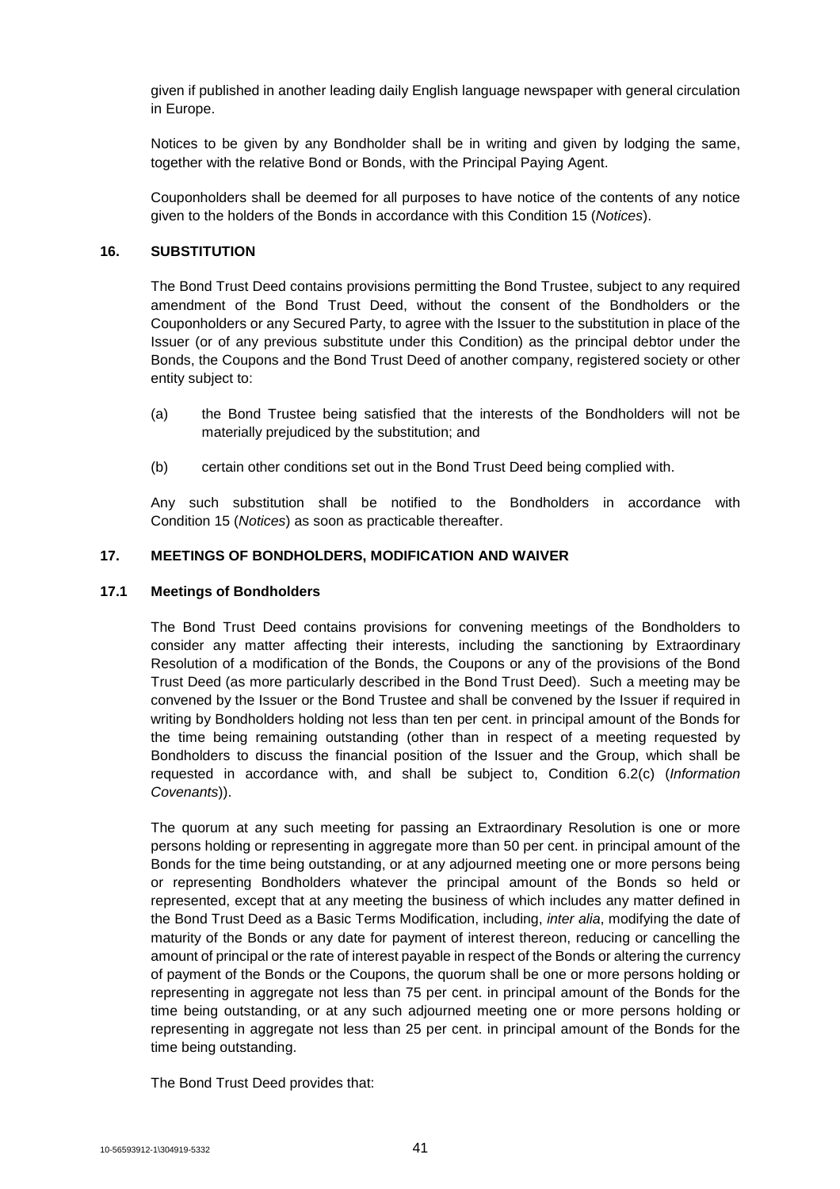given if published in another leading daily English language newspaper with general circulation in Europe.

Notices to be given by any Bondholder shall be in writing and given by lodging the same, together with the relative Bond or Bonds, with the Principal Paying Agent.

Couponholders shall be deemed for all purposes to have notice of the contents of any notice given to the holders of the Bonds in accordance with this Condition 15 (*Notices*).

## 16. SUBSTITUTION

The Bond Trust Deed contains provisions permitting the Bond Trustee, subject to any required amendment of the Bond Trust Deed, without the consent of the Bondholders or the Couponholders or any Secured Party, to agree with the Issuer to the substitution in place of the Issuer (or of any previous substitute under this Condition) as the principal debtor under the Bonds, the Coupons and the Bond Trust Deed of another company, registered society or other entity subject to:

(a) the Bond Trustee being satisfied that the interests of the Bondholders will not be materially prejudiced by the substitution; and

(b) certain other conditions set out in the Bond Trust Deed being complied with.

Any such substitution shall be notified to the Bondholders in accordance with Condition 15 (*Notices*) as soon as practicable thereafter.

## 17. MEETINGS OF BONDHOLDERS, MODIFICATION AND WAIVER

### 17.1 Meetings of Bondholders

The Bond Trust Deed contains provisions for convening meetings of the Bondholders to consider any matter affecting their interests, including the sanctioning by Extraordinary Resolution of a modification of the Bonds, the Coupons or any of the provisions of the Bond Trust Deed (as more particularly described in the Bond Trust Deed). Such a meeting may be convened by the Issuer or the Bond Trustee and shall be convened by the Issuer if required in writing by Bondholders holding not less than ten per cent. in principal amount of the Bonds for the time being remaining outstanding (other than in respect of a meeting requested by Bondholders to discuss the financial position of the Issuer and the Group, which shall be requested in accordance with, and shall be subject to, Condition 6.2(c) (*Information Covenants*)).

The quorum at any such meeting for passing an Extraordinary Resolution is one or more persons holding or representing in aggregate more than 50 per cent. in principal amount of the Bonds for the time being outstanding, or at any adjourned meeting one or more persons being or representing Bondholders whatever the principal amount of the Bonds so held or represented, except that at any meeting the business of which includes any matter defined in the Bond Trust Deed as a Basic Terms Modification, including, *inter alia*, modifying the date of maturity of the Bonds or any date for payment of interest thereon, reducing or cancelling the amount of principal or the rate of interest payable in respect of the Bonds or altering the currency of payment of the Bonds or the Coupons, the quorum shall be one or more persons holding or representing in aggregate not less than 75 per cent. in principal amount of the Bonds for the time being outstanding, or at any such adjourned meeting one or more persons holding or representing in aggregate not less than 25 per cent. in principal amount of the Bonds for the time being outstanding.

The Bond Trust Deed provides that: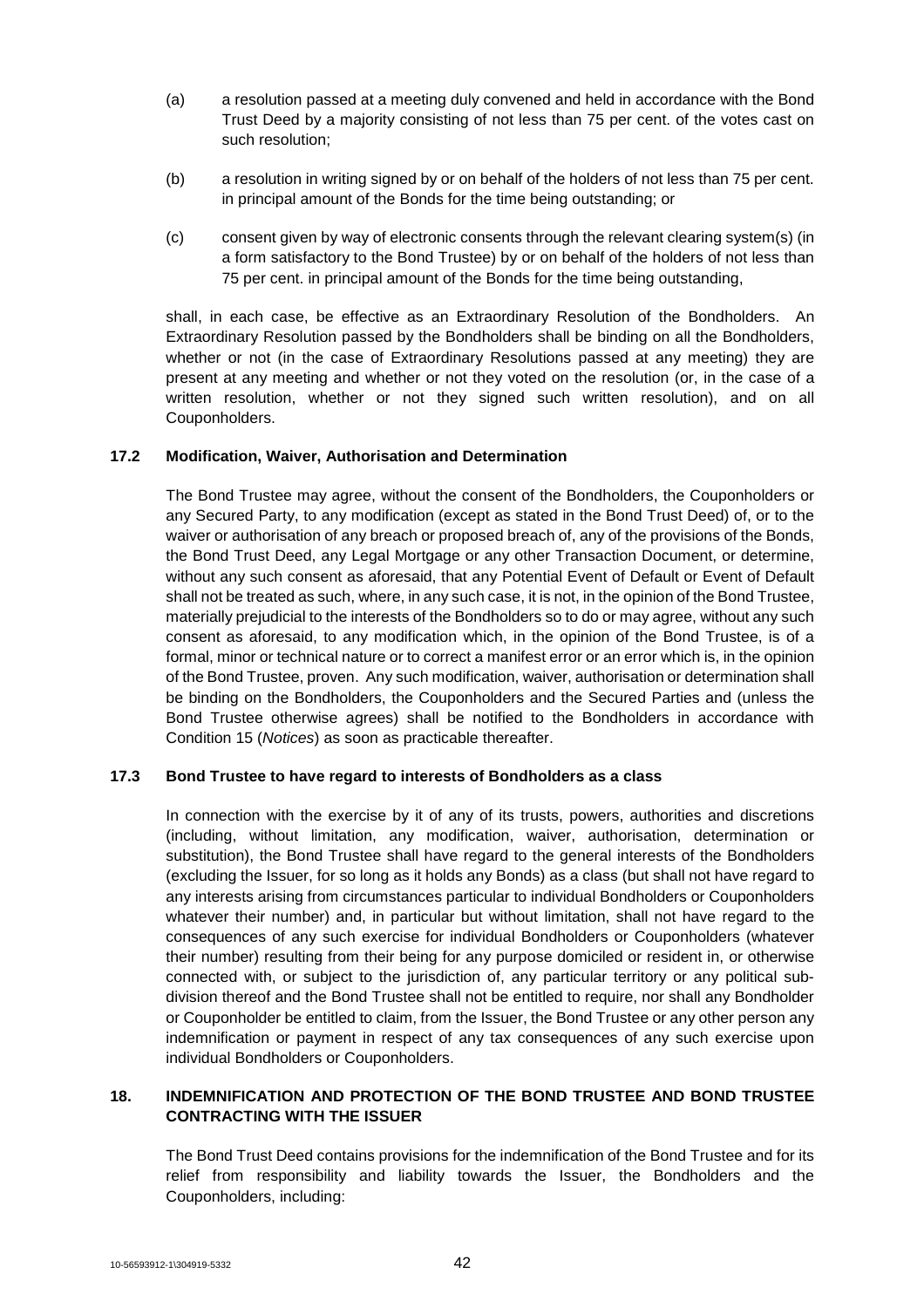(a) a resolution passed at a meeting duly convened and held in accordance with the Bond Trust Deed by a majority consisting of not less than 75 per cent. of the votes cast on such resolution;

(b) a resolution in writing signed by or on behalf of the holders of not less than 75 per cent. in principal amount of the Bonds for the time being outstanding; or

(c) consent given by way of electronic consents through the relevant clearing system(s) (in a form satisfactory to the Bond Trustee) by or on behalf of the holders of not less than 75 per cent. in principal amount of the Bonds for the time being outstanding,

shall, in each case, be effective as an Extraordinary Resolution of the Bondholders. An Extraordinary Resolution passed by the Bondholders shall be binding on all the Bondholders, whether or not (in the case of Extraordinary Resolutions passed at any meeting) they are present at any meeting and whether or not they voted on the resolution (or, in the case of a written resolution, whether or not they signed such written resolution), and on all Couponholders.

### 17.2 Modification, Waiver, Authorisation and Determination

The Bond Trustee may agree, without the consent of the Bondholders, the Couponholders or any Secured Party, to any modification (except as stated in the Bond Trust Deed) of, or to the waiver or authorisation of any breach or proposed breach of, any of the provisions of the Bonds, the Bond Trust Deed, any Legal Mortgage or any other Transaction Document, or determine, without any such consent as aforesaid, that any Potential Event of Default or Event of Default shall not be treated as such, where, in any such case, it is not, in the opinion of the Bond Trustee, materially prejudicial to the interests of the Bondholders so to do or may agree, without any such consent as aforesaid, to any modification which, in the opinion of the Bond Trustee, is of a formal, minor or technical nature or to correct a manifest error or an error which is, in the opinion of the Bond Trustee, proven. Any such modification, waiver, authorisation or determination shall be binding on the Bondholders, the Couponholders and the Secured Parties and (unless the Bond Trustee otherwise agrees) shall be notified to the Bondholders in accordance with Condition 15 (*Notices*) as soon as practicable thereafter.

### 17.3 Bond Trustee to have regard to interests of Bondholders as a class

In connection with the exercise by it of any of its trusts, powers, authorities and discretions (including, without limitation, any modification, waiver, authorisation, determination or substitution), the Bond Trustee shall have regard to the general interests of the Bondholders (excluding the Issuer, for so long as it holds any Bonds) as a class (but shall not have regard to any interests arising from circumstances particular to individual Bondholders or Couponholders whatever their number) and, in particular but without limitation, shall not have regard to the consequences of any such exercise for individual Bondholders or Couponholders (whatever their number) resulting from their being for any purpose domiciled or resident in, or otherwise connected with, or subject to the jurisdiction of, any particular territory or any political sub-division thereof and the Bond Trustee shall not be entitled to require, nor shall any Bondholder or Couponholder be entitled to claim, from the Issuer, the Bond Trustee or any other person any indemnification or payment in respect of any tax consequences of any such exercise upon individual Bondholders or Couponholders.

## 18. INDEMNIFICATION AND PROTECTION OF THE BOND TRUSTEE AND BOND TRUSTEE CONTRACTING WITH THE ISSUER

The Bond Trust Deed contains provisions for the indemnification of the Bond Trustee and for its relief from responsibility and liability towards the Issuer, the Bondholders and the Couponholders, including: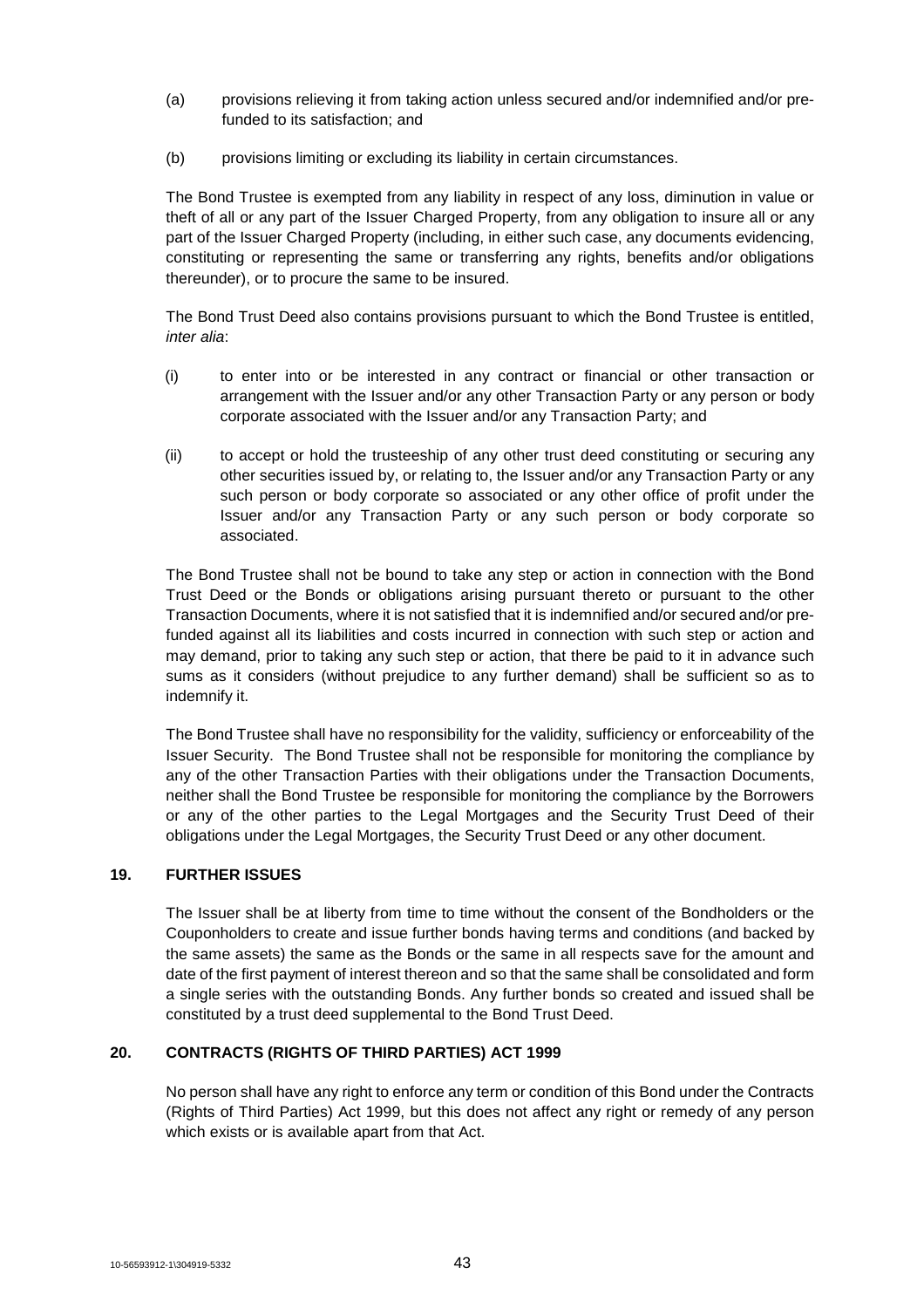(a) provisions relieving it from taking action unless secured and/or indemnified and/or pre-funded to its satisfaction; and

(b) provisions limiting or excluding its liability in certain circumstances.

The Bond Trustee is exempted from any liability in respect of any loss, diminution in value or theft of all or any part of the Issuer Charged Property, from any obligation to insure all or any part of the Issuer Charged Property (including, in either such case, any documents evidencing, constituting or representing the same or transferring any rights, benefits and/or obligations thereunder), or to procure the same to be insured.

The Bond Trust Deed also contains provisions pursuant to which the Bond Trustee is entitled, *inter alia*:

(i) to enter into or be interested in any contract or financial or other transaction or arrangement with the Issuer and/or any other Transaction Party or any person or body corporate associated with the Issuer and/or any Transaction Party; and

(ii) to accept or hold the trusteeship of any other trust deed constituting or securing any other securities issued by, or relating to, the Issuer and/or any Transaction Party or any such person or body corporate so associated or any other office of profit under the Issuer and/or any Transaction Party or any such person or body corporate so associated.

The Bond Trustee shall not be bound to take any step or action in connection with the Bond Trust Deed or the Bonds or obligations arising pursuant thereto or pursuant to the other Transaction Documents, where it is not satisfied that it is indemnified and/or secured and/or pre-funded against all its liabilities and costs incurred in connection with such step or action and may demand, prior to taking any such step or action, that there be paid to it in advance such sums as it considers (without prejudice to any further demand) shall be sufficient so as to indemnify it.

The Bond Trustee shall have no responsibility for the validity, sufficiency or enforceability of the Issuer Security. The Bond Trustee shall not be responsible for monitoring the compliance by any of the other Transaction Parties with their obligations under the Transaction Documents, neither shall the Bond Trustee be responsible for monitoring the compliance by the Borrowers or any of the other parties to the Legal Mortgages and the Security Trust Deed of their obligations under the Legal Mortgages, the Security Trust Deed or any other document.

## 19. FURTHER ISSUES

The Issuer shall be at liberty from time to time without the consent of the Bondholders or the Couponholders to create and issue further bonds having terms and conditions (and backed by the same assets) the same as the Bonds or the same in all respects save for the amount and date of the first payment of interest thereon and so that the same shall be consolidated and form a single series with the outstanding Bonds. Any further bonds so created and issued shall be constituted by a trust deed supplemental to the Bond Trust Deed.

## 20. CONTRACTS (RIGHTS OF THIRD PARTIES) ACT 1999

No person shall have any right to enforce any term or condition of this Bond under the Contracts (Rights of Third Parties) Act 1999, but this does not affect any right or remedy of any person which exists or is available apart from that Act.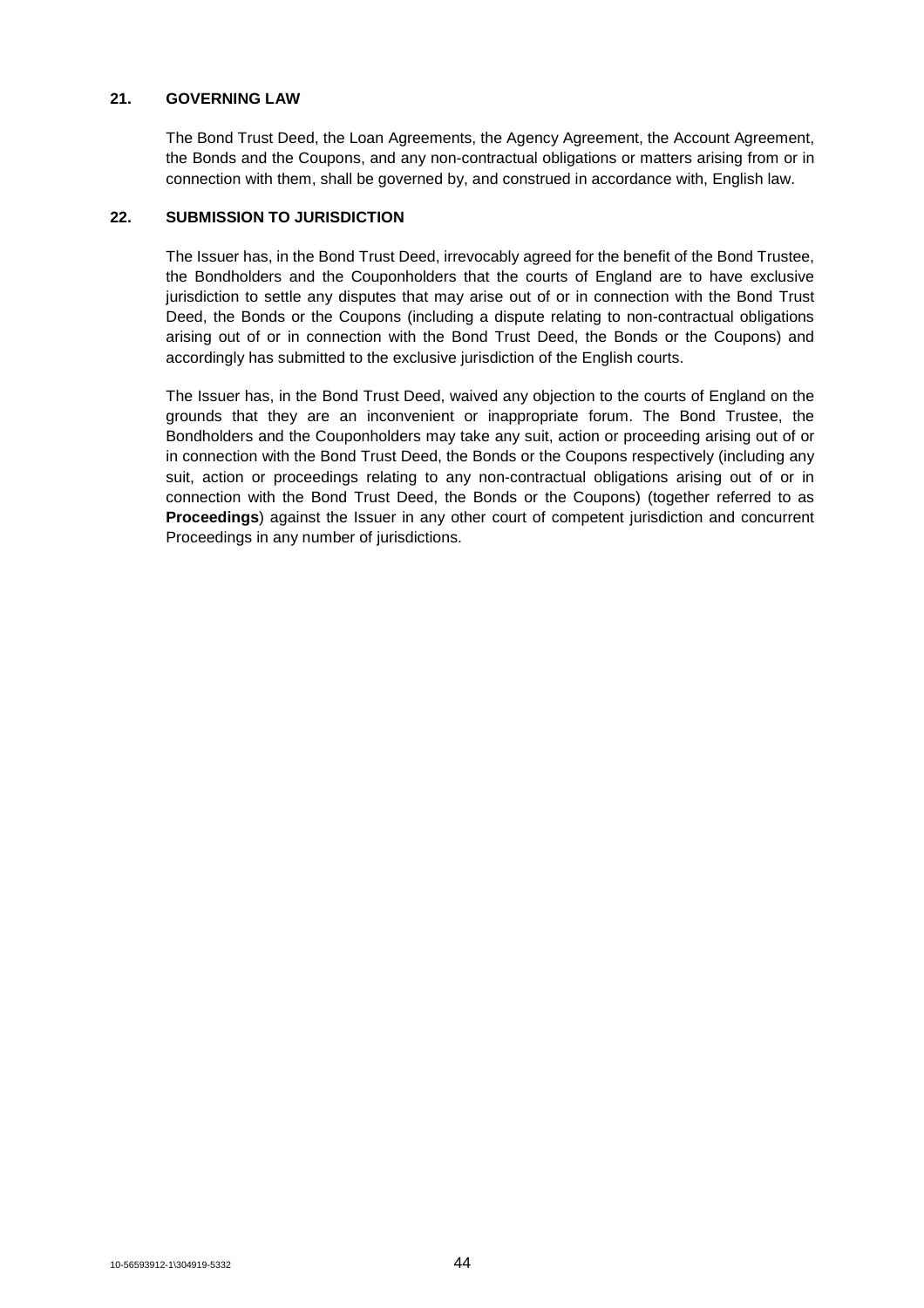## 21. GOVERNING LAW

The Bond Trust Deed, the Loan Agreements, the Agency Agreement, the Account Agreement, the Bonds and the Coupons, and any non-contractual obligations or matters arising from or in connection with them, shall be governed by, and construed in accordance with, English law.

## 22. SUBMISSION TO JURISDICTION

The Issuer has, in the Bond Trust Deed, irrevocably agreed for the benefit of the Bond Trustee, the Bondholders and the Couponholders that the courts of England are to have exclusive jurisdiction to settle any disputes that may arise out of or in connection with the Bond Trust Deed, the Bonds or the Coupons (including a dispute relating to non-contractual obligations arising out of or in connection with the Bond Trust Deed, the Bonds or the Coupons) and accordingly has submitted to the exclusive jurisdiction of the English courts.

The Issuer has, in the Bond Trust Deed, waived any objection to the courts of England on the grounds that they are an inconvenient or inappropriate forum. The Bond Trustee, the Bondholders and the Couponholders may take any suit, action or proceeding arising out of or in connection with the Bond Trust Deed, the Bonds or the Coupons respectively (including any suit, action or proceedings relating to any non-contractual obligations arising out of or in connection with the Bond Trust Deed, the Bonds or the Coupons) (together referred to as **Proceedings**) against the Issuer in any other court of competent jurisdiction and concurrent Proceedings in any number of jurisdictions.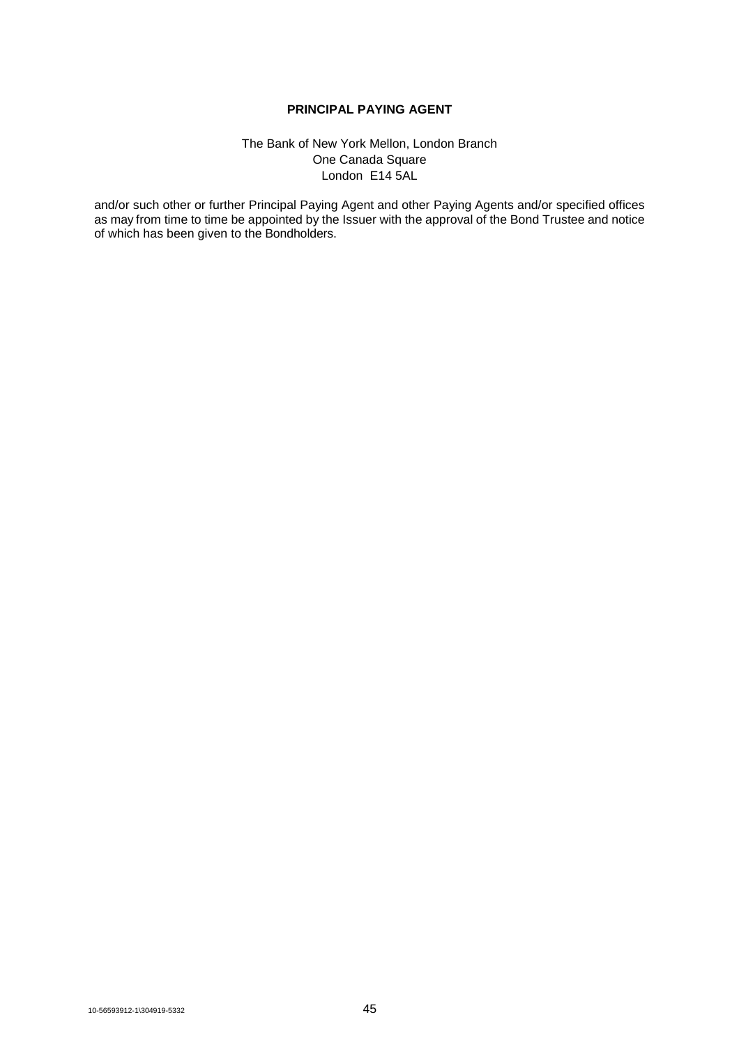**PRINCIPAL PAYING AGENT**

The Bank of New York Mellon, London Branch
One Canada Square
London E14 5AL

and/or such other or further Principal Paying Agent and other Paying Agents and/or specified offices as may from time to time be appointed by the Issuer with the approval of the Bond Trustee and notice of which has been given to the Bondholders.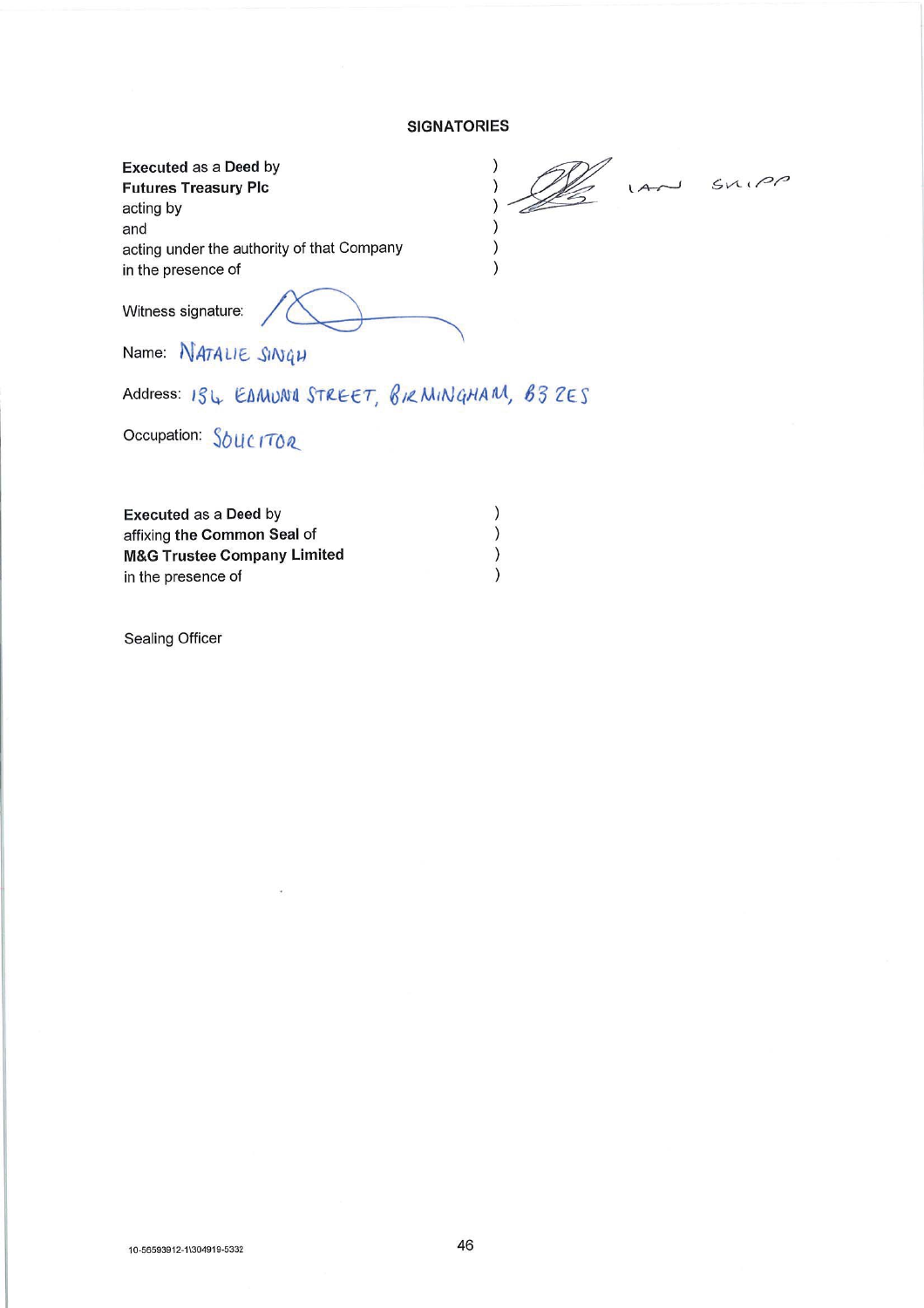**SIGNATORIES**

**Executed** as a **Deed** by )
**Futures Treasury Plc** )
acting by ) IAN SNIPP
and )
acting under the authority of that Company )
in the presence of )

Witness signature:

Name: NATALIE SINGH

Address: 134 EDMUND STREET, BIRMINGHAM, B3 2ES

Occupation: SOLICITOR

**Executed** as a **Deed** by )
affixing **the Common Seal** of )
**M&G Trustee Company Limited** )
in the presence of )

Sealing Officer

10-56593912-1\304919-5332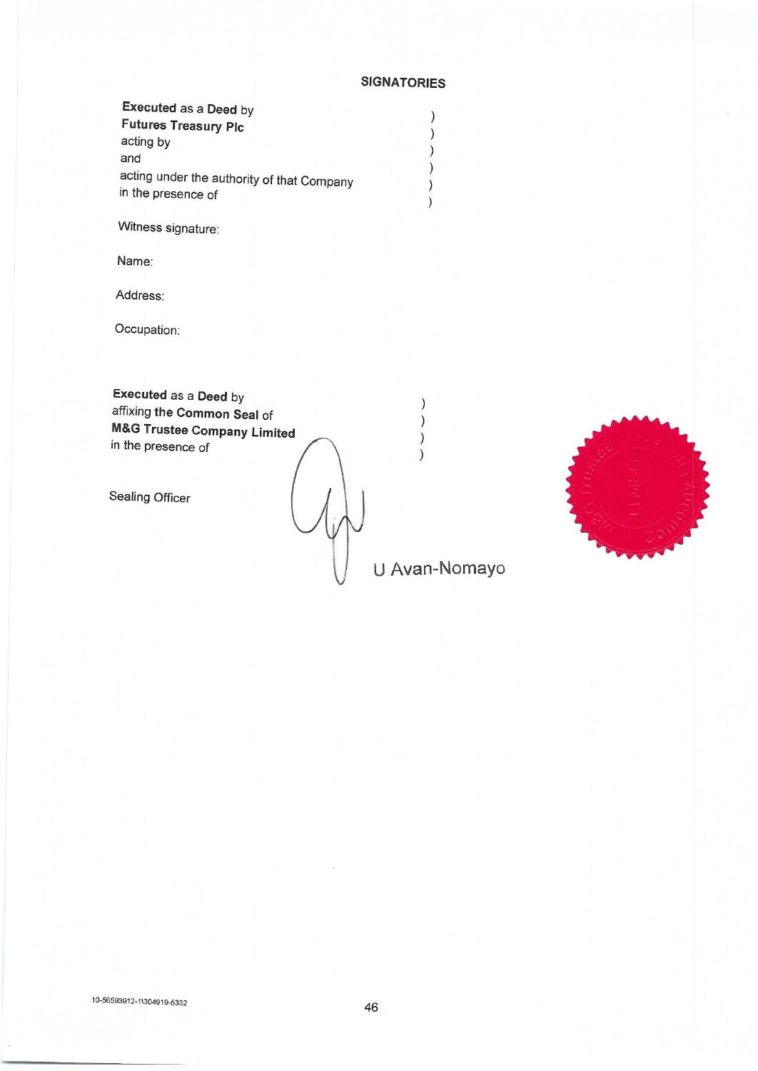## SIGNATORIES

**Executed** as a **Deed** by
**Futures Treasury Plc**
acting by
and
acting under the authority of that Company
in the presence of

)
)
)
)
)
)

Witness signature:

Name:

Address:

Occupation:

**Executed** as a **Deed** by
affixing **the Common Seal** of
**M&G Trustee Company Limited**
in the presence of

)
)
)
)

Sealing Officer

U Avan-Nomayo

10-56593912-1\304919-5332